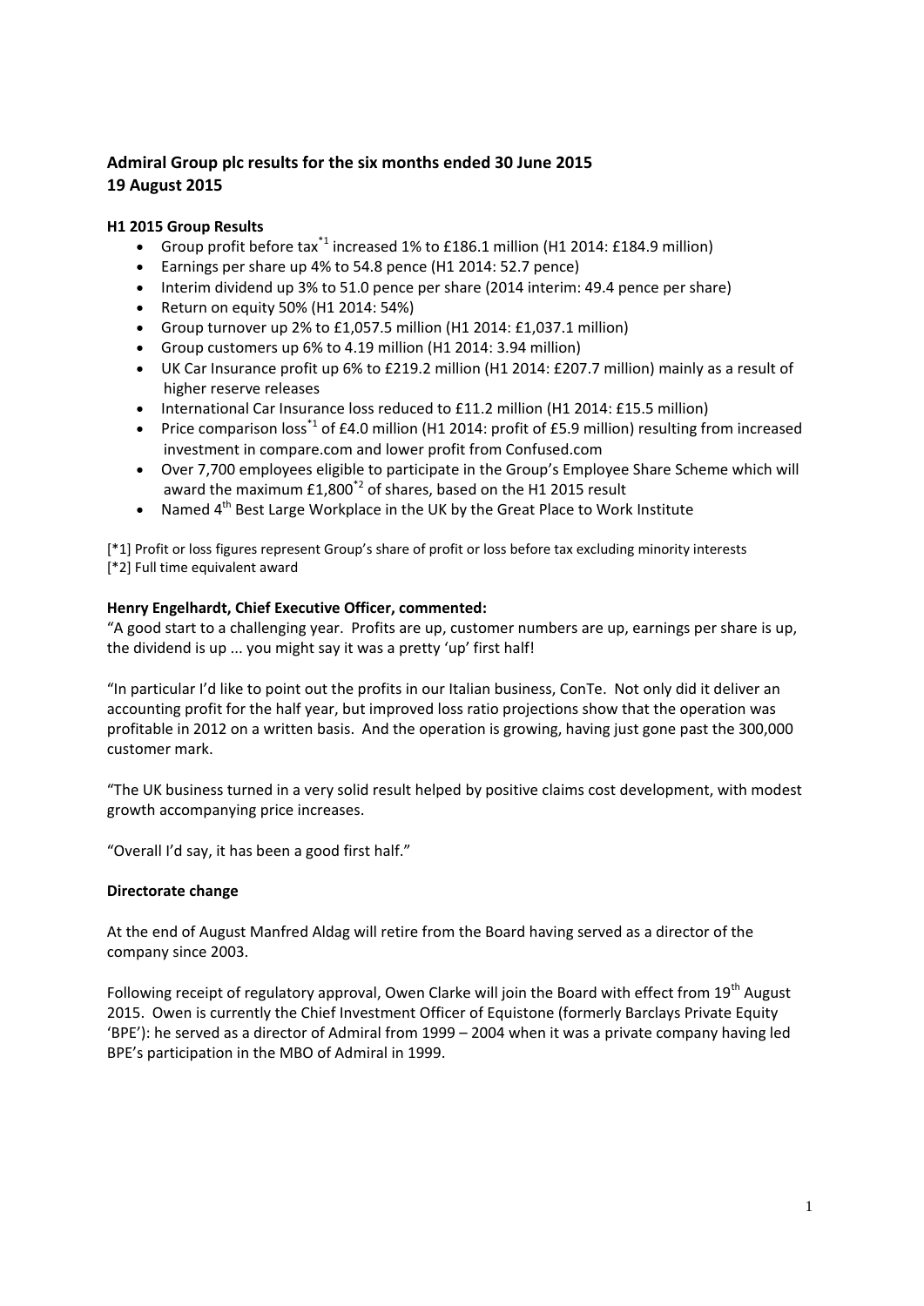## Admiral Group plc results for the six months ended 30 June 2015
## 19 August 2015

### H1 2015 Group Results

- Group profit before tax[*1] increased 1% to £186.1 million (H1 2014: £184.9 million)
- Earnings per share up 4% to 54.8 pence (H1 2014: 52.7 pence)
- Interim dividend up 3% to 51.0 pence per share (2014 interim: 49.4 pence per share)
- Return on equity 50% (H1 2014: 54%)
- Group turnover up 2% to £1,057.5 million (H1 2014: £1,037.1 million)
- Group customers up 6% to 4.19 million (H1 2014: 3.94 million)
- UK Car Insurance profit up 6% to £219.2 million (H1 2014: £207.7 million) mainly as a result of higher reserve releases
- International Car Insurance loss reduced to £11.2 million (H1 2014: £15.5 million)
- Price comparison loss[*1] of £4.0 million (H1 2014: profit of £5.9 million) resulting from increased investment in compare.com and lower profit from Confused.com
- Over 7,700 employees eligible to participate in the Group's Employee Share Scheme which will award the maximum £1,800[*2] of shares, based on the H1 2015 result
- Named 4th Best Large Workplace in the UK by the Great Place to Work Institute

[*1] Profit or loss figures represent Group's share of profit or loss before tax excluding minority interests
[*2] Full time equivalent award

**Henry Engelhardt, Chief Executive Officer, commented:**

"A good start to a challenging year. Profits are up, customer numbers are up, earnings per share is up, the dividend is up ... you might say it was a pretty 'up' first half!

"In particular I'd like to point out the profits in our Italian business, ConTe. Not only did it deliver an accounting profit for the half year, but improved loss ratio projections show that the operation was profitable in 2012 on a written basis. And the operation is growing, having just gone past the 300,000 customer mark.

"The UK business turned in a very solid result helped by positive claims cost development, with modest growth accompanying price increases.

"Overall I'd say, it has been a good first half."

### Directorate change

At the end of August Manfred Aldag will retire from the Board having served as a director of the company since 2003.

Following receipt of regulatory approval, Owen Clarke will join the Board with effect from 19th August 2015. Owen is currently the Chief Investment Officer of Equistone (formerly Barclays Private Equity 'BPE'): he served as a director of Admiral from 1999 – 2004 when it was a private company having led BPE's participation in the MBO of Admiral in 1999.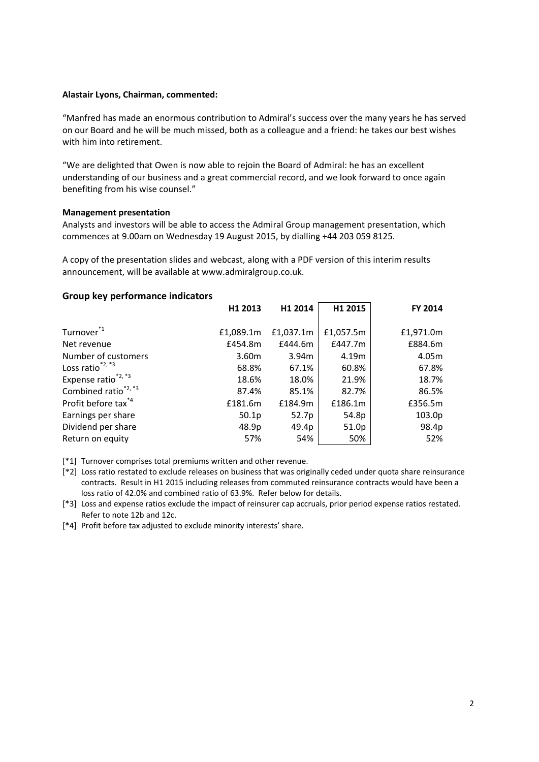**Alastair Lyons, Chairman, commented:**

"Manfred has made an enormous contribution to Admiral's success over the many years he has served on our Board and he will be much missed, both as a colleague and a friend: he takes our best wishes with him into retirement.

"We are delighted that Owen is now able to rejoin the Board of Admiral: he has an excellent understanding of our business and a great commercial record, and we look forward to once again benefiting from his wise counsel."

**Management presentation**

Analysts and investors will be able to access the Admiral Group management presentation, which commences at 9.00am on Wednesday 19 August 2015, by dialling +44 203 059 8125.

A copy of the presentation slides and webcast, along with a PDF version of this interim results announcement, will be available at www.admiralgroup.co.uk.

## Group key performance indicators

| | H1 2013 | H1 2014 | H1 2015 | FY 2014 |
|---|---|---|---|---|
| Turnover[*1] | £1,089.1m | £1,037.1m | £1,057.5m | £1,971.0m |
| Net revenue | £454.8m | £444.6m | £447.7m | £884.6m |
| Number of customers | 3.60m | 3.94m | 4.19m | 4.05m |
| Loss ratio[*2, *3] | 68.8% | 67.1% | 60.8% | 67.8% |
| Expense ratio[*2, *3] | 18.6% | 18.0% | 21.9% | 18.7% |
| Combined ratio[*2, *3] | 87.4% | 85.1% | 82.7% | 86.5% |
| Profit before tax[*4] | £181.6m | £184.9m | £186.1m | £356.5m |
| Earnings per share | 50.1p | 52.7p | 54.8p | 103.0p |
| Dividend per share | 48.9p | 49.4p | 51.0p | 98.4p |
| Return on equity | 57% | 54% | 50% | 52% |

[*1] Turnover comprises total premiums written and other revenue.

[*2] Loss ratio restated to exclude releases on business that was originally ceded under quota share reinsurance contracts. Result in H1 2015 including releases from commuted reinsurance contracts would have been a loss ratio of 42.0% and combined ratio of 63.9%. Refer below for details.

[*3] Loss and expense ratios exclude the impact of reinsurer cap accruals, prior period expense ratios restated. Refer to note 12b and 12c.

[*4] Profit before tax adjusted to exclude minority interests' share.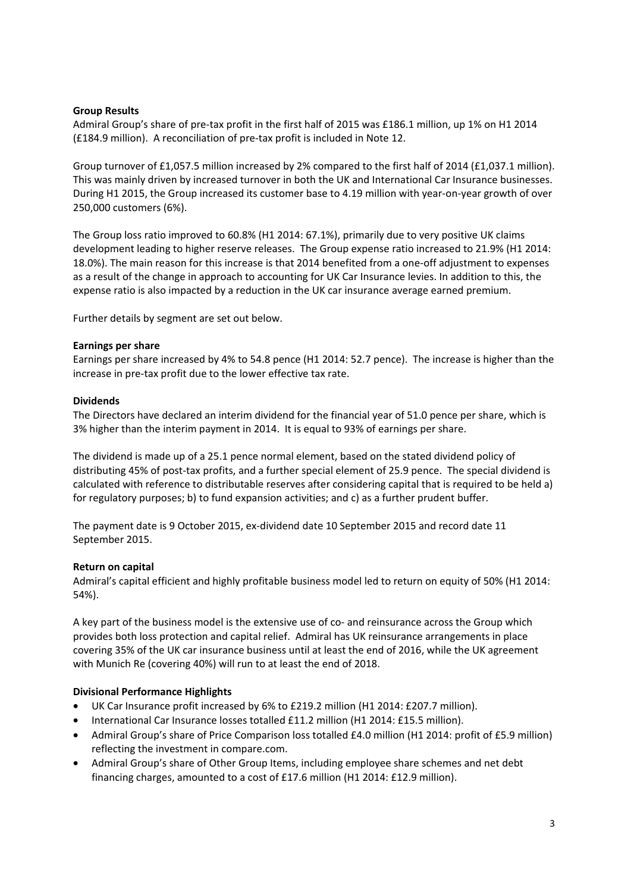**Group Results**

Admiral Group's share of pre-tax profit in the first half of 2015 was £186.1 million, up 1% on H1 2014 (£184.9 million). A reconciliation of pre-tax profit is included in Note 12.

Group turnover of £1,057.5 million increased by 2% compared to the first half of 2014 (£1,037.1 million). This was mainly driven by increased turnover in both the UK and International Car Insurance businesses. During H1 2015, the Group increased its customer base to 4.19 million with year-on-year growth of over 250,000 customers (6%).

The Group loss ratio improved to 60.8% (H1 2014: 67.1%), primarily due to very positive UK claims development leading to higher reserve releases. The Group expense ratio increased to 21.9% (H1 2014: 18.0%). The main reason for this increase is that 2014 benefited from a one-off adjustment to expenses as a result of the change in approach to accounting for UK Car Insurance levies. In addition to this, the expense ratio is also impacted by a reduction in the UK car insurance average earned premium.

Further details by segment are set out below.

**Earnings per share**

Earnings per share increased by 4% to 54.8 pence (H1 2014: 52.7 pence). The increase is higher than the increase in pre-tax profit due to the lower effective tax rate.

**Dividends**

The Directors have declared an interim dividend for the financial year of 51.0 pence per share, which is 3% higher than the interim payment in 2014. It is equal to 93% of earnings per share.

The dividend is made up of a 25.1 pence normal element, based on the stated dividend policy of distributing 45% of post-tax profits, and a further special element of 25.9 pence. The special dividend is calculated with reference to distributable reserves after considering capital that is required to be held a) for regulatory purposes; b) to fund expansion activities; and c) as a further prudent buffer.

The payment date is 9 October 2015, ex-dividend date 10 September 2015 and record date 11 September 2015.

**Return on capital**

Admiral's capital efficient and highly profitable business model led to return on equity of 50% (H1 2014: 54%).

A key part of the business model is the extensive use of co- and reinsurance across the Group which provides both loss protection and capital relief. Admiral has UK reinsurance arrangements in place covering 35% of the UK car insurance business until at least the end of 2016, while the UK agreement with Munich Re (covering 40%) will run to at least the end of 2018.

**Divisional Performance Highlights**

- UK Car Insurance profit increased by 6% to £219.2 million (H1 2014: £207.7 million).
- International Car Insurance losses totalled £11.2 million (H1 2014: £15.5 million).
- Admiral Group's share of Price Comparison loss totalled £4.0 million (H1 2014: profit of £5.9 million) reflecting the investment in compare.com.
- Admiral Group's share of Other Group Items, including employee share schemes and net debt financing charges, amounted to a cost of £17.6 million (H1 2014: £12.9 million).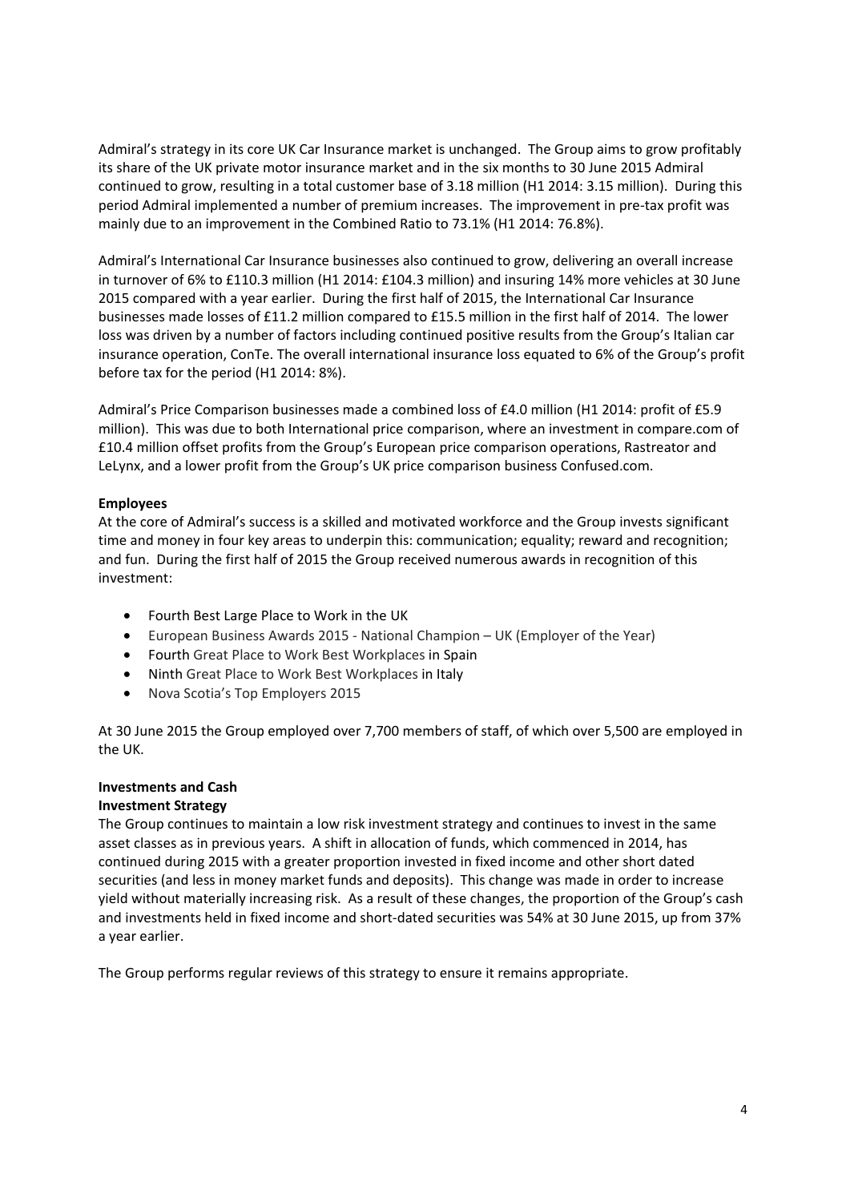Admiral's strategy in its core UK Car Insurance market is unchanged. The Group aims to grow profitably its share of the UK private motor insurance market and in the six months to 30 June 2015 Admiral continued to grow, resulting in a total customer base of 3.18 million (H1 2014: 3.15 million). During this period Admiral implemented a number of premium increases. The improvement in pre-tax profit was mainly due to an improvement in the Combined Ratio to 73.1% (H1 2014: 76.8%).

Admiral's International Car Insurance businesses also continued to grow, delivering an overall increase in turnover of 6% to £110.3 million (H1 2014: £104.3 million) and insuring 14% more vehicles at 30 June 2015 compared with a year earlier. During the first half of 2015, the International Car Insurance businesses made losses of £11.2 million compared to £15.5 million in the first half of 2014. The lower loss was driven by a number of factors including continued positive results from the Group's Italian car insurance operation, ConTe. The overall international insurance loss equated to 6% of the Group's profit before tax for the period (H1 2014: 8%).

Admiral's Price Comparison businesses made a combined loss of £4.0 million (H1 2014: profit of £5.9 million). This was due to both International price comparison, where an investment in compare.com of £10.4 million offset profits from the Group's European price comparison operations, Rastreator and LeLynx, and a lower profit from the Group's UK price comparison business Confused.com.

**Employees**

At the core of Admiral's success is a skilled and motivated workforce and the Group invests significant time and money in four key areas to underpin this: communication; equality; reward and recognition; and fun. During the first half of 2015 the Group received numerous awards in recognition of this investment:

- Fourth Best Large Place to Work in the UK
- European Business Awards 2015 - National Champion – UK (Employer of the Year)
- Fourth Great Place to Work Best Workplaces in Spain
- Ninth Great Place to Work Best Workplaces in Italy
- Nova Scotia's Top Employers 2015

At 30 June 2015 the Group employed over 7,700 members of staff, of which over 5,500 are employed in the UK.

**Investments and Cash**

**Investment Strategy**

The Group continues to maintain a low risk investment strategy and continues to invest in the same asset classes as in previous years. A shift in allocation of funds, which commenced in 2014, has continued during 2015 with a greater proportion invested in fixed income and other short dated securities (and less in money market funds and deposits). This change was made in order to increase yield without materially increasing risk. As a result of these changes, the proportion of the Group's cash and investments held in fixed income and short-dated securities was 54% at 30 June 2015, up from 37% a year earlier.

The Group performs regular reviews of this strategy to ensure it remains appropriate.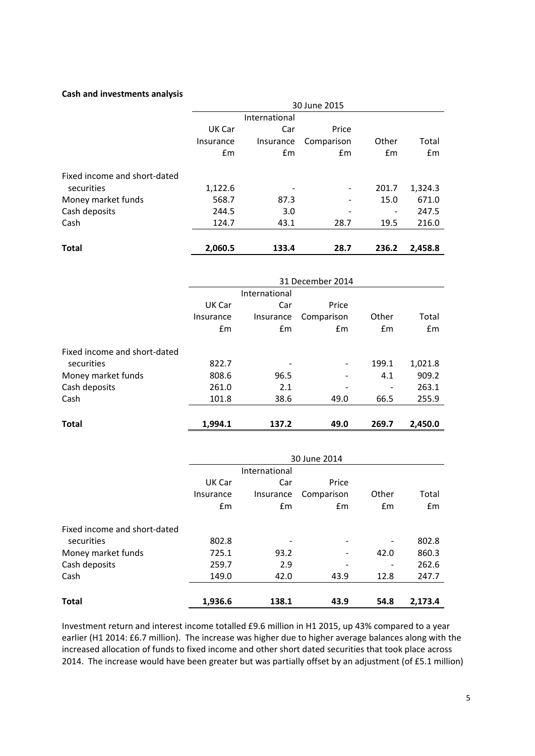**Cash and investments analysis**

| | 30 June 2015 | | | | |
|---|---|---|---|---|---|
| | UK Car Insurance £m | International Car Insurance £m | Price Comparison £m | Other £m | Total £m |
| Fixed income and short-dated securities | 1,122.6 | - | - | 201.7 | 1,324.3 |
| Money market funds | 568.7 | 87.3 | - | 15.0 | 671.0 |
| Cash deposits | 244.5 | 3.0 | - | - | 247.5 |
| Cash | 124.7 | 43.1 | 28.7 | 19.5 | 216.0 |
| **Total** | **2,060.5** | **133.4** | **28.7** | **236.2** | **2,458.8** |

| | 31 December 2014 | | | | |
|---|---|---|---|---|---|
| | UK Car Insurance £m | International Car Insurance £m | Price Comparison £m | Other £m | Total £m |
| Fixed income and short-dated securities | 822.7 | - | - | 199.1 | 1,021.8 |
| Money market funds | 808.6 | 96.5 | - | 4.1 | 909.2 |
| Cash deposits | 261.0 | 2.1 | - | - | 263.1 |
| Cash | 101.8 | 38.6 | 49.0 | 66.5 | 255.9 |
| **Total** | **1,994.1** | **137.2** | **49.0** | **269.7** | **2,450.0** |

| | 30 June 2014 | | | | |
|---|---|---|---|---|---|
| | UK Car Insurance £m | International Car Insurance £m | Price Comparison £m | Other £m | Total £m |
| Fixed income and short-dated securities | 802.8 | - | - | - | 802.8 |
| Money market funds | 725.1 | 93.2 | - | 42.0 | 860.3 |
| Cash deposits | 259.7 | 2.9 | - | - | 262.6 |
| Cash | 149.0 | 42.0 | 43.9 | 12.8 | 247.7 |
| **Total** | **1,936.6** | **138.1** | **43.9** | **54.8** | **2,173.4** |

Investment return and interest income totalled £9.6 million in H1 2015, up 43% compared to a year earlier (H1 2014: £6.7 million). The increase was higher due to higher average balances along with the increased allocation of funds to fixed income and other short dated securities that took place across 2014. The increase would have been greater but was partially offset by an adjustment (of £5.1 million)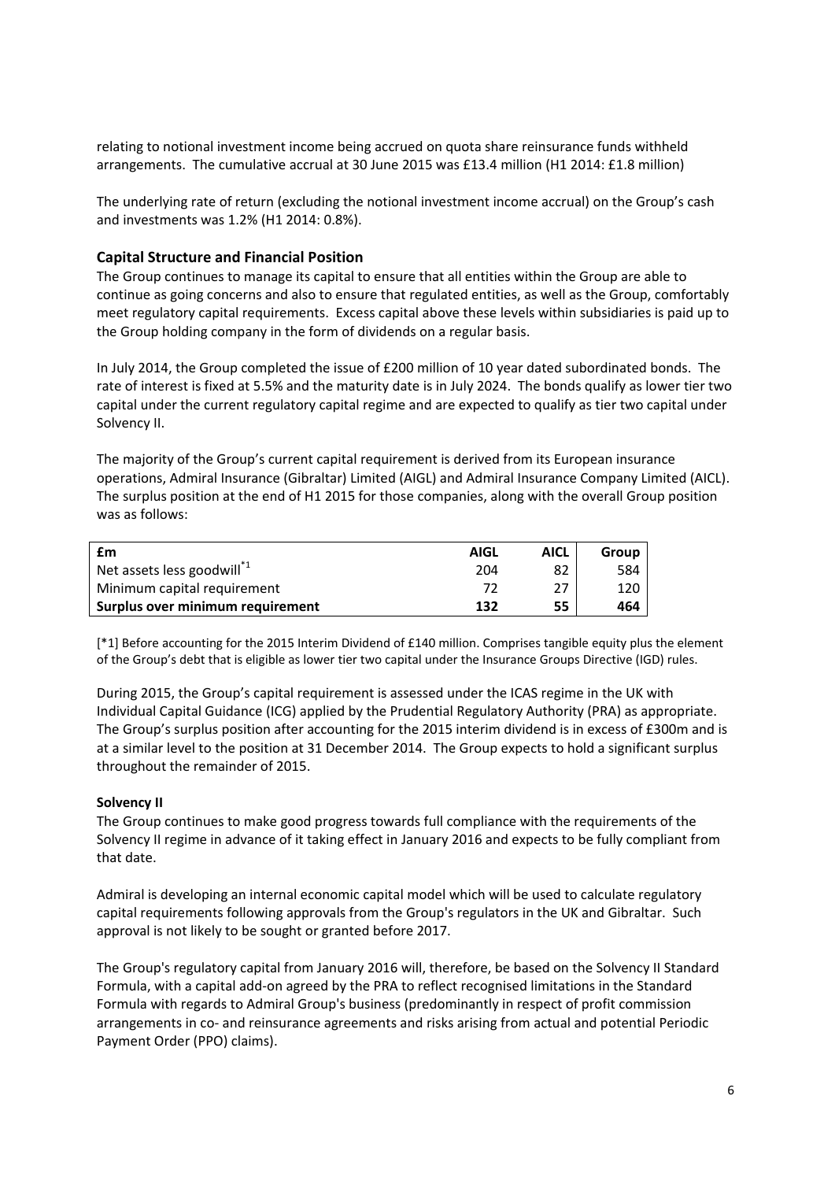relating to notional investment income being accrued on quota share reinsurance funds withheld arrangements. The cumulative accrual at 30 June 2015 was £13.4 million (H1 2014: £1.8 million)

The underlying rate of return (excluding the notional investment income accrual) on the Group's cash and investments was 1.2% (H1 2014: 0.8%).

## Capital Structure and Financial Position

The Group continues to manage its capital to ensure that all entities within the Group are able to continue as going concerns and also to ensure that regulated entities, as well as the Group, comfortably meet regulatory capital requirements. Excess capital above these levels within subsidiaries is paid up to the Group holding company in the form of dividends on a regular basis.

In July 2014, the Group completed the issue of £200 million of 10 year dated subordinated bonds. The rate of interest is fixed at 5.5% and the maturity date is in July 2024. The bonds qualify as lower tier two capital under the current regulatory capital regime and are expected to qualify as tier two capital under Solvency II.

The majority of the Group's current capital requirement is derived from its European insurance operations, Admiral Insurance (Gibraltar) Limited (AIGL) and Admiral Insurance Company Limited (AICL). The surplus position at the end of H1 2015 for those companies, along with the overall Group position was as follows:

| £m | AIGL | AICL | Group |
|---|---|---|---|
| Net assets less goodwill[*1] | 204 | 82 | 584 |
| Minimum capital requirement | 72 | 27 | 120 |
| **Surplus over minimum requirement** | **132** | **55** | **464** |

[*1] Before accounting for the 2015 Interim Dividend of £140 million. Comprises tangible equity plus the element of the Group's debt that is eligible as lower tier two capital under the Insurance Groups Directive (IGD) rules.

During 2015, the Group's capital requirement is assessed under the ICAS regime in the UK with Individual Capital Guidance (ICG) applied by the Prudential Regulatory Authority (PRA) as appropriate. The Group's surplus position after accounting for the 2015 interim dividend is in excess of £300m and is at a similar level to the position at 31 December 2014. The Group expects to hold a significant surplus throughout the remainder of 2015.

### Solvency II

The Group continues to make good progress towards full compliance with the requirements of the Solvency II regime in advance of it taking effect in January 2016 and expects to be fully compliant from that date.

Admiral is developing an internal economic capital model which will be used to calculate regulatory capital requirements following approvals from the Group's regulators in the UK and Gibraltar. Such approval is not likely to be sought or granted before 2017.

The Group's regulatory capital from January 2016 will, therefore, be based on the Solvency II Standard Formula, with a capital add-on agreed by the PRA to reflect recognised limitations in the Standard Formula with regards to Admiral Group's business (predominantly in respect of profit commission arrangements in co- and reinsurance agreements and risks arising from actual and potential Periodic Payment Order (PPO) claims).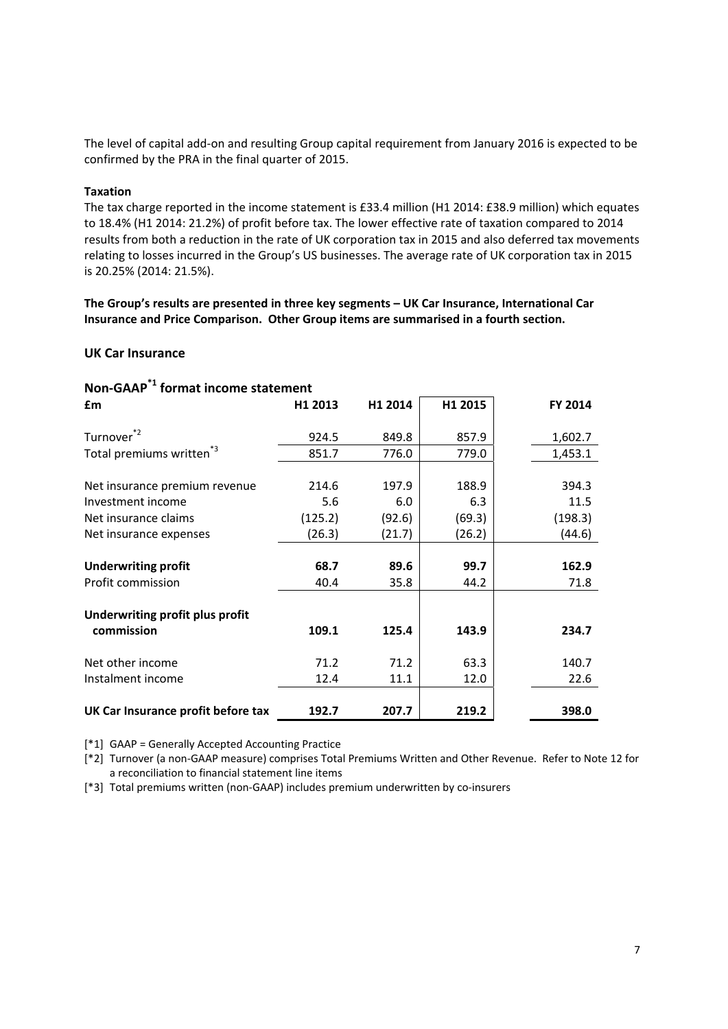The level of capital add-on and resulting Group capital requirement from January 2016 is expected to be confirmed by the PRA in the final quarter of 2015.

**Taxation**

The tax charge reported in the income statement is £33.4 million (H1 2014: £38.9 million) which equates to 18.4% (H1 2014: 21.2%) of profit before tax. The lower effective rate of taxation compared to 2014 results from both a reduction in the rate of UK corporation tax in 2015 and also deferred tax movements relating to losses incurred in the Group's US businesses. The average rate of UK corporation tax in 2015 is 20.25% (2014: 21.5%).

**The Group's results are presented in three key segments – UK Car Insurance, International Car Insurance and Price Comparison. Other Group items are summarised in a fourth section.**

## UK Car Insurance

### Non-GAAP[*1] format income statement

| £m | H1 2013 | H1 2014 | H1 2015 | FY 2014 |
|---|---|---|---|---|
| Turnover[*2] | 924.5 | 849.8 | 857.9 | 1,602.7 |
| Total premiums written[*3] | 851.7 | 776.0 | 779.0 | 1,453.1 |
| Net insurance premium revenue | 214.6 | 197.9 | 188.9 | 394.3 |
| Investment income | 5.6 | 6.0 | 6.3 | 11.5 |
| Net insurance claims | (125.2) | (92.6) | (69.3) | (198.3) |
| Net insurance expenses | (26.3) | (21.7) | (26.2) | (44.6) |
| **Underwriting profit** | **68.7** | **89.6** | **99.7** | **162.9** |
| Profit commission | 40.4 | 35.8 | 44.2 | 71.8 |
| **Underwriting profit plus profit commission** | **109.1** | **125.4** | **143.9** | **234.7** |
| Net other income | 71.2 | 71.2 | 63.3 | 140.7 |
| Instalment income | 12.4 | 11.1 | 12.0 | 22.6 |
| **UK Car Insurance profit before tax** | **192.7** | **207.7** | **219.2** | **398.0** |

[*1] GAAP = Generally Accepted Accounting Practice

[*2] Turnover (a non-GAAP measure) comprises Total Premiums Written and Other Revenue. Refer to Note 12 for a reconciliation to financial statement line items

[*3] Total premiums written (non-GAAP) includes premium underwritten by co-insurers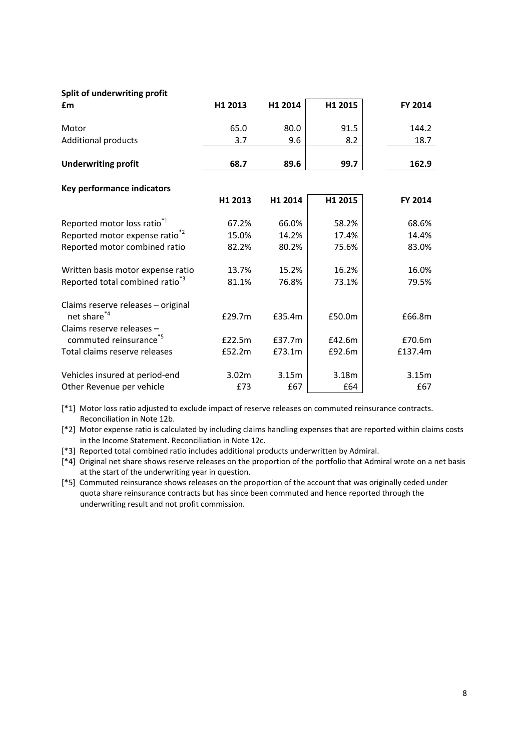**Split of underwriting profit**

| £m | H1 2013 | H1 2014 | H1 2015 | FY 2014 |
|---|---|---|---|---|
| Motor | 65.0 | 80.0 | 91.5 | 144.2 |
| Additional products | 3.7 | 9.6 | 8.2 | 18.7 |
| **Underwriting profit** | **68.7** | **89.6** | **99.7** | **162.9** |

**Key performance indicators**

| | H1 2013 | H1 2014 | H1 2015 | FY 2014 |
|---|---|---|---|---|
| Reported motor loss ratio[*1] | 67.2% | 66.0% | 58.2% | 68.6% |
| Reported motor expense ratio[*2] | 15.0% | 14.2% | 17.4% | 14.4% |
| Reported motor combined ratio | 82.2% | 80.2% | 75.6% | 83.0% |
| Written basis motor expense ratio | 13.7% | 15.2% | 16.2% | 16.0% |
| Reported total combined ratio[*3] | 81.1% | 76.8% | 73.1% | 79.5% |
| Claims reserve releases – original net share[*4] | £29.7m | £35.4m | £50.0m | £66.8m |
| Claims reserve releases – commuted reinsurance[*5] | £22.5m | £37.7m | £42.6m | £70.6m |
| Total claims reserve releases | £52.2m | £73.1m | £92.6m | £137.4m |
| Vehicles insured at period-end | 3.02m | 3.15m | 3.18m | 3.15m |
| Other Revenue per vehicle | £73 | £67 | £64 | £67 |

[*1] Motor loss ratio adjusted to exclude impact of reserve releases on commuted reinsurance contracts. Reconciliation in Note 12b.

[*2] Motor expense ratio is calculated by including claims handling expenses that are reported within claims costs in the Income Statement. Reconciliation in Note 12c.

[*3] Reported total combined ratio includes additional products underwritten by Admiral.

[*4] Original net share shows reserve releases on the proportion of the portfolio that Admiral wrote on a net basis at the start of the underwriting year in question.

[*5] Commuted reinsurance shows releases on the proportion of the account that was originally ceded under quota share reinsurance contracts but has since been commuted and hence reported through the underwriting result and not profit commission.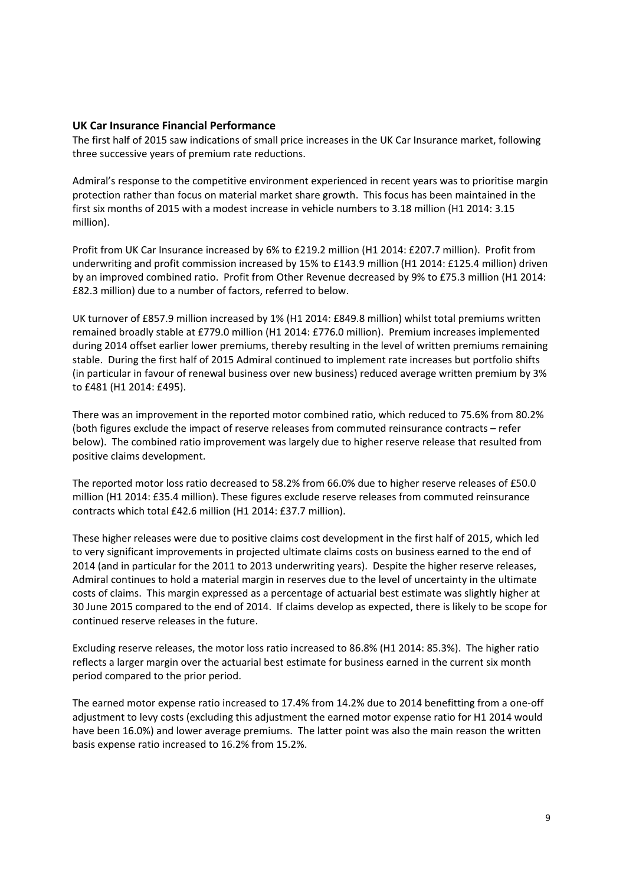## UK Car Insurance Financial Performance

The first half of 2015 saw indications of small price increases in the UK Car Insurance market, following three successive years of premium rate reductions.

Admiral's response to the competitive environment experienced in recent years was to prioritise margin protection rather than focus on material market share growth. This focus has been maintained in the first six months of 2015 with a modest increase in vehicle numbers to 3.18 million (H1 2014: 3.15 million).

Profit from UK Car Insurance increased by 6% to £219.2 million (H1 2014: £207.7 million). Profit from underwriting and profit commission increased by 15% to £143.9 million (H1 2014: £125.4 million) driven by an improved combined ratio. Profit from Other Revenue decreased by 9% to £75.3 million (H1 2014: £82.3 million) due to a number of factors, referred to below.

UK turnover of £857.9 million increased by 1% (H1 2014: £849.8 million) whilst total premiums written remained broadly stable at £779.0 million (H1 2014: £776.0 million). Premium increases implemented during 2014 offset earlier lower premiums, thereby resulting in the level of written premiums remaining stable. During the first half of 2015 Admiral continued to implement rate increases but portfolio shifts (in particular in favour of renewal business over new business) reduced average written premium by 3% to £481 (H1 2014: £495).

There was an improvement in the reported motor combined ratio, which reduced to 75.6% from 80.2% (both figures exclude the impact of reserve releases from commuted reinsurance contracts – refer below). The combined ratio improvement was largely due to higher reserve release that resulted from positive claims development.

The reported motor loss ratio decreased to 58.2% from 66.0% due to higher reserve releases of £50.0 million (H1 2014: £35.4 million). These figures exclude reserve releases from commuted reinsurance contracts which total £42.6 million (H1 2014: £37.7 million).

These higher releases were due to positive claims cost development in the first half of 2015, which led to very significant improvements in projected ultimate claims costs on business earned to the end of 2014 (and in particular for the 2011 to 2013 underwriting years). Despite the higher reserve releases, Admiral continues to hold a material margin in reserves due to the level of uncertainty in the ultimate costs of claims. This margin expressed as a percentage of actuarial best estimate was slightly higher at 30 June 2015 compared to the end of 2014. If claims develop as expected, there is likely to be scope for continued reserve releases in the future.

Excluding reserve releases, the motor loss ratio increased to 86.8% (H1 2014: 85.3%). The higher ratio reflects a larger margin over the actuarial best estimate for business earned in the current six month period compared to the prior period.

The earned motor expense ratio increased to 17.4% from 14.2% due to 2014 benefitting from a one-off adjustment to levy costs (excluding this adjustment the earned motor expense ratio for H1 2014 would have been 16.0%) and lower average premiums. The latter point was also the main reason the written basis expense ratio increased to 16.2% from 15.2%.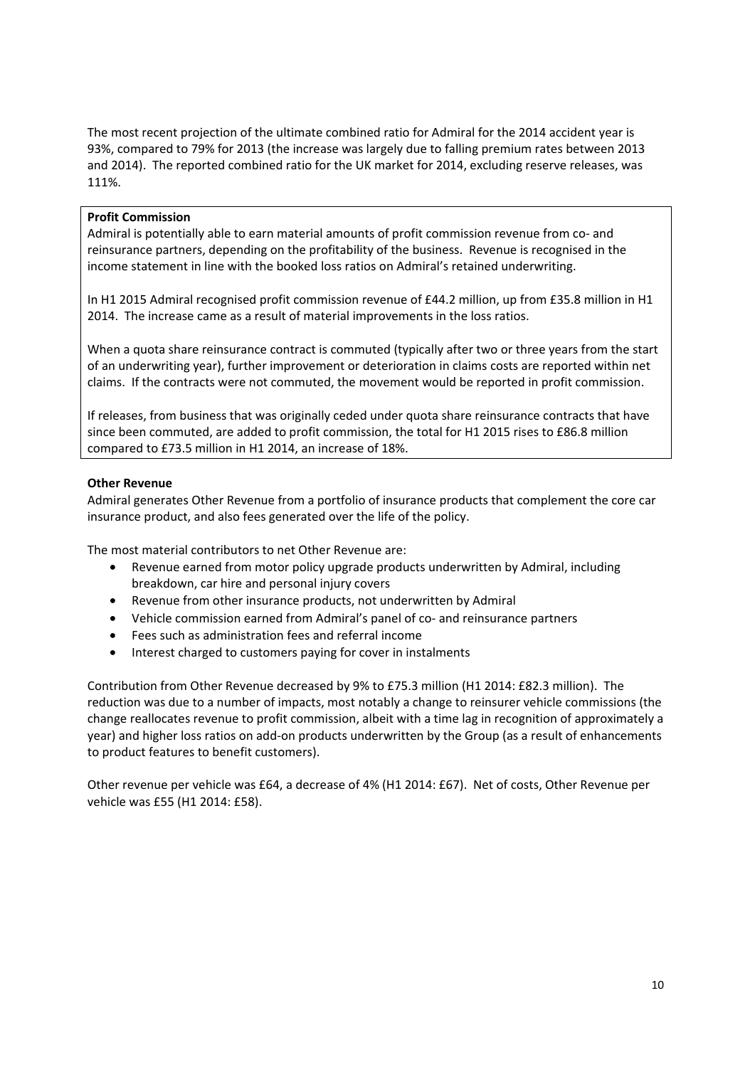The most recent projection of the ultimate combined ratio for Admiral for the 2014 accident year is 93%, compared to 79% for 2013 (the increase was largely due to falling premium rates between 2013 and 2014). The reported combined ratio for the UK market for 2014, excluding reserve releases, was 111%.

**Profit Commission**

Admiral is potentially able to earn material amounts of profit commission revenue from co- and reinsurance partners, depending on the profitability of the business. Revenue is recognised in the income statement in line with the booked loss ratios on Admiral's retained underwriting.

In H1 2015 Admiral recognised profit commission revenue of £44.2 million, up from £35.8 million in H1 2014. The increase came as a result of material improvements in the loss ratios.

When a quota share reinsurance contract is commuted (typically after two or three years from the start of an underwriting year), further improvement or deterioration in claims costs are reported within net claims. If the contracts were not commuted, the movement would be reported in profit commission.

If releases, from business that was originally ceded under quota share reinsurance contracts that have since been commuted, are added to profit commission, the total for H1 2015 rises to £86.8 million compared to £73.5 million in H1 2014, an increase of 18%.

**Other Revenue**

Admiral generates Other Revenue from a portfolio of insurance products that complement the core car insurance product, and also fees generated over the life of the policy.

The most material contributors to net Other Revenue are:

- Revenue earned from motor policy upgrade products underwritten by Admiral, including breakdown, car hire and personal injury covers
- Revenue from other insurance products, not underwritten by Admiral
- Vehicle commission earned from Admiral's panel of co- and reinsurance partners
- Fees such as administration fees and referral income
- Interest charged to customers paying for cover in instalments

Contribution from Other Revenue decreased by 9% to £75.3 million (H1 2014: £82.3 million). The reduction was due to a number of impacts, most notably a change to reinsurer vehicle commissions (the change reallocates revenue to profit commission, albeit with a time lag in recognition of approximately a year) and higher loss ratios on add-on products underwritten by the Group (as a result of enhancements to product features to benefit customers).

Other revenue per vehicle was £64, a decrease of 4% (H1 2014: £67). Net of costs, Other Revenue per vehicle was £55 (H1 2014: £58).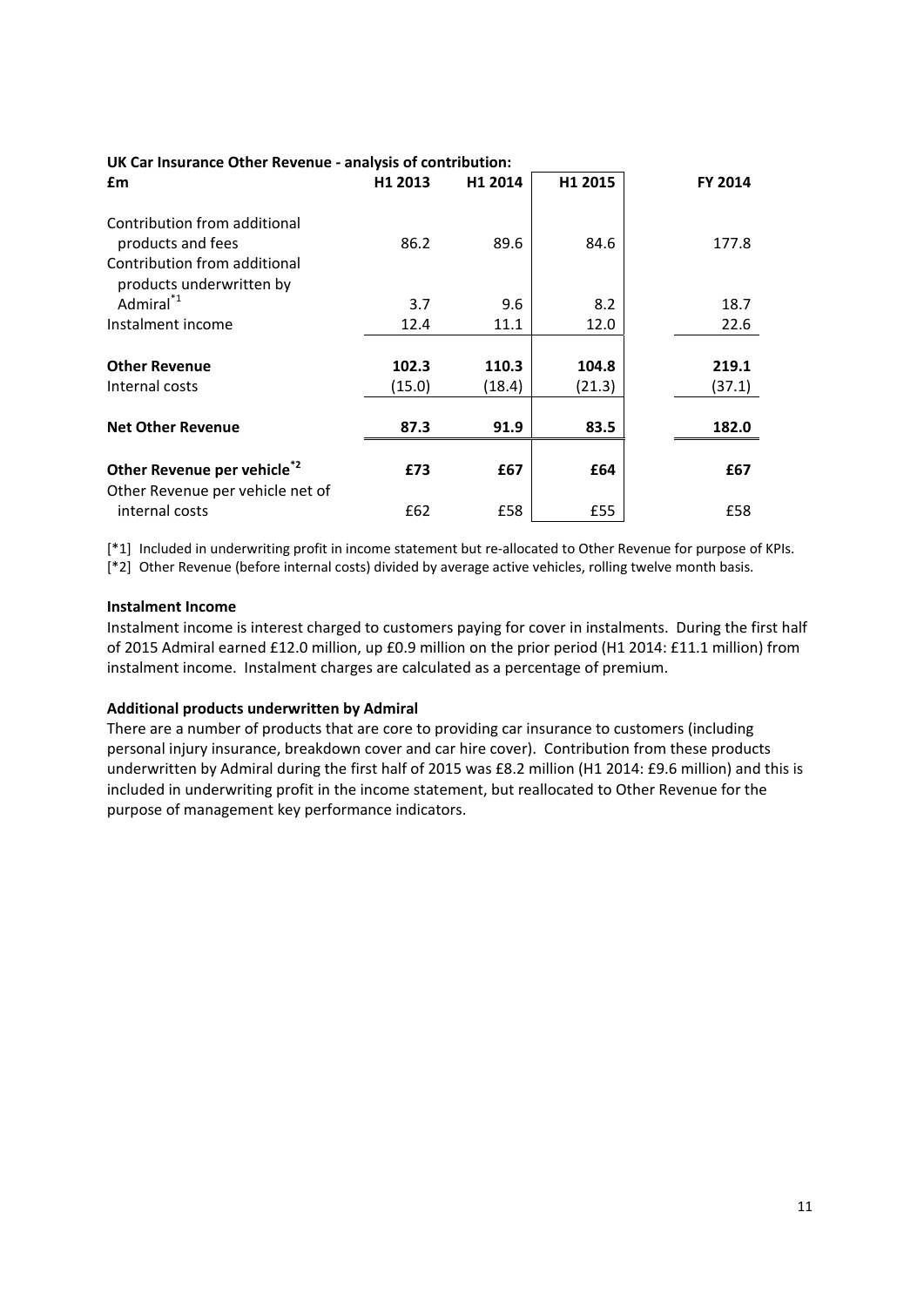**UK Car Insurance Other Revenue - analysis of contribution:**

| £m | H1 2013 | H1 2014 | H1 2015 | FY 2014 |
|---|---|---|---|---|
| Contribution from additional products and fees | 86.2 | 89.6 | 84.6 | 177.8 |
| Contribution from additional products underwritten by Admiral[*1] | 3.7 | 9.6 | 8.2 | 18.7 |
| Instalment income | 12.4 | 11.1 | 12.0 | 22.6 |
| **Other Revenue** | **102.3** | **110.3** | **104.8** | **219.1** |
| Internal costs | (15.0) | (18.4) | (21.3) | (37.1) |
| **Net Other Revenue** | **87.3** | **91.9** | **83.5** | **182.0** |
| **Other Revenue per vehicle[*2]** | **£73** | **£67** | **£64** | **£67** |
| Other Revenue per vehicle net of internal costs | £62 | £58 | £55 | £58 |

[*1] Included in underwriting profit in income statement but re-allocated to Other Revenue for purpose of KPIs.

[*2] Other Revenue (before internal costs) divided by average active vehicles, rolling twelve month basis.

**Instalment Income**

Instalment income is interest charged to customers paying for cover in instalments. During the first half of 2015 Admiral earned £12.0 million, up £0.9 million on the prior period (H1 2014: £11.1 million) from instalment income. Instalment charges are calculated as a percentage of premium.

**Additional products underwritten by Admiral**

There are a number of products that are core to providing car insurance to customers (including personal injury insurance, breakdown cover and car hire cover). Contribution from these products underwritten by Admiral during the first half of 2015 was £8.2 million (H1 2014: £9.6 million) and this is included in underwriting profit in the income statement, but reallocated to Other Revenue for the purpose of management key performance indicators.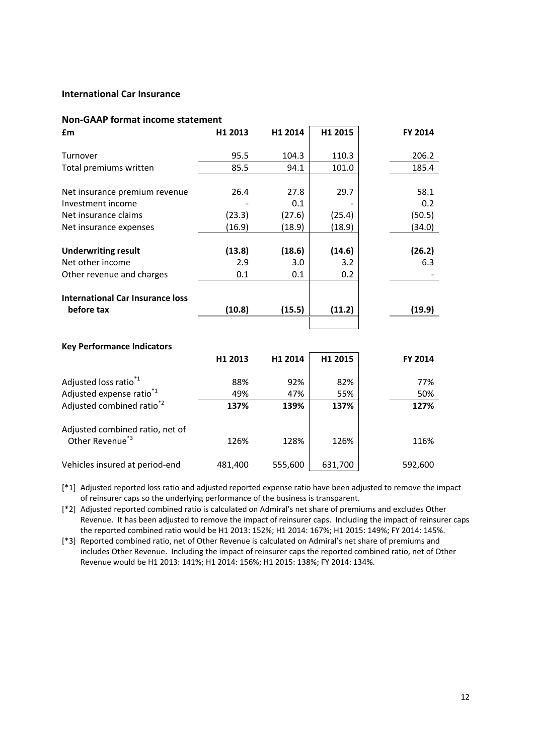### International Car Insurance

#### Non-GAAP format income statement

| £m | H1 2013 | H1 2014 | H1 2015 | FY 2014 |
|---|---|---|---|---|
| Turnover | 95.5 | 104.3 | 110.3 | 206.2 |
| Total premiums written | 85.5 | 94.1 | 101.0 | 185.4 |
| | | | | |
| Net insurance premium revenue | 26.4 | 27.8 | 29.7 | 58.1 |
| Investment income | - | 0.1 | - | 0.2 |
| Net insurance claims | (23.3) | (27.6) | (25.4) | (50.5) |
| Net insurance expenses | (16.9) | (18.9) | (18.9) | (34.0) |
| | | | | |
| **Underwriting result** | **(13.8)** | **(18.6)** | **(14.6)** | **(26.2)** |
| Net other income | 2.9 | 3.0 | 3.2 | 6.3 |
| Other revenue and charges | 0.1 | 0.1 | 0.2 | - |
| | | | | |
| **International Car Insurance loss before tax** | **(10.8)** | **(15.5)** | **(11.2)** | **(19.9)** |

#### Key Performance Indicators

| | H1 2013 | H1 2014 | H1 2015 | FY 2014 |
|---|---|---|---|---|
| Adjusted loss ratio[*1] | 88% | 92% | 82% | 77% |
| Adjusted expense ratio[*1] | 49% | 47% | 55% | 50% |
| Adjusted combined ratio[*2] | **137%** | **139%** | **137%** | **127%** |
| | | | | |
| Adjusted combined ratio, net of Other Revenue[*3] | 126% | 128% | 126% | 116% |
| | | | | |
| Vehicles insured at period-end | 481,400 | 555,600 | 631,700 | 592,600 |

[*1] Adjusted reported loss ratio and adjusted reported expense ratio have been adjusted to remove the impact of reinsurer caps so the underlying performance of the business is transparent.

[*2] Adjusted reported combined ratio is calculated on Admiral's net share of premiums and excludes Other Revenue. It has been adjusted to remove the impact of reinsurer caps. Including the impact of reinsurer caps the reported combined ratio would be H1 2013: 152%; H1 2014: 167%; H1 2015: 149%; FY 2014: 145%.

[*3] Reported combined ratio, net of Other Revenue is calculated on Admiral's net share of premiums and includes Other Revenue. Including the impact of reinsurer caps the reported combined ratio, net of Other Revenue would be H1 2013: 141%; H1 2014: 156%; H1 2015: 138%; FY 2014: 134%.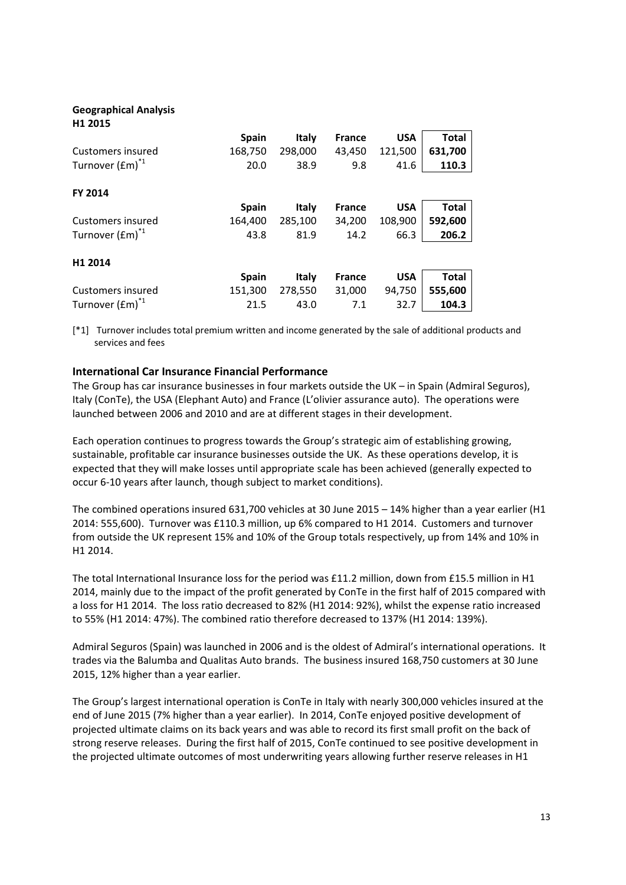**Geographical Analysis**
**H1 2015**

| | Spain | Italy | France | USA | Total |
|---|---|---|---|---|---|
| Customers insured | 168,750 | 298,000 | 43,450 | 121,500 | **631,700** |
| Turnover (£m)[*1] | 20.0 | 38.9 | 9.8 | 41.6 | **110.3** |

**FY 2014**

| | Spain | Italy | France | USA | Total |
|---|---|---|---|---|---|
| Customers insured | 164,400 | 285,100 | 34,200 | 108,900 | **592,600** |
| Turnover (£m)[*1] | 43.8 | 81.9 | 14.2 | 66.3 | **206.2** |

**H1 2014**

| | Spain | Italy | France | USA | Total |
|---|---|---|---|---|---|
| Customers insured | 151,300 | 278,550 | 31,000 | 94,750 | **555,600** |
| Turnover (£m)[*1] | 21.5 | 43.0 | 7.1 | 32.7 | **104.3** |

[*1] Turnover includes total premium written and income generated by the sale of additional products and services and fees

## International Car Insurance Financial Performance

The Group has car insurance businesses in four markets outside the UK – in Spain (Admiral Seguros), Italy (ConTe), the USA (Elephant Auto) and France (L'olivier assurance auto). The operations were launched between 2006 and 2010 and are at different stages in their development.

Each operation continues to progress towards the Group's strategic aim of establishing growing, sustainable, profitable car insurance businesses outside the UK. As these operations develop, it is expected that they will make losses until appropriate scale has been achieved (generally expected to occur 6-10 years after launch, though subject to market conditions).

The combined operations insured 631,700 vehicles at 30 June 2015 – 14% higher than a year earlier (H1 2014: 555,600). Turnover was £110.3 million, up 6% compared to H1 2014. Customers and turnover from outside the UK represent 15% and 10% of the Group totals respectively, up from 14% and 10% in H1 2014.

The total International Insurance loss for the period was £11.2 million, down from £15.5 million in H1 2014, mainly due to the impact of the profit generated by ConTe in the first half of 2015 compared with a loss for H1 2014. The loss ratio decreased to 82% (H1 2014: 92%), whilst the expense ratio increased to 55% (H1 2014: 47%). The combined ratio therefore decreased to 137% (H1 2014: 139%).

Admiral Seguros (Spain) was launched in 2006 and is the oldest of Admiral's international operations. It trades via the Balumba and Qualitas Auto brands. The business insured 168,750 customers at 30 June 2015, 12% higher than a year earlier.

The Group's largest international operation is ConTe in Italy with nearly 300,000 vehicles insured at the end of June 2015 (7% higher than a year earlier). In 2014, ConTe enjoyed positive development of projected ultimate claims on its back years and was able to record its first small profit on the back of strong reserve releases. During the first half of 2015, ConTe continued to see positive development in the projected ultimate outcomes of most underwriting years allowing further reserve releases in H1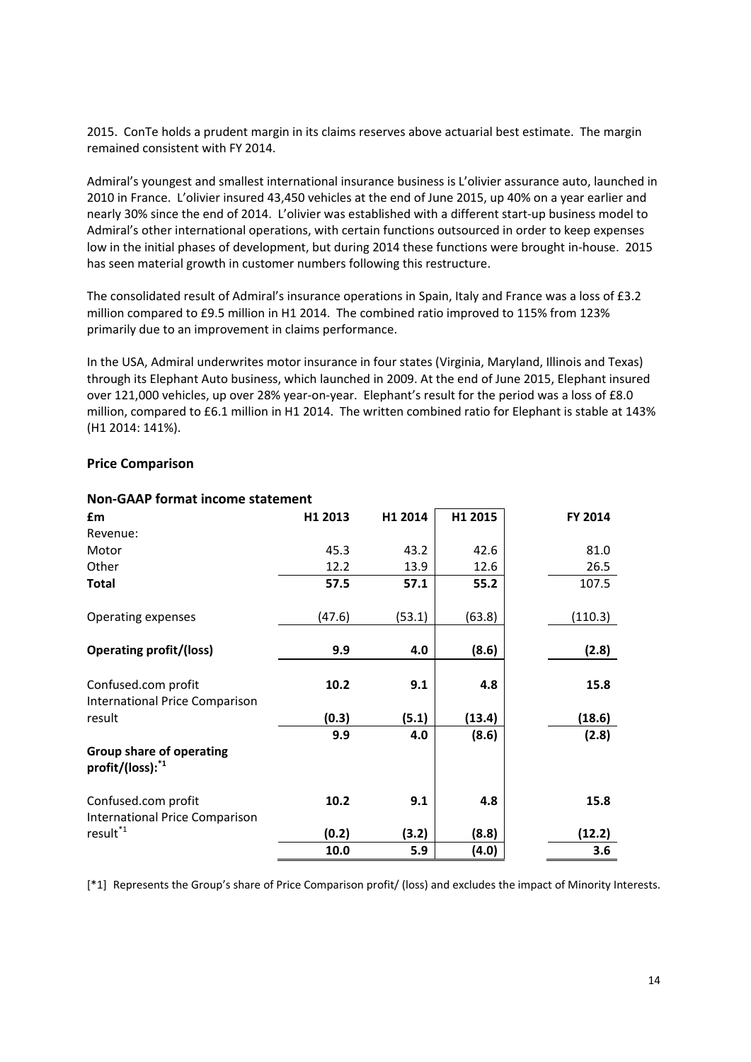2015. ConTe holds a prudent margin in its claims reserves above actuarial best estimate. The margin remained consistent with FY 2014.

Admiral's youngest and smallest international insurance business is L'olivier assurance auto, launched in 2010 in France. L'olivier insured 43,450 vehicles at the end of June 2015, up 40% on a year earlier and nearly 30% since the end of 2014. L'olivier was established with a different start-up business model to Admiral's other international operations, with certain functions outsourced in order to keep expenses low in the initial phases of development, but during 2014 these functions were brought in-house. 2015 has seen material growth in customer numbers following this restructure.

The consolidated result of Admiral's insurance operations in Spain, Italy and France was a loss of £3.2 million compared to £9.5 million in H1 2014. The combined ratio improved to 115% from 123% primarily due to an improvement in claims performance.

In the USA, Admiral underwrites motor insurance in four states (Virginia, Maryland, Illinois and Texas) through its Elephant Auto business, which launched in 2009. At the end of June 2015, Elephant insured over 121,000 vehicles, up over 28% year-on-year. Elephant's result for the period was a loss of £8.0 million, compared to £6.1 million in H1 2014. The written combined ratio for Elephant is stable at 143% (H1 2014: 141%).

## Price Comparison

### Non-GAAP format income statement

| £m | H1 2013 | H1 2014 | H1 2015 | FY 2014 |
|---|---|---|---|---|
| Revenue: | | | | |
| Motor | 45.3 | 43.2 | 42.6 | 81.0 |
| Other | 12.2 | 13.9 | 12.6 | 26.5 |
| **Total** | **57.5** | **57.1** | **55.2** | 107.5 |
| Operating expenses | (47.6) | (53.1) | (63.8) | (110.3) |
| **Operating profit/(loss)** | **9.9** | **4.0** | **(8.6)** | **(2.8)** |
| Confused.com profit | **10.2** | **9.1** | **4.8** | **15.8** |
| International Price Comparison result | **(0.3)** | **(5.1)** | **(13.4)** | **(18.6)** |
| | **9.9** | **4.0** | **(8.6)** | **(2.8)** |
| **Group share of operating profit/(loss):**[*1] | | | | |
| Confused.com profit | **10.2** | **9.1** | **4.8** | **15.8** |
| International Price Comparison result[*1] | **(0.2)** | **(3.2)** | **(8.8)** | **(12.2)** |
| | **10.0** | **5.9** | **(4.0)** | **3.6** |

[*1] Represents the Group's share of Price Comparison profit/ (loss) and excludes the impact of Minority Interests.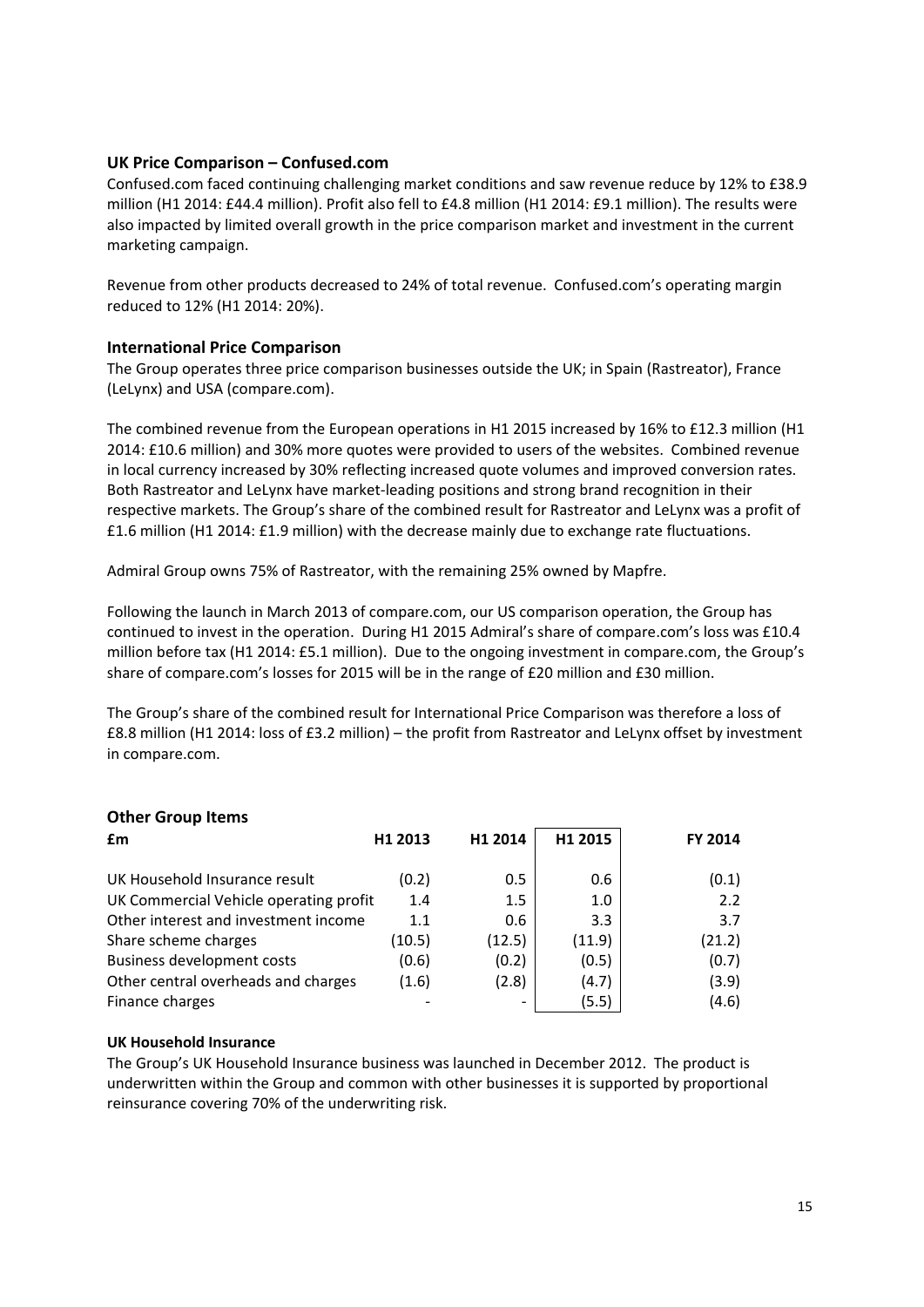### UK Price Comparison – Confused.com

Confused.com faced continuing challenging market conditions and saw revenue reduce by 12% to £38.9 million (H1 2014: £44.4 million). Profit also fell to £4.8 million (H1 2014: £9.1 million). The results were also impacted by limited overall growth in the price comparison market and investment in the current marketing campaign.

Revenue from other products decreased to 24% of total revenue. Confused.com's operating margin reduced to 12% (H1 2014: 20%).

### International Price Comparison

The Group operates three price comparison businesses outside the UK; in Spain (Rastreator), France (LeLynx) and USA (compare.com).

The combined revenue from the European operations in H1 2015 increased by 16% to £12.3 million (H1 2014: £10.6 million) and 30% more quotes were provided to users of the websites. Combined revenue in local currency increased by 30% reflecting increased quote volumes and improved conversion rates. Both Rastreator and LeLynx have market-leading positions and strong brand recognition in their respective markets. The Group's share of the combined result for Rastreator and LeLynx was a profit of £1.6 million (H1 2014: £1.9 million) with the decrease mainly due to exchange rate fluctuations.

Admiral Group owns 75% of Rastreator, with the remaining 25% owned by Mapfre.

Following the launch in March 2013 of compare.com, our US comparison operation, the Group has continued to invest in the operation. During H1 2015 Admiral's share of compare.com's loss was £10.4 million before tax (H1 2014: £5.1 million). Due to the ongoing investment in compare.com, the Group's share of compare.com's losses for 2015 will be in the range of £20 million and £30 million.

The Group's share of the combined result for International Price Comparison was therefore a loss of £8.8 million (H1 2014: loss of £3.2 million) – the profit from Rastreator and LeLynx offset by investment in compare.com.

### Other Group Items

| £m | H1 2013 | H1 2014 | H1 2015 | FY 2014 |
|---|---|---|---|---|
| UK Household Insurance result | (0.2) | 0.5 | 0.6 | (0.1) |
| UK Commercial Vehicle operating profit | 1.4 | 1.5 | 1.0 | 2.2 |
| Other interest and investment income | 1.1 | 0.6 | 3.3 | 3.7 |
| Share scheme charges | (10.5) | (12.5) | (11.9) | (21.2) |
| Business development costs | (0.6) | (0.2) | (0.5) | (0.7) |
| Other central overheads and charges | (1.6) | (2.8) | (4.7) | (3.9) |
| Finance charges | - | - | (5.5) | (4.6) |

#### UK Household Insurance

The Group's UK Household Insurance business was launched in December 2012. The product is underwritten within the Group and common with other businesses it is supported by proportional reinsurance covering 70% of the underwriting risk.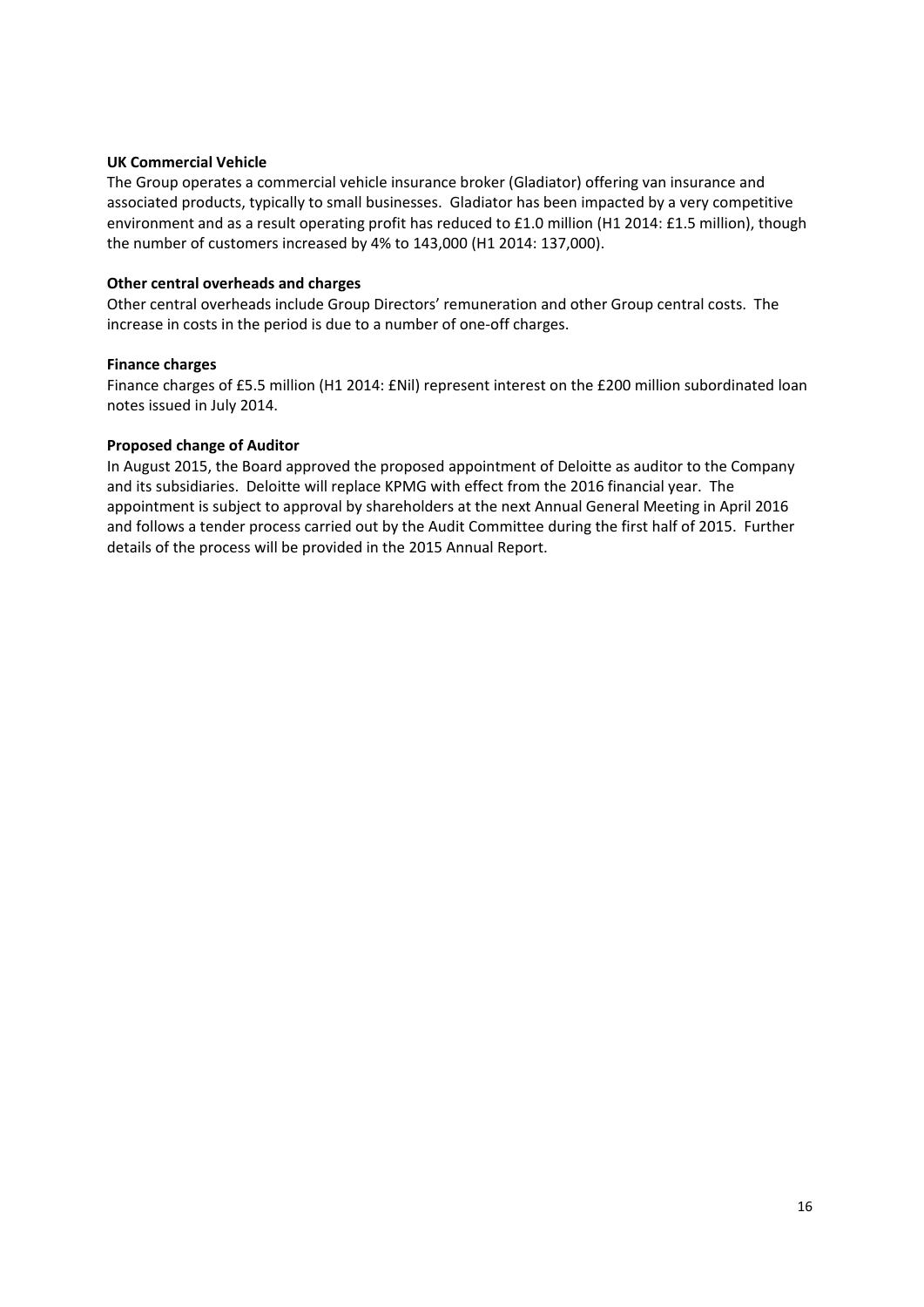**UK Commercial Vehicle**

The Group operates a commercial vehicle insurance broker (Gladiator) offering van insurance and associated products, typically to small businesses. Gladiator has been impacted by a very competitive environment and as a result operating profit has reduced to £1.0 million (H1 2014: £1.5 million), though the number of customers increased by 4% to 143,000 (H1 2014: 137,000).

**Other central overheads and charges**

Other central overheads include Group Directors' remuneration and other Group central costs. The increase in costs in the period is due to a number of one-off charges.

**Finance charges**

Finance charges of £5.5 million (H1 2014: £Nil) represent interest on the £200 million subordinated loan notes issued in July 2014.

**Proposed change of Auditor**

In August 2015, the Board approved the proposed appointment of Deloitte as auditor to the Company and its subsidiaries. Deloitte will replace KPMG with effect from the 2016 financial year. The appointment is subject to approval by shareholders at the next Annual General Meeting in April 2016 and follows a tender process carried out by the Audit Committee during the first half of 2015. Further details of the process will be provided in the 2015 Annual Report.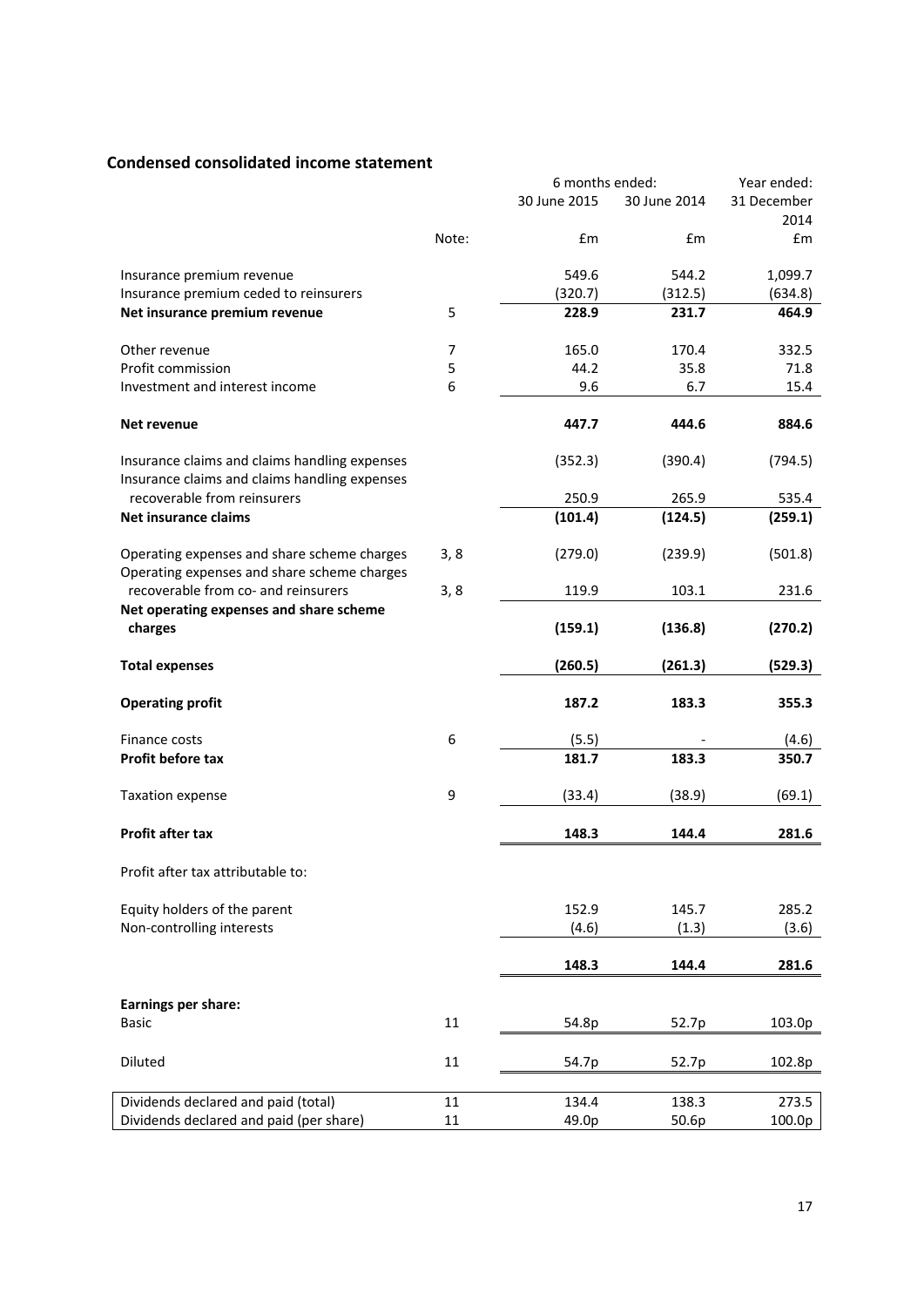## Condensed consolidated income statement

| | Note: | 6 months ended: 30 June 2015 £m | 6 months ended: 30 June 2014 £m | Year ended: 31 December 2014 £m |
|---|---|---|---|---|
| Insurance premium revenue | | 549.6 | 544.2 | 1,099.7 |
| Insurance premium ceded to reinsurers | | (320.7) | (312.5) | (634.8) |
| **Net insurance premium revenue** | 5 | **228.9** | **231.7** | **464.9** |
| Other revenue | 7 | 165.0 | 170.4 | 332.5 |
| Profit commission | 5 | 44.2 | 35.8 | 71.8 |
| Investment and interest income | 6 | 9.6 | 6.7 | 15.4 |
| **Net revenue** | | **447.7** | **444.6** | **884.6** |
| Insurance claims and claims handling expenses | | (352.3) | (390.4) | (794.5) |
| Insurance claims and claims handling expenses recoverable from reinsurers | | 250.9 | 265.9 | 535.4 |
| **Net insurance claims** | | **(101.4)** | **(124.5)** | **(259.1)** |
| Operating expenses and share scheme charges | 3, 8 | (279.0) | (239.9) | (501.8) |
| Operating expenses and share scheme charges recoverable from co- and reinsurers | 3, 8 | 119.9 | 103.1 | 231.6 |
| **Net operating expenses and share scheme charges** | | **(159.1)** | **(136.8)** | **(270.2)** |
| **Total expenses** | | **(260.5)** | **(261.3)** | **(529.3)** |
| **Operating profit** | | **187.2** | **183.3** | **355.3** |
| Finance costs | 6 | (5.5) | - | (4.6) |
| **Profit before tax** | | **181.7** | **183.3** | **350.7** |
| Taxation expense | 9 | (33.4) | (38.9) | (69.1) |
| **Profit after tax** | | **148.3** | **144.4** | **281.6** |
| Profit after tax attributable to: | | | | |
| Equity holders of the parent | | 152.9 | 145.7 | 285.2 |
| Non-controlling interests | | (4.6) | (1.3) | (3.6) |
| | | **148.3** | **144.4** | **281.6** |
| **Earnings per share:** | | | | |
| Basic | 11 | 54.8p | 52.7p | 103.0p |
| Diluted | 11 | 54.7p | 52.7p | 102.8p |
| Dividends declared and paid (total) | 11 | 134.4 | 138.3 | 273.5 |
| Dividends declared and paid (per share) | 11 | 49.0p | 50.6p | 100.0p |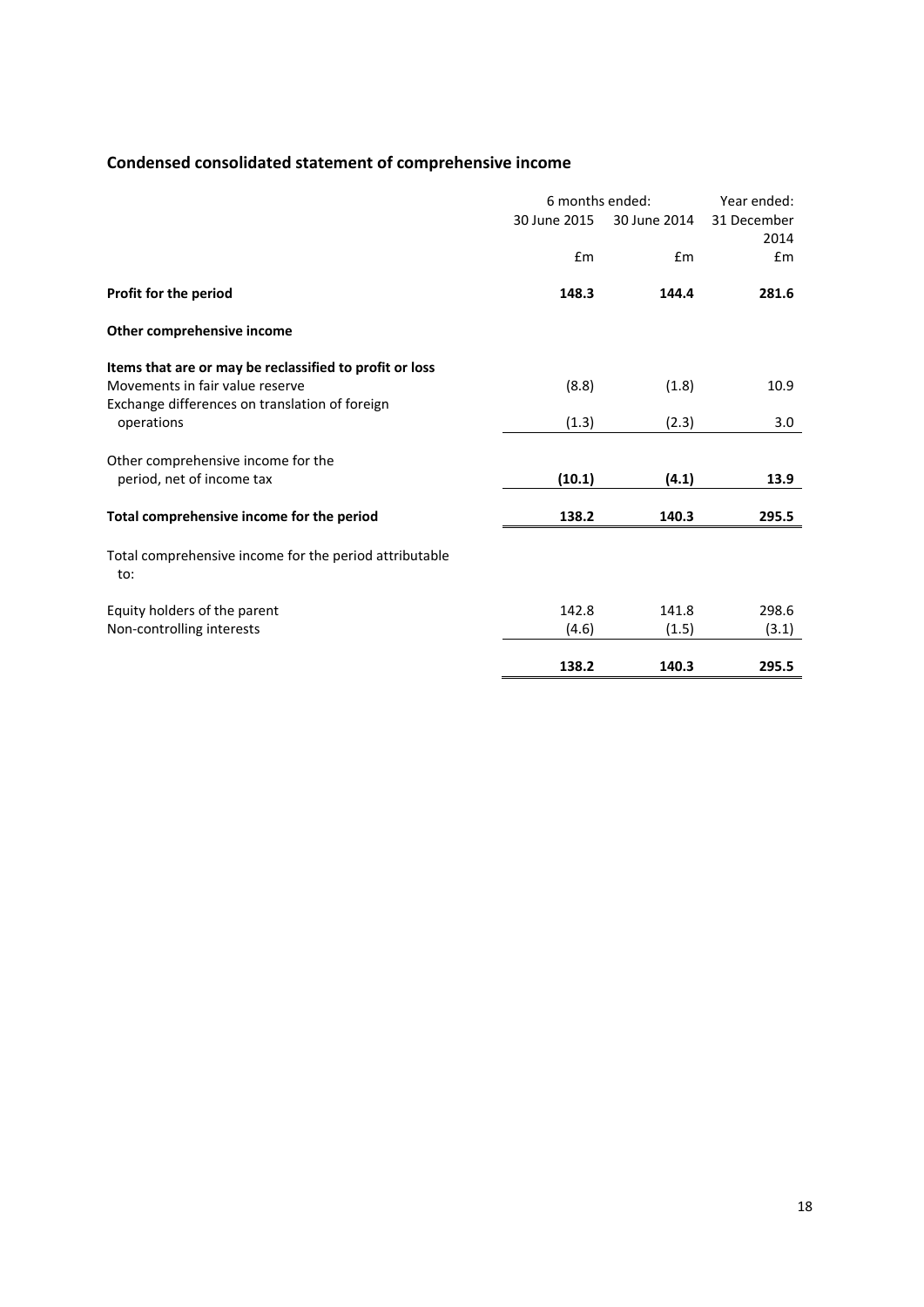## Condensed consolidated statement of comprehensive income

| | 6 months ended: | | Year ended: |
|---|---|---|---|
| | 30 June 2015 | 30 June 2014 | 31 December 2014 |
| | £m | £m | £m |
| **Profit for the period** | **148.3** | **144.4** | **281.6** |
| **Other comprehensive income** | | | |
| **Items that are or may be reclassified to profit or loss** | | | |
| Movements in fair value reserve | (8.8) | (1.8) | 10.9 |
| Exchange differences on translation of foreign operations | (1.3) | (2.3) | 3.0 |
| Other comprehensive income for the period, net of income tax | **(10.1)** | **(4.1)** | **13.9** |
| **Total comprehensive income for the period** | **138.2** | **140.3** | **295.5** |
| Total comprehensive income for the period attributable to: | | | |
| Equity holders of the parent | 142.8 | 141.8 | 298.6 |
| Non-controlling interests | (4.6) | (1.5) | (3.1) |
| | **138.2** | **140.3** | **295.5** |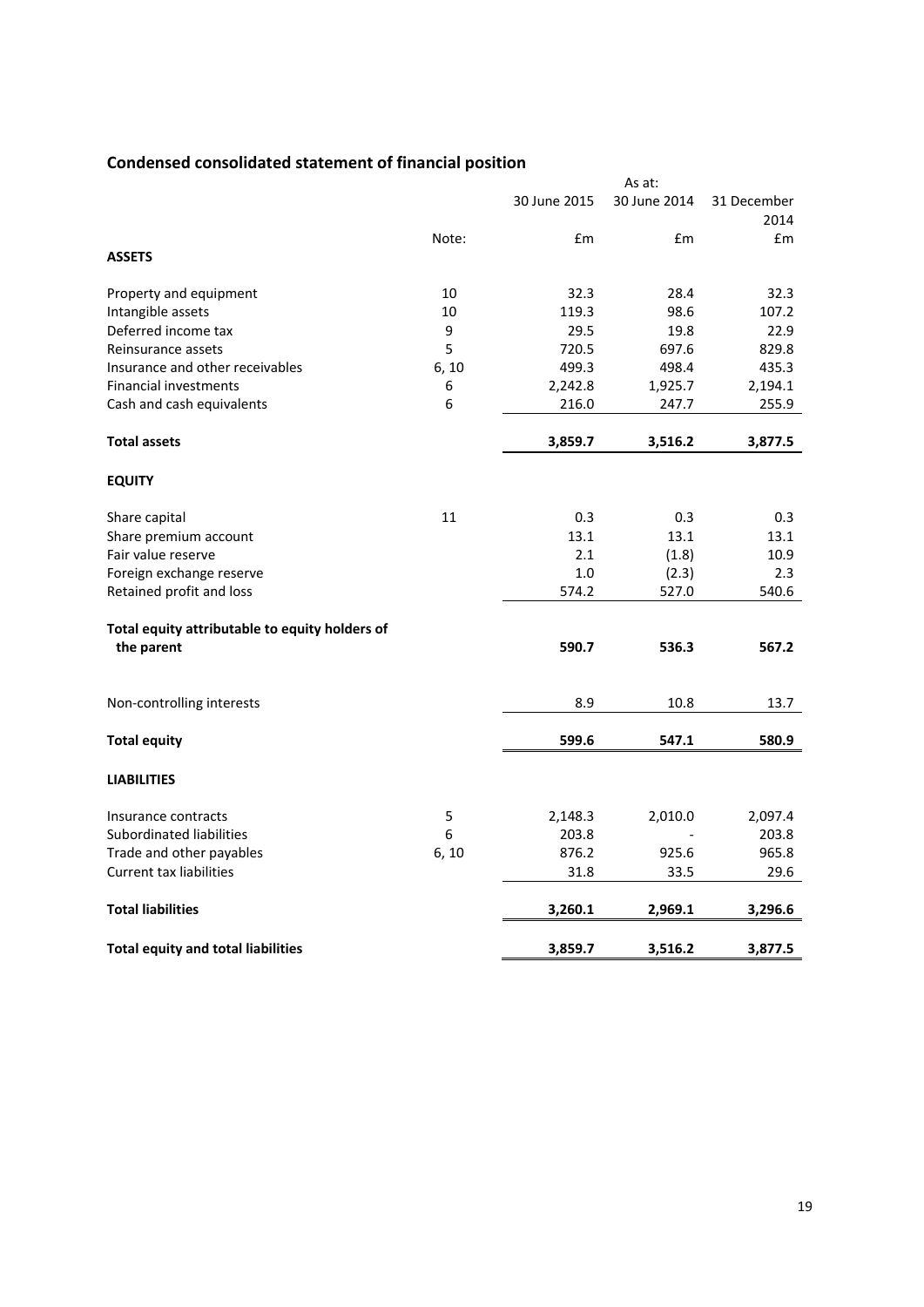## Condensed consolidated statement of financial position

| | Note: | As at: 30 June 2015 £m | 30 June 2014 £m | 31 December 2014 £m |
|---|---|---|---|---|
| **ASSETS** | | | | |
| Property and equipment | 10 | 32.3 | 28.4 | 32.3 |
| Intangible assets | 10 | 119.3 | 98.6 | 107.2 |
| Deferred income tax | 9 | 29.5 | 19.8 | 22.9 |
| Reinsurance assets | 5 | 720.5 | 697.6 | 829.8 |
| Insurance and other receivables | 6, 10 | 499.3 | 498.4 | 435.3 |
| Financial investments | 6 | 2,242.8 | 1,925.7 | 2,194.1 |
| Cash and cash equivalents | 6 | 216.0 | 247.7 | 255.9 |
| **Total assets** | | **3,859.7** | **3,516.2** | **3,877.5** |
| **EQUITY** | | | | |
| Share capital | 11 | 0.3 | 0.3 | 0.3 |
| Share premium account | | 13.1 | 13.1 | 13.1 |
| Fair value reserve | | 2.1 | (1.8) | 10.9 |
| Foreign exchange reserve | | 1.0 | (2.3) | 2.3 |
| Retained profit and loss | | 574.2 | 527.0 | 540.6 |
| **Total equity attributable to equity holders of the parent** | | **590.7** | **536.3** | **567.2** |
| Non-controlling interests | | 8.9 | 10.8 | 13.7 |
| **Total equity** | | **599.6** | **547.1** | **580.9** |
| **LIABILITIES** | | | | |
| Insurance contracts | 5 | 2,148.3 | 2,010.0 | 2,097.4 |
| Subordinated liabilities | 6 | 203.8 | - | 203.8 |
| Trade and other payables | 6, 10 | 876.2 | 925.6 | 965.8 |
| Current tax liabilities | | 31.8 | 33.5 | 29.6 |
| **Total liabilities** | | **3,260.1** | **2,969.1** | **3,296.6** |
| **Total equity and total liabilities** | | **3,859.7** | **3,516.2** | **3,877.5** |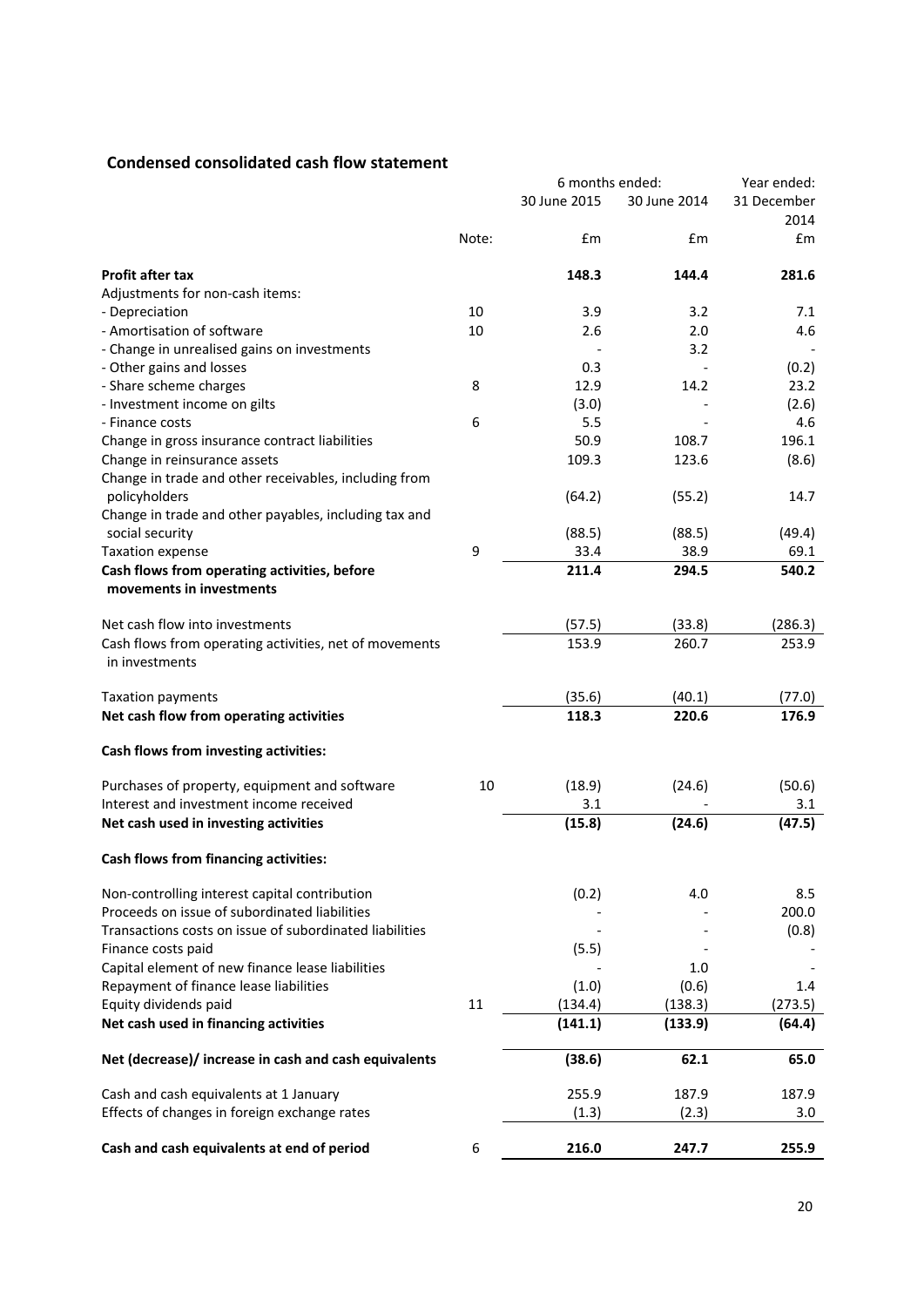## Condensed consolidated cash flow statement

| | | 6 months ended: | | Year ended: |
|---|---|---|---|---|
| | | 30 June 2015 | 30 June 2014 | 31 December 2014 |
| | Note: | £m | £m | £m |
| **Profit after tax** | | **148.3** | **144.4** | **281.6** |
| Adjustments for non-cash items: | | | | |
| - Depreciation | 10 | 3.9 | 3.2 | 7.1 |
| - Amortisation of software | 10 | 2.6 | 2.0 | 4.6 |
| - Change in unrealised gains on investments | | - | 3.2 | - |
| - Other gains and losses | | 0.3 | - | (0.2) |
| - Share scheme charges | 8 | 12.9 | 14.2 | 23.2 |
| - Investment income on gilts | | (3.0) | - | (2.6) |
| - Finance costs | 6 | 5.5 | - | 4.6 |
| Change in gross insurance contract liabilities | | 50.9 | 108.7 | 196.1 |
| Change in reinsurance assets | | 109.3 | 123.6 | (8.6) |
| Change in trade and other receivables, including from policyholders | | (64.2) | (55.2) | 14.7 |
| Change in trade and other payables, including tax and social security | | (88.5) | (88.5) | (49.4) |
| Taxation expense | 9 | 33.4 | 38.9 | 69.1 |
| **Cash flows from operating activities, before movements in investments** | | **211.4** | **294.5** | **540.2** |
| Net cash flow into investments | | (57.5) | (33.8) | (286.3) |
| Cash flows from operating activities, net of movements in investments | | 153.9 | 260.7 | 253.9 |
| Taxation payments | | (35.6) | (40.1) | (77.0) |
| **Net cash flow from operating activities** | | **118.3** | **220.6** | **176.9** |
| **Cash flows from investing activities:** | | | | |
| Purchases of property, equipment and software | 10 | (18.9) | (24.6) | (50.6) |
| Interest and investment income received | | 3.1 | - | 3.1 |
| **Net cash used in investing activities** | | **(15.8)** | **(24.6)** | **(47.5)** |
| **Cash flows from financing activities:** | | | | |
| Non-controlling interest capital contribution | | (0.2) | 4.0 | 8.5 |
| Proceeds on issue of subordinated liabilities | | - | - | 200.0 |
| Transactions costs on issue of subordinated liabilities | | - | - | (0.8) |
| Finance costs paid | | (5.5) | - | - |
| Capital element of new finance lease liabilities | | - | 1.0 | - |
| Repayment of finance lease liabilities | | (1.0) | (0.6) | 1.4 |
| Equity dividends paid | 11 | (134.4) | (138.3) | (273.5) |
| **Net cash used in financing activities** | | **(141.1)** | **(133.9)** | **(64.4)** |
| **Net (decrease)/ increase in cash and cash equivalents** | | **(38.6)** | **62.1** | **65.0** |
| Cash and cash equivalents at 1 January | | 255.9 | 187.9 | 187.9 |
| Effects of changes in foreign exchange rates | | (1.3) | (2.3) | 3.0 |
| **Cash and cash equivalents at end of period** | 6 | **216.0** | **247.7** | **255.9** |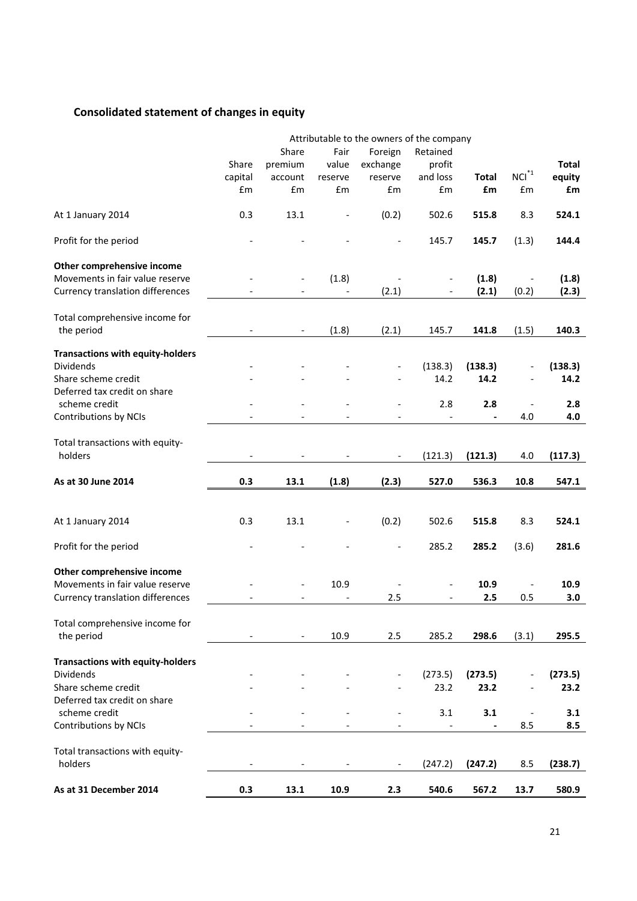## Consolidated statement of changes in equity

| | Attributable to the owners of the company | | | | | | | |
|---|---|---|---|---|---|---|---|---|
| | Share capital £m | Share premium account £m | Fair value reserve £m | Foreign exchange reserve £m | Retained profit and loss £m | **Total £m** | NCI[*1] £m | **Total equity £m** |
| At 1 January 2014 | 0.3 | 13.1 | - | (0.2) | 502.6 | **515.8** | 8.3 | **524.1** |
| Profit for the period | - | - | - | - | 145.7 | **145.7** | (1.3) | **144.4** |
| **Other comprehensive income** | | | | | | | | |
| Movements in fair value reserve | - | - | (1.8) | - | - | **(1.8)** | - | **(1.8)** |
| Currency translation differences | - | - | - | (2.1) | - | **(2.1)** | (0.2) | **(2.3)** |
| Total comprehensive income for the period | - | - | (1.8) | (2.1) | 145.7 | **141.8** | (1.5) | **140.3** |
| **Transactions with equity-holders** | | | | | | | | |
| Dividends | - | - | - | - | (138.3) | **(138.3)** | - | **(138.3)** |
| Share scheme credit | - | - | - | - | 14.2 | **14.2** | - | **14.2** |
| Deferred tax credit on share scheme credit | - | - | - | - | 2.8 | **2.8** | - | **2.8** |
| Contributions by NCIs | - | - | - | - | - | **-** | 4.0 | **4.0** |
| Total transactions with equity-holders | - | - | - | - | (121.3) | **(121.3)** | 4.0 | **(117.3)** |
| **As at 30 June 2014** | **0.3** | **13.1** | **(1.8)** | **(2.3)** | **527.0** | **536.3** | **10.8** | **547.1** |
| | | | | | | | | |
| At 1 January 2014 | 0.3 | 13.1 | - | (0.2) | 502.6 | **515.8** | 8.3 | **524.1** |
| Profit for the period | - | - | - | - | 285.2 | **285.2** | (3.6) | **281.6** |
| **Other comprehensive income** | | | | | | | | |
| Movements in fair value reserve | - | - | 10.9 | - | - | **10.9** | - | **10.9** |
| Currency translation differences | - | - | - | 2.5 | - | **2.5** | 0.5 | **3.0** |
| Total comprehensive income for the period | - | - | 10.9 | 2.5 | 285.2 | **298.6** | (3.1) | **295.5** |
| **Transactions with equity-holders** | | | | | | | | |
| Dividends | - | - | - | - | (273.5) | **(273.5)** | - | **(273.5)** |
| Share scheme credit | - | - | - | - | 23.2 | **23.2** | - | **23.2** |
| Deferred tax credit on share scheme credit | - | - | - | - | 3.1 | **3.1** | - | **3.1** |
| Contributions by NCIs | - | - | - | - | - | **-** | 8.5 | **8.5** |
| Total transactions with equity-holders | - | - | - | - | (247.2) | **(247.2)** | 8.5 | **(238.7)** |
| **As at 31 December 2014** | **0.3** | **13.1** | **10.9** | **2.3** | **540.6** | **567.2** | **13.7** | **580.9** |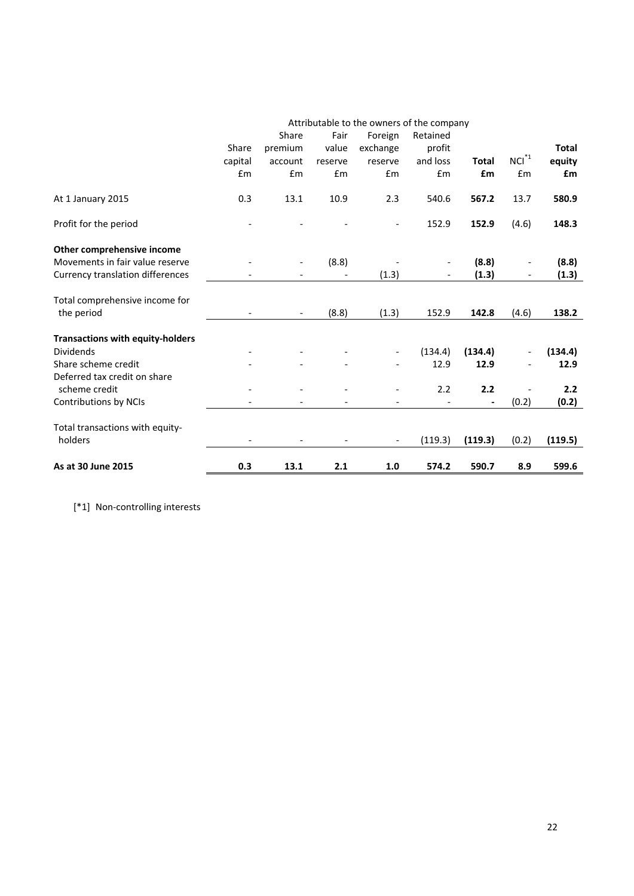| | Attributable to the owners of the company | | | | | | | |
|---|---|---|---|---|---|---|---|---|
| | Share capital £m | Share premium account £m | Fair value reserve £m | Foreign exchange reserve £m | Retained profit and loss £m | **Total £m** | NCI[*1] £m | **Total equity £m** |
| At 1 January 2015 | 0.3 | 13.1 | 10.9 | 2.3 | 540.6 | **567.2** | 13.7 | **580.9** |
| Profit for the period | - | - | - | - | 152.9 | **152.9** | (4.6) | **148.3** |
| **Other comprehensive income** | | | | | | | | |
| Movements in fair value reserve | - | - | (8.8) | - | - | **(8.8)** | - | **(8.8)** |
| Currency translation differences | - | - | - | (1.3) | - | **(1.3)** | - | **(1.3)** |
| Total comprehensive income for the period | - | - | (8.8) | (1.3) | 152.9 | **142.8** | (4.6) | **138.2** |
| **Transactions with equity-holders** | | | | | | | | |
| Dividends | - | - | - | - | (134.4) | **(134.4)** | - | **(134.4)** |
| Share scheme credit | - | - | - | - | 12.9 | **12.9** | - | **12.9** |
| Deferred tax credit on share scheme credit | - | - | - | - | 2.2 | **2.2** | - | **2.2** |
| Contributions by NCIs | - | - | - | - | - | **-** | (0.2) | **(0.2)** |
| Total transactions with equity-holders | - | - | - | - | (119.3) | **(119.3)** | (0.2) | **(119.5)** |
| **As at 30 June 2015** | **0.3** | **13.1** | **2.1** | **1.0** | **574.2** | **590.7** | **8.9** | **599.6** |

[*1] Non-controlling interests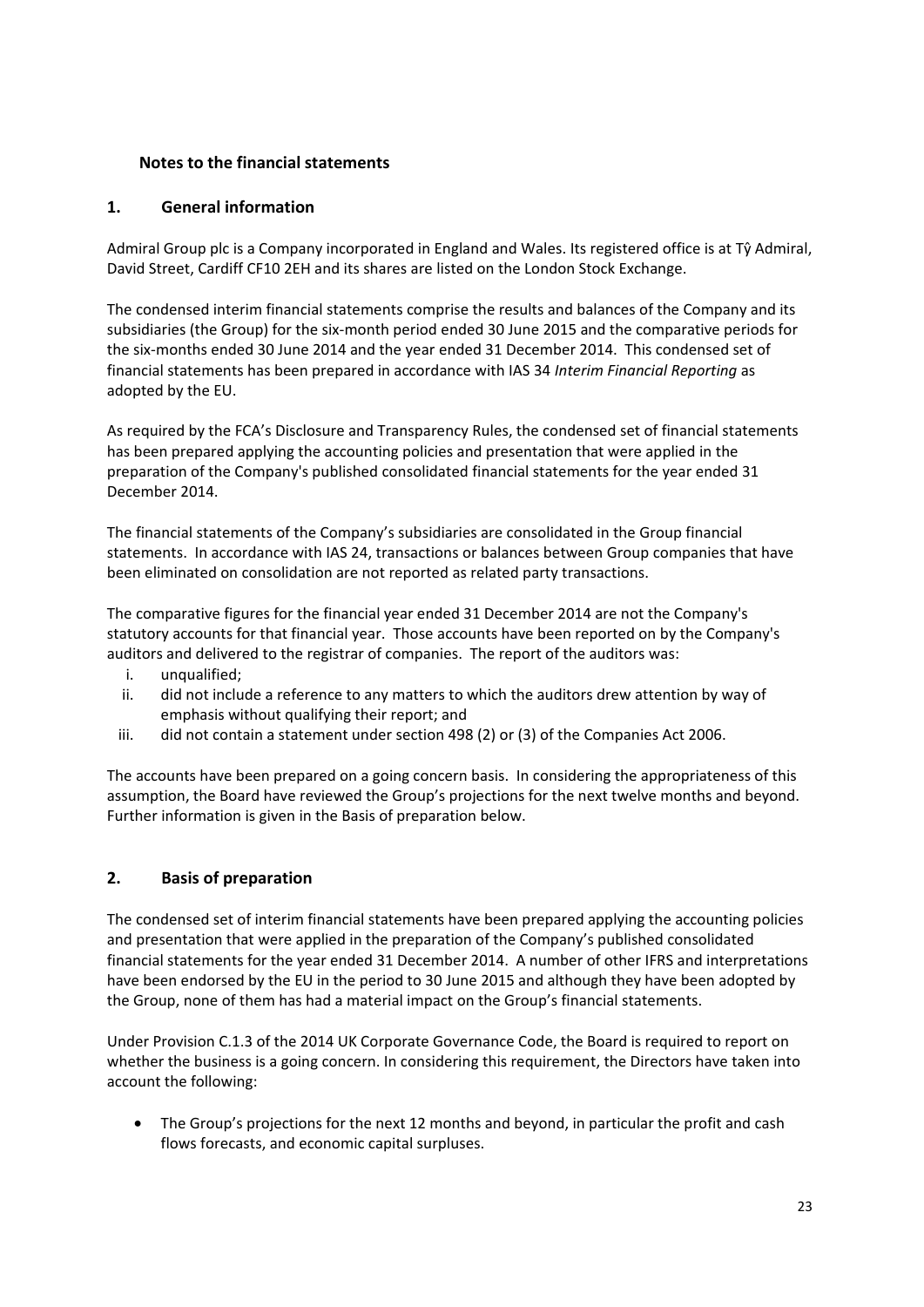## Notes to the financial statements

## 1. General information

Admiral Group plc is a Company incorporated in England and Wales. Its registered office is at Tŷ Admiral, David Street, Cardiff CF10 2EH and its shares are listed on the London Stock Exchange.

The condensed interim financial statements comprise the results and balances of the Company and its subsidiaries (the Group) for the six-month period ended 30 June 2015 and the comparative periods for the six-months ended 30 June 2014 and the year ended 31 December 2014. This condensed set of financial statements has been prepared in accordance with IAS 34 *Interim Financial Reporting* as adopted by the EU.

As required by the FCA's Disclosure and Transparency Rules, the condensed set of financial statements has been prepared applying the accounting policies and presentation that were applied in the preparation of the Company's published consolidated financial statements for the year ended 31 December 2014.

The financial statements of the Company's subsidiaries are consolidated in the Group financial statements. In accordance with IAS 24, transactions or balances between Group companies that have been eliminated on consolidation are not reported as related party transactions.

The comparative figures for the financial year ended 31 December 2014 are not the Company's statutory accounts for that financial year. Those accounts have been reported on by the Company's auditors and delivered to the registrar of companies. The report of the auditors was:

i. unqualified;
ii. did not include a reference to any matters to which the auditors drew attention by way of emphasis without qualifying their report; and
iii. did not contain a statement under section 498 (2) or (3) of the Companies Act 2006.

The accounts have been prepared on a going concern basis. In considering the appropriateness of this assumption, the Board have reviewed the Group's projections for the next twelve months and beyond. Further information is given in the Basis of preparation below.

## 2. Basis of preparation

The condensed set of interim financial statements have been prepared applying the accounting policies and presentation that were applied in the preparation of the Company's published consolidated financial statements for the year ended 31 December 2014. A number of other IFRS and interpretations have been endorsed by the EU in the period to 30 June 2015 and although they have been adopted by the Group, none of them has had a material impact on the Group's financial statements.

Under Provision C.1.3 of the 2014 UK Corporate Governance Code, the Board is required to report on whether the business is a going concern. In considering this requirement, the Directors have taken into account the following:

- The Group's projections for the next 12 months and beyond, in particular the profit and cash flows forecasts, and economic capital surpluses.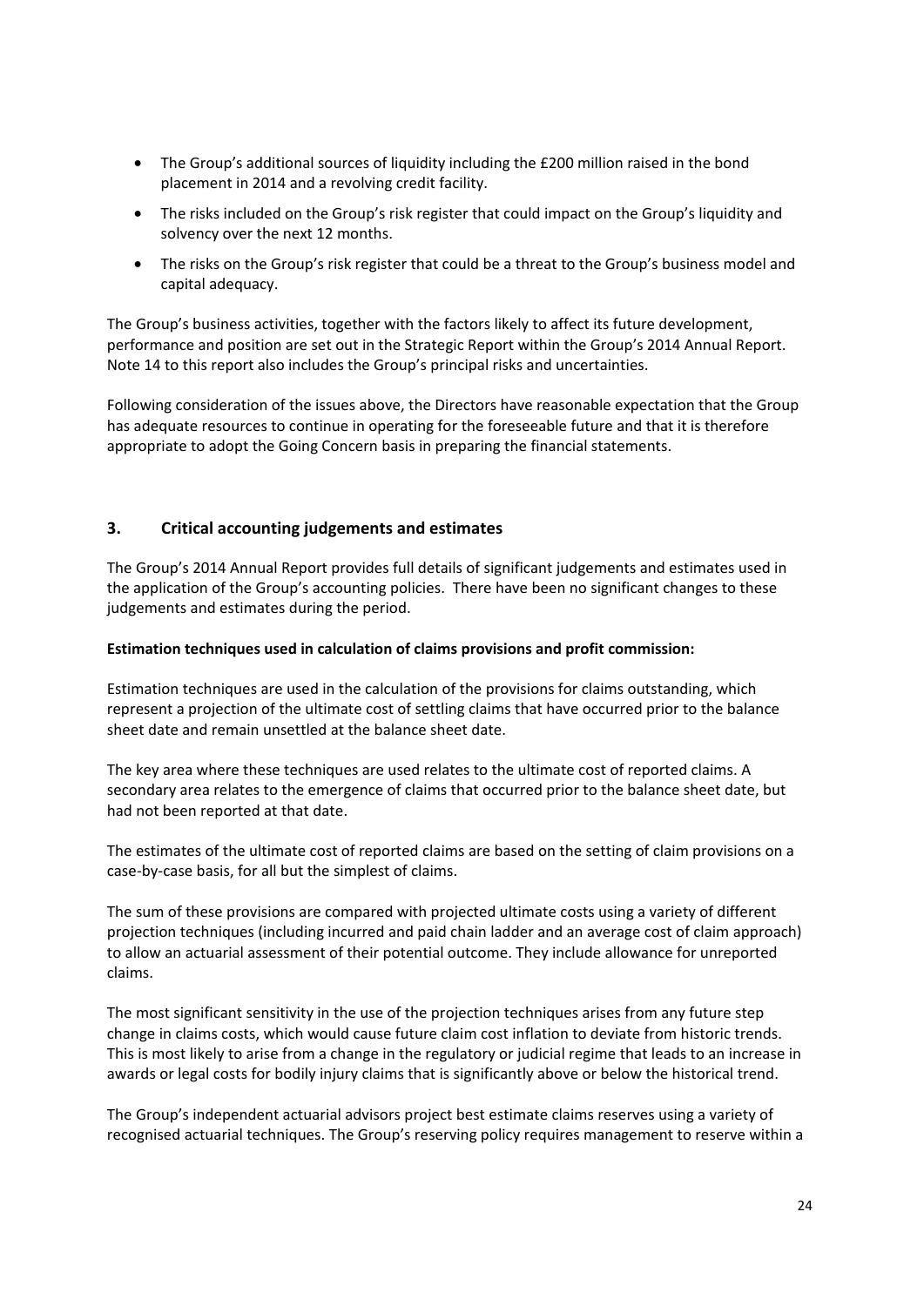- The Group's additional sources of liquidity including the £200 million raised in the bond placement in 2014 and a revolving credit facility.
- The risks included on the Group's risk register that could impact on the Group's liquidity and solvency over the next 12 months.
- The risks on the Group's risk register that could be a threat to the Group's business model and capital adequacy.

The Group's business activities, together with the factors likely to affect its future development, performance and position are set out in the Strategic Report within the Group's 2014 Annual Report. Note 14 to this report also includes the Group's principal risks and uncertainties.

Following consideration of the issues above, the Directors have reasonable expectation that the Group has adequate resources to continue in operating for the foreseeable future and that it is therefore appropriate to adopt the Going Concern basis in preparing the financial statements.

## 3. Critical accounting judgements and estimates

The Group's 2014 Annual Report provides full details of significant judgements and estimates used in the application of the Group's accounting policies. There have been no significant changes to these judgements and estimates during the period.

**Estimation techniques used in calculation of claims provisions and profit commission:**

Estimation techniques are used in the calculation of the provisions for claims outstanding, which represent a projection of the ultimate cost of settling claims that have occurred prior to the balance sheet date and remain unsettled at the balance sheet date.

The key area where these techniques are used relates to the ultimate cost of reported claims. A secondary area relates to the emergence of claims that occurred prior to the balance sheet date, but had not been reported at that date.

The estimates of the ultimate cost of reported claims are based on the setting of claim provisions on a case-by-case basis, for all but the simplest of claims.

The sum of these provisions are compared with projected ultimate costs using a variety of different projection techniques (including incurred and paid chain ladder and an average cost of claim approach) to allow an actuarial assessment of their potential outcome. They include allowance for unreported claims.

The most significant sensitivity in the use of the projection techniques arises from any future step change in claims costs, which would cause future claim cost inflation to deviate from historic trends. This is most likely to arise from a change in the regulatory or judicial regime that leads to an increase in awards or legal costs for bodily injury claims that is significantly above or below the historical trend.

The Group's independent actuarial advisors project best estimate claims reserves using a variety of recognised actuarial techniques. The Group's reserving policy requires management to reserve within a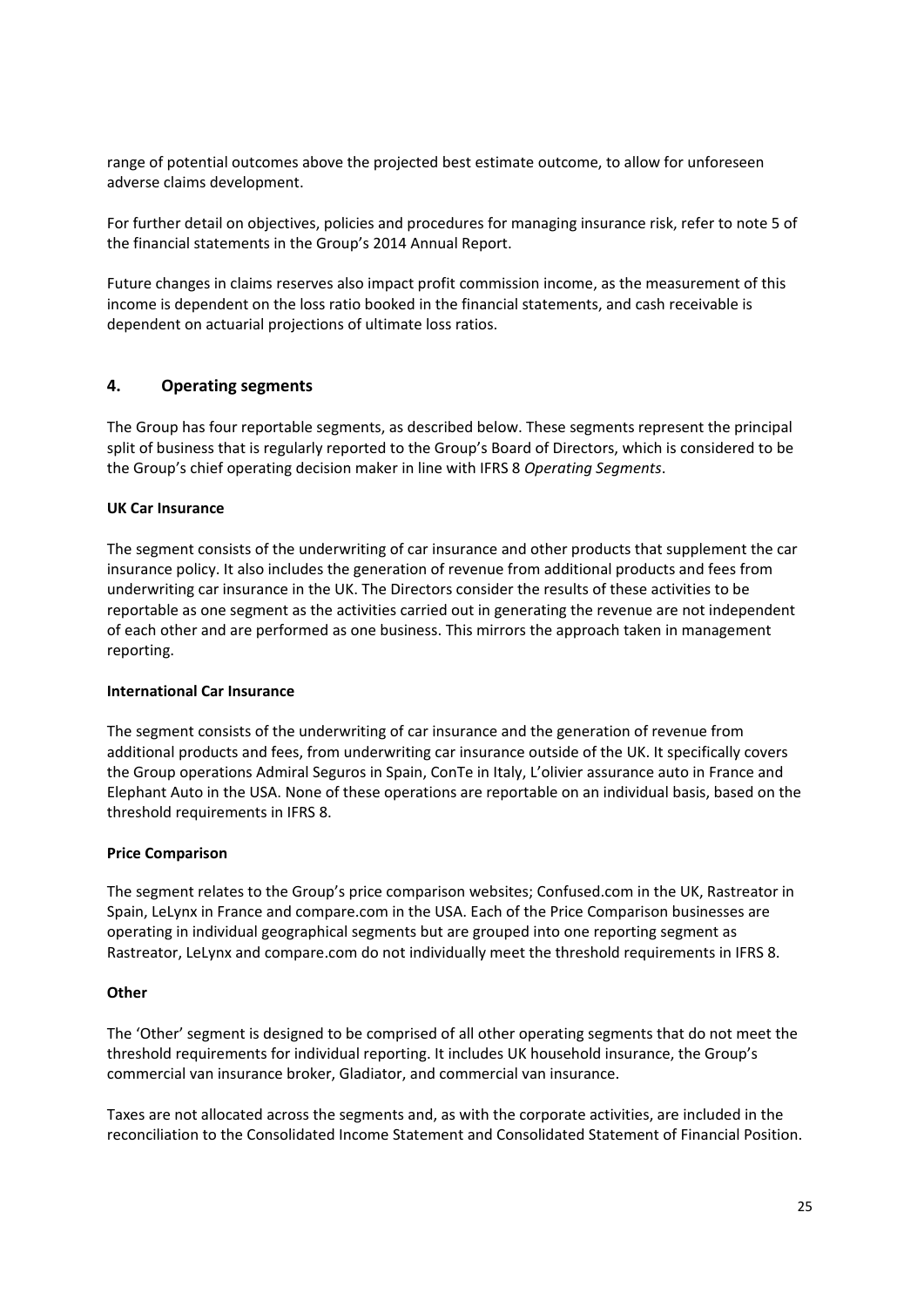range of potential outcomes above the projected best estimate outcome, to allow for unforeseen adverse claims development.

For further detail on objectives, policies and procedures for managing insurance risk, refer to note 5 of the financial statements in the Group's 2014 Annual Report.

Future changes in claims reserves also impact profit commission income, as the measurement of this income is dependent on the loss ratio booked in the financial statements, and cash receivable is dependent on actuarial projections of ultimate loss ratios.

## 4. Operating segments

The Group has four reportable segments, as described below. These segments represent the principal split of business that is regularly reported to the Group's Board of Directors, which is considered to be the Group's chief operating decision maker in line with IFRS 8 *Operating Segments*.

**UK Car Insurance**

The segment consists of the underwriting of car insurance and other products that supplement the car insurance policy. It also includes the generation of revenue from additional products and fees from underwriting car insurance in the UK. The Directors consider the results of these activities to be reportable as one segment as the activities carried out in generating the revenue are not independent of each other and are performed as one business. This mirrors the approach taken in management reporting.

**International Car Insurance**

The segment consists of the underwriting of car insurance and the generation of revenue from additional products and fees, from underwriting car insurance outside of the UK. It specifically covers the Group operations Admiral Seguros in Spain, ConTe in Italy, L'olivier assurance auto in France and Elephant Auto in the USA. None of these operations are reportable on an individual basis, based on the threshold requirements in IFRS 8.

**Price Comparison**

The segment relates to the Group's price comparison websites; Confused.com in the UK, Rastreator in Spain, LeLynx in France and compare.com in the USA. Each of the Price Comparison businesses are operating in individual geographical segments but are grouped into one reporting segment as Rastreator, LeLynx and compare.com do not individually meet the threshold requirements in IFRS 8.

**Other**

The 'Other' segment is designed to be comprised of all other operating segments that do not meet the threshold requirements for individual reporting. It includes UK household insurance, the Group's commercial van insurance broker, Gladiator, and commercial van insurance.

Taxes are not allocated across the segments and, as with the corporate activities, are included in the reconciliation to the Consolidated Income Statement and Consolidated Statement of Financial Position.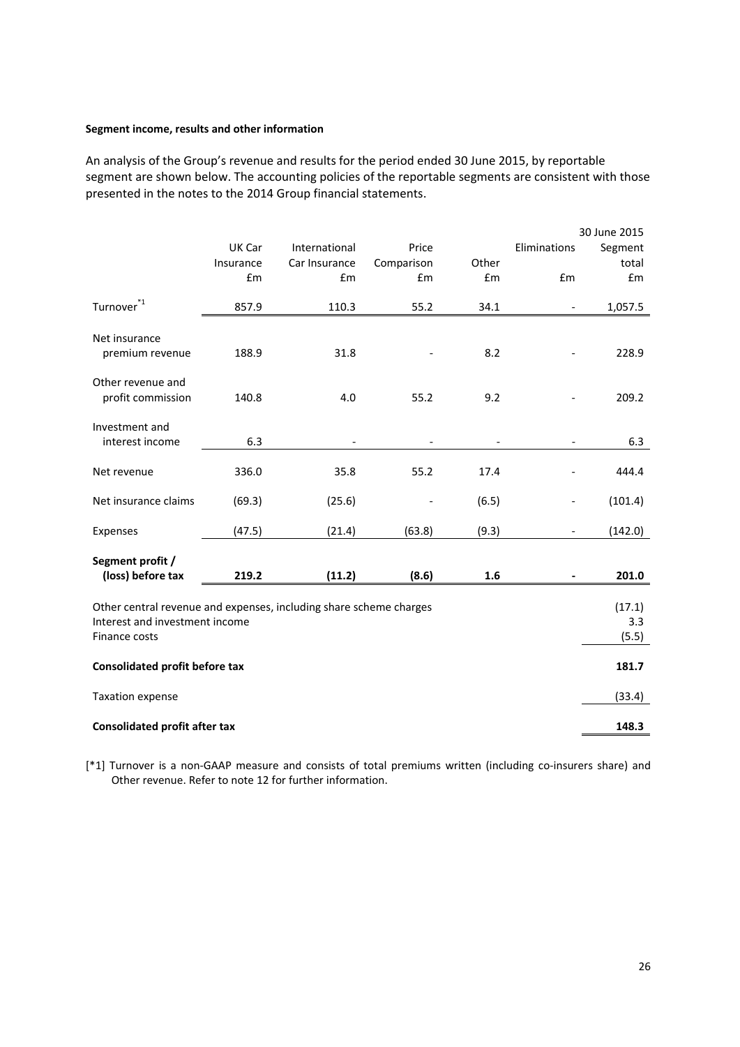**Segment income, results and other information**

An analysis of the Group's revenue and results for the period ended 30 June 2015, by reportable segment are shown below. The accounting policies of the reportable segments are consistent with those presented in the notes to the 2014 Group financial statements.

| | UK Car Insurance £m | International Car Insurance £m | Price Comparison £m | Other £m | Eliminations £m | 30 June 2015 Segment total £m |
|---|---|---|---|---|---|---|
| Turnover[*1] | 857.9 | 110.3 | 55.2 | 34.1 | - | 1,057.5 |
| Net insurance premium revenue | 188.9 | 31.8 | - | 8.2 | - | 228.9 |
| Other revenue and profit commission | 140.8 | 4.0 | 55.2 | 9.2 | - | 209.2 |
| Investment and interest income | 6.3 | - | - | - | - | 6.3 |
| Net revenue | 336.0 | 35.8 | 55.2 | 17.4 | - | 444.4 |
| Net insurance claims | (69.3) | (25.6) | - | (6.5) | - | (101.4) |
| Expenses | (47.5) | (21.4) | (63.8) | (9.3) | - | (142.0) |
| **Segment profit / (loss) before tax** | **219.2** | **(11.2)** | **(8.6)** | **1.6** | **-** | **201.0** |
| Other central revenue and expenses, including share scheme charges | | | | | | (17.1) |
| Interest and investment income | | | | | | 3.3 |
| Finance costs | | | | | | (5.5) |
| **Consolidated profit before tax** | | | | | | **181.7** |
| Taxation expense | | | | | | (33.4) |
| **Consolidated profit after tax** | | | | | | **148.3** |

[*1] Turnover is a non-GAAP measure and consists of total premiums written (including co-insurers share) and Other revenue. Refer to note 12 for further information.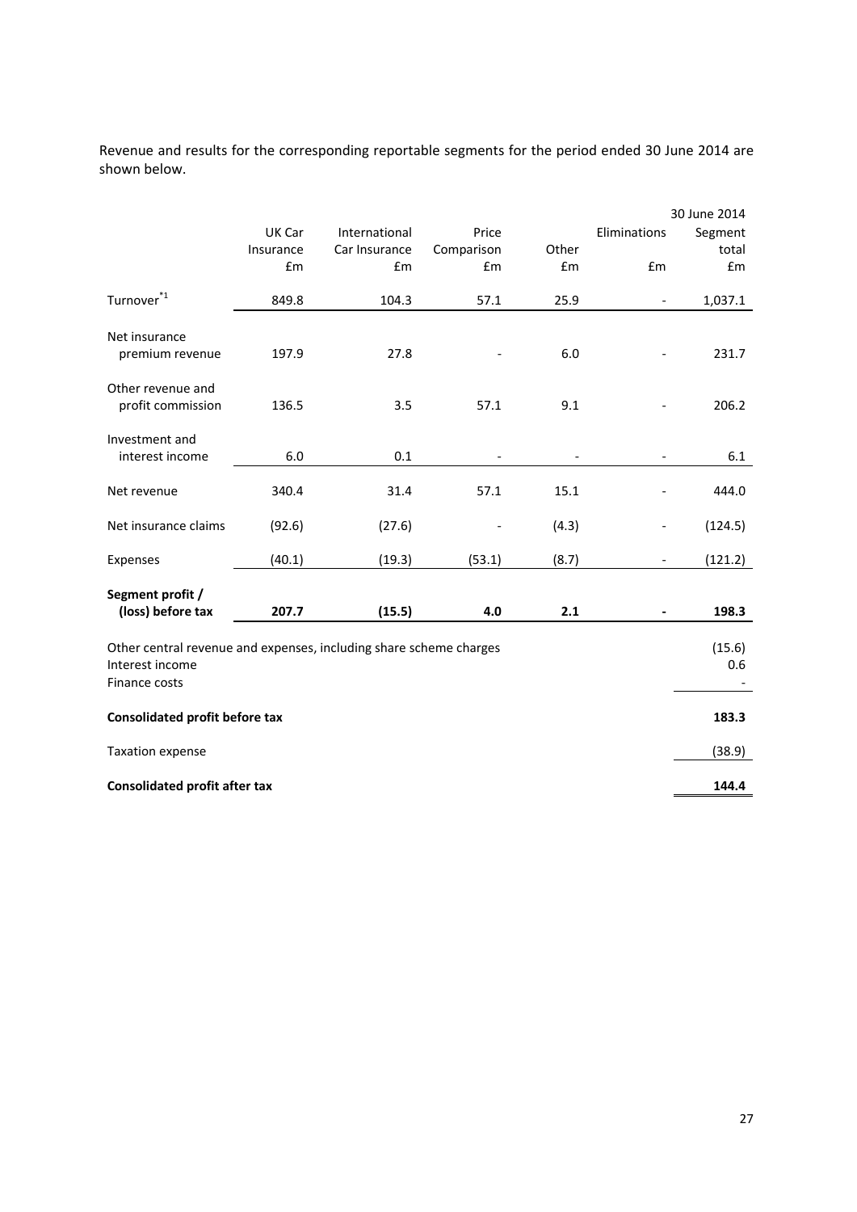Revenue and results for the corresponding reportable segments for the period ended 30 June 2014 are shown below.

| | UK Car Insurance £m | International Car Insurance £m | Price Comparison £m | Other £m | Eliminations £m | 30 June 2014 Segment total £m |
|---|---|---|---|---|---|---|
| Turnover[*1] | 849.8 | 104.3 | 57.1 | 25.9 | - | 1,037.1 |
| Net insurance premium revenue | 197.9 | 27.8 | - | 6.0 | - | 231.7 |
| Other revenue and profit commission | 136.5 | 3.5 | 57.1 | 9.1 | - | 206.2 |
| Investment and interest income | 6.0 | 0.1 | - | - | - | 6.1 |
| Net revenue | 340.4 | 31.4 | 57.1 | 15.1 | - | 444.0 |
| Net insurance claims | (92.6) | (27.6) | - | (4.3) | - | (124.5) |
| Expenses | (40.1) | (19.3) | (53.1) | (8.7) | - | (121.2) |
| **Segment profit / (loss) before tax** | **207.7** | **(15.5)** | **4.0** | **2.1** | **-** | **198.3** |
| Other central revenue and expenses, including share scheme charges | | | | | | (15.6) |
| Interest income | | | | | | 0.6 |
| Finance costs | | | | | | - |
| **Consolidated profit before tax** | | | | | | **183.3** |
| Taxation expense | | | | | | (38.9) |
| **Consolidated profit after tax** | | | | | | **144.4** |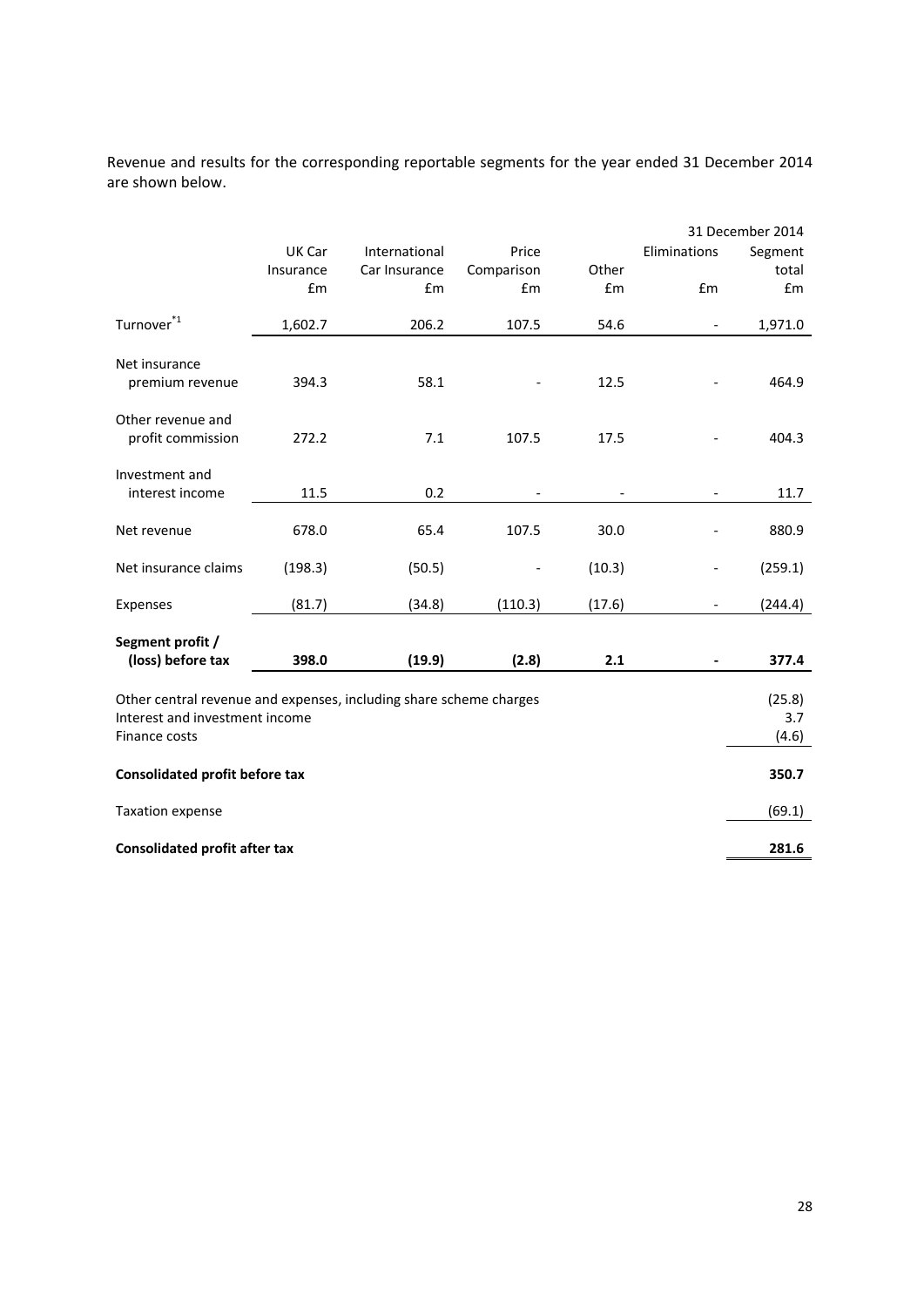Revenue and results for the corresponding reportable segments for the year ended 31 December 2014 are shown below.

| | UK Car Insurance | International Car Insurance | Price Comparison | Other | Eliminations | 31 December 2014 Segment total |
|---|---|---|---|---|---|---|
| | £m | £m | £m | £m | £m | £m |
| Turnover[*1] | 1,602.7 | 206.2 | 107.5 | 54.6 | - | 1,971.0 |
| Net insurance premium revenue | 394.3 | 58.1 | - | 12.5 | - | 464.9 |
| Other revenue and profit commission | 272.2 | 7.1 | 107.5 | 17.5 | - | 404.3 |
| Investment and interest income | 11.5 | 0.2 | - | - | - | 11.7 |
| Net revenue | 678.0 | 65.4 | 107.5 | 30.0 | - | 880.9 |
| Net insurance claims | (198.3) | (50.5) | - | (10.3) | - | (259.1) |
| Expenses | (81.7) | (34.8) | (110.3) | (17.6) | - | (244.4) |
| **Segment profit / (loss) before tax** | **398.0** | **(19.9)** | **(2.8)** | **2.1** | **-** | **377.4** |
| Other central revenue and expenses, including share scheme charges | | | | | | (25.8) |
| Interest and investment income | | | | | | 3.7 |
| Finance costs | | | | | | (4.6) |
| **Consolidated profit before tax** | | | | | | **350.7** |
| Taxation expense | | | | | | (69.1) |
| **Consolidated profit after tax** | | | | | | **281.6** |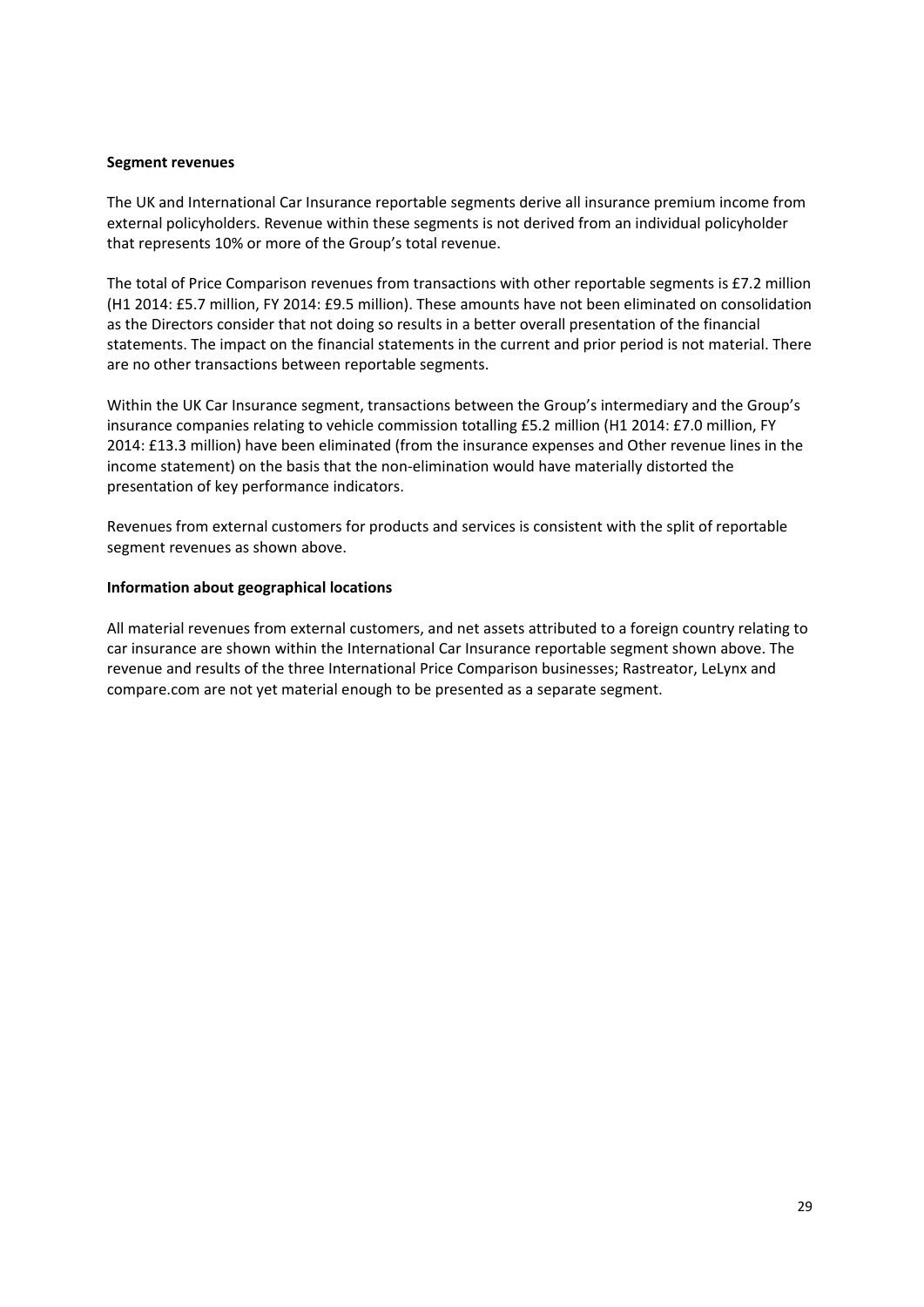**Segment revenues**

The UK and International Car Insurance reportable segments derive all insurance premium income from external policyholders. Revenue within these segments is not derived from an individual policyholder that represents 10% or more of the Group's total revenue.

The total of Price Comparison revenues from transactions with other reportable segments is £7.2 million (H1 2014: £5.7 million, FY 2014: £9.5 million). These amounts have not been eliminated on consolidation as the Directors consider that not doing so results in a better overall presentation of the financial statements. The impact on the financial statements in the current and prior period is not material. There are no other transactions between reportable segments.

Within the UK Car Insurance segment, transactions between the Group's intermediary and the Group's insurance companies relating to vehicle commission totalling £5.2 million (H1 2014: £7.0 million, FY 2014: £13.3 million) have been eliminated (from the insurance expenses and Other revenue lines in the income statement) on the basis that the non-elimination would have materially distorted the presentation of key performance indicators.

Revenues from external customers for products and services is consistent with the split of reportable segment revenues as shown above.

**Information about geographical locations**

All material revenues from external customers, and net assets attributed to a foreign country relating to car insurance are shown within the International Car Insurance reportable segment shown above. The revenue and results of the three International Price Comparison businesses; Rastreator, LeLynx and compare.com are not yet material enough to be presented as a separate segment.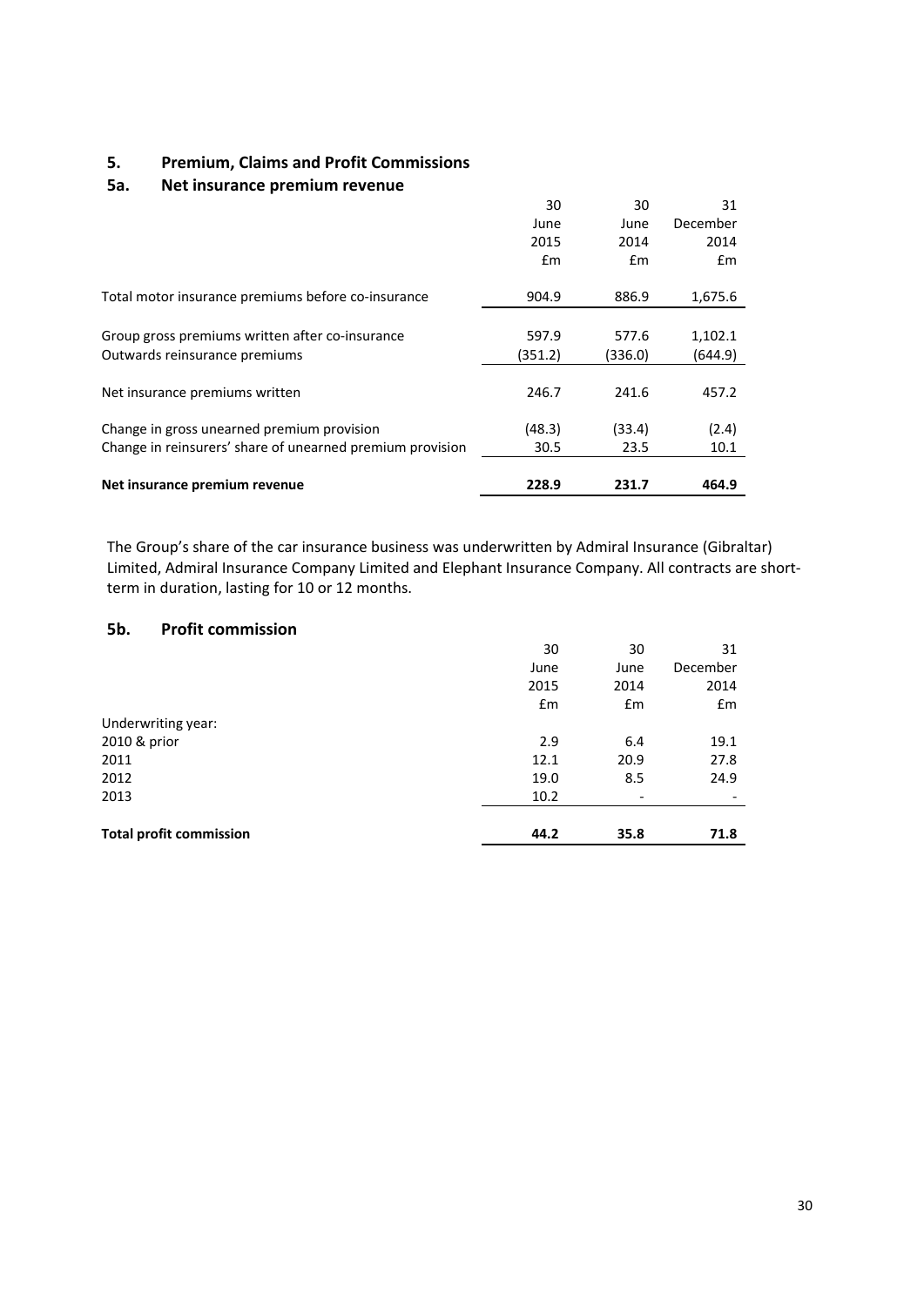## 5. Premium, Claims and Profit Commissions

### 5a. Net insurance premium revenue

| | 30 June 2015 £m | 30 June 2014 £m | 31 December 2014 £m |
|---|---|---|---|
| Total motor insurance premiums before co-insurance | 904.9 | 886.9 | 1,675.6 |
| Group gross premiums written after co-insurance | 597.9 | 577.6 | 1,102.1 |
| Outwards reinsurance premiums | (351.2) | (336.0) | (644.9) |
| Net insurance premiums written | 246.7 | 241.6 | 457.2 |
| Change in gross unearned premium provision | (48.3) | (33.4) | (2.4) |
| Change in reinsurers' share of unearned premium provision | 30.5 | 23.5 | 10.1 |
| **Net insurance premium revenue** | **228.9** | **231.7** | **464.9** |

The Group's share of the car insurance business was underwritten by Admiral Insurance (Gibraltar) Limited, Admiral Insurance Company Limited and Elephant Insurance Company. All contracts are short-term in duration, lasting for 10 or 12 months.

### 5b. Profit commission

| | 30 June 2015 £m | 30 June 2014 £m | 31 December 2014 £m |
|---|---|---|---|
| Underwriting year: | | | |
| 2010 & prior | 2.9 | 6.4 | 19.1 |
| 2011 | 12.1 | 20.9 | 27.8 |
| 2012 | 19.0 | 8.5 | 24.9 |
| 2013 | 10.2 | - | - |
| **Total profit commission** | **44.2** | **35.8** | **71.8** |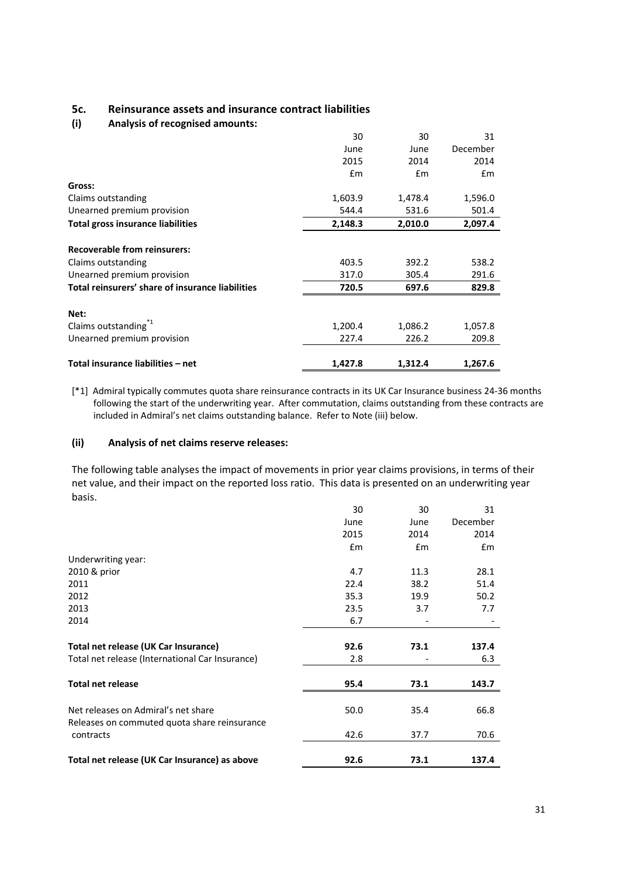## 5c. Reinsurance assets and insurance contract liabilities

### (i) Analysis of recognised amounts:

| | 30 June 2015 £m | 30 June 2014 £m | 31 December 2014 £m |
|---|---|---|---|
| **Gross:** | | | |
| Claims outstanding | 1,603.9 | 1,478.4 | 1,596.0 |
| Unearned premium provision | 544.4 | 531.6 | 501.4 |
| **Total gross insurance liabilities** | **2,148.3** | **2,010.0** | **2,097.4** |
| | | | |
| **Recoverable from reinsurers:** | | | |
| Claims outstanding | 403.5 | 392.2 | 538.2 |
| Unearned premium provision | 317.0 | 305.4 | 291.6 |
| **Total reinsurers' share of insurance liabilities** | **720.5** | **697.6** | **829.8** |
| | | | |
| **Net:** | | | |
| Claims outstanding[*1] | 1,200.4 | 1,086.2 | 1,057.8 |
| Unearned premium provision | 227.4 | 226.2 | 209.8 |
| | | | |
| **Total insurance liabilities – net** | **1,427.8** | **1,312.4** | **1,267.6** |

[*1] Admiral typically commutes quota share reinsurance contracts in its UK Car Insurance business 24-36 months following the start of the underwriting year. After commutation, claims outstanding from these contracts are included in Admiral's net claims outstanding balance. Refer to Note (iii) below.

### (ii) Analysis of net claims reserve releases:

The following table analyses the impact of movements in prior year claims provisions, in terms of their net value, and their impact on the reported loss ratio. This data is presented on an underwriting year basis.

| | 30 June 2015 £m | 30 June 2014 £m | 31 December 2014 £m |
|---|---|---|---|
| Underwriting year: | | | |
| 2010 & prior | 4.7 | 11.3 | 28.1 |
| 2011 | 22.4 | 38.2 | 51.4 |
| 2012 | 35.3 | 19.9 | 50.2 |
| 2013 | 23.5 | 3.7 | 7.7 |
| 2014 | 6.7 | - | - |
| | | | |
| **Total net release (UK Car Insurance)** | **92.6** | **73.1** | **137.4** |
| Total net release (International Car Insurance) | 2.8 | - | 6.3 |
| | | | |
| **Total net release** | **95.4** | **73.1** | **143.7** |
| | | | |
| Net releases on Admiral's net share | 50.0 | 35.4 | 66.8 |
| Releases on commuted quota share reinsurance contracts | 42.6 | 37.7 | 70.6 |
| | | | |
| **Total net release (UK Car Insurance) as above** | **92.6** | **73.1** | **137.4** |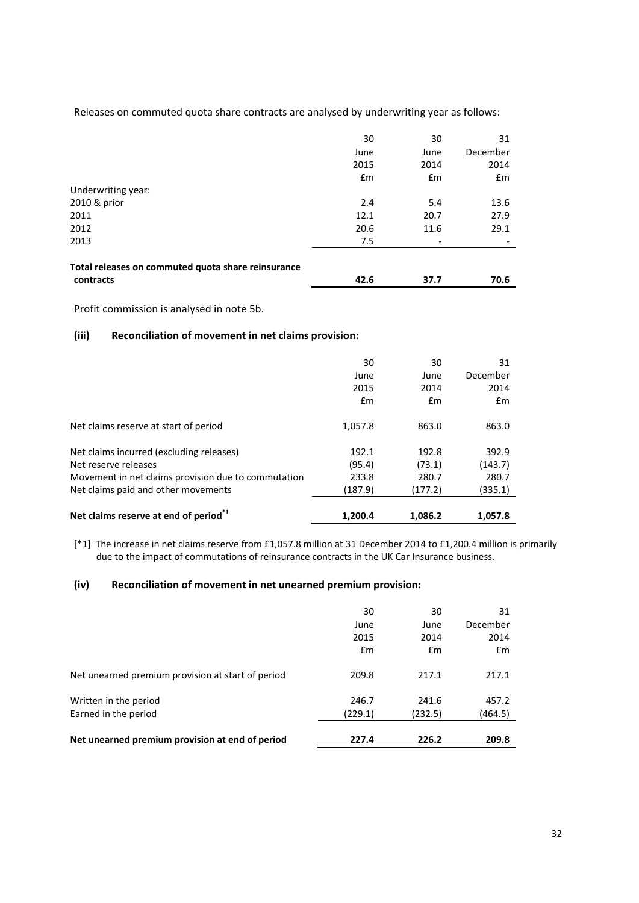Releases on commuted quota share contracts are analysed by underwriting year as follows:

| | 30 June 2015 £m | 30 June 2014 £m | 31 December 2014 £m |
|---|---|---|---|
| Underwriting year: | | | |
| 2010 & prior | 2.4 | 5.4 | 13.6 |
| 2011 | 12.1 | 20.7 | 27.9 |
| 2012 | 20.6 | 11.6 | 29.1 |
| 2013 | 7.5 | - | - |
| **Total releases on commuted quota share reinsurance contracts** | **42.6** | **37.7** | **70.6** |

Profit commission is analysed in note 5b.

### (iii) Reconciliation of movement in net claims provision:

| | 30 June 2015 £m | 30 June 2014 £m | 31 December 2014 £m |
|---|---|---|---|
| Net claims reserve at start of period | 1,057.8 | 863.0 | 863.0 |
| Net claims incurred (excluding releases) | 192.1 | 192.8 | 392.9 |
| Net reserve releases | (95.4) | (73.1) | (143.7) |
| Movement in net claims provision due to commutation | 233.8 | 280.7 | 280.7 |
| Net claims paid and other movements | (187.9) | (177.2) | (335.1) |
| **Net claims reserve at end of period[*1]** | **1,200.4** | **1,086.2** | **1,057.8** |

[*1] The increase in net claims reserve from £1,057.8 million at 31 December 2014 to £1,200.4 million is primarily due to the impact of commutations of reinsurance contracts in the UK Car Insurance business.

### (iv) Reconciliation of movement in net unearned premium provision:

| | 30 June 2015 £m | 30 June 2014 £m | 31 December 2014 £m |
|---|---|---|---|
| Net unearned premium provision at start of period | 209.8 | 217.1 | 217.1 |
| Written in the period | 246.7 | 241.6 | 457.2 |
| Earned in the period | (229.1) | (232.5) | (464.5) |
| **Net unearned premium provision at end of period** | **227.4** | **226.2** | **209.8** |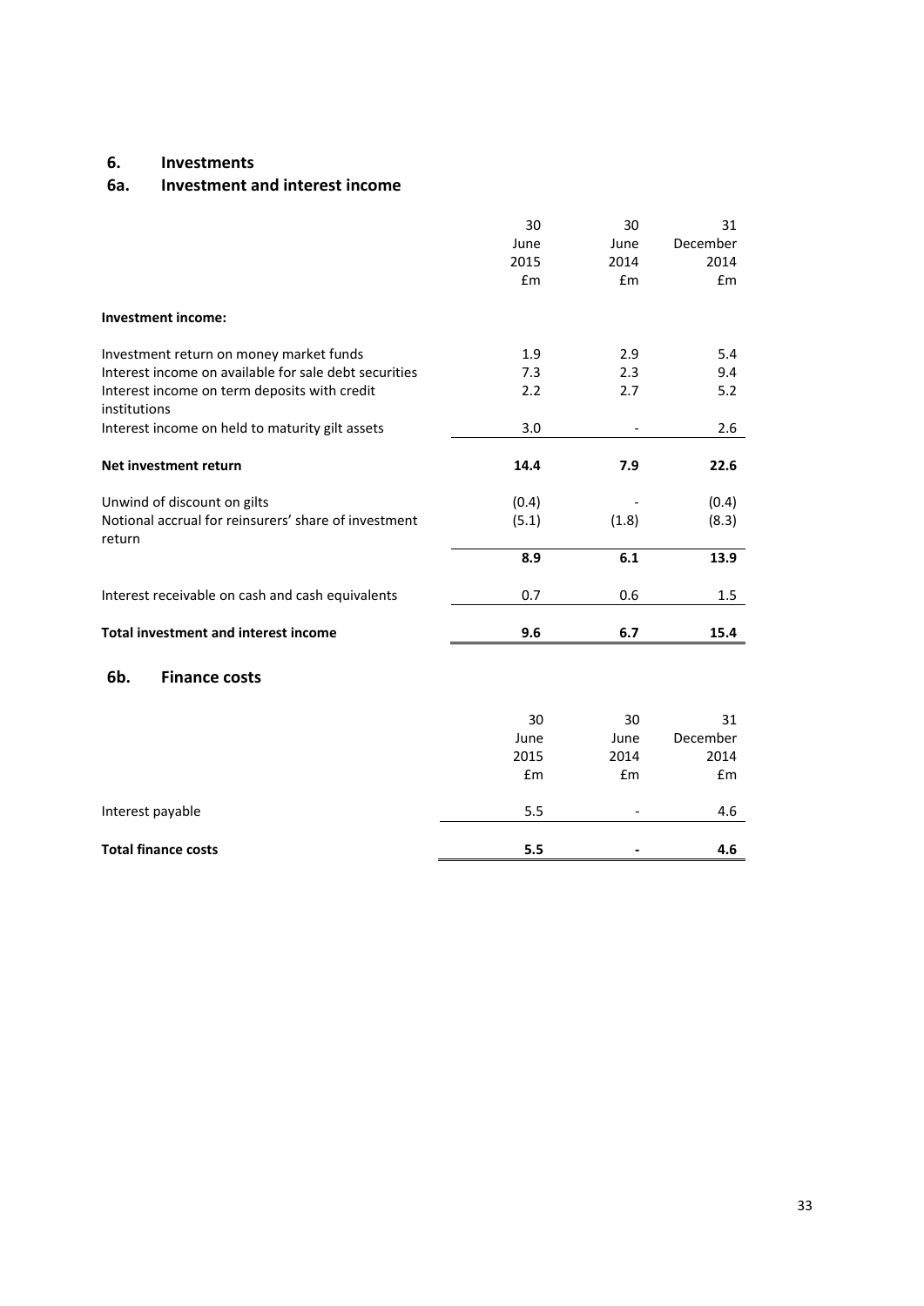## 6. Investments

### 6a. Investment and interest income

| | 30 June 2015 £m | 30 June 2014 £m | 31 December 2014 £m |
|---|---|---|---|
| **Investment income:** | | | |
| Investment return on money market funds | 1.9 | 2.9 | 5.4 |
| Interest income on available for sale debt securities | 7.3 | 2.3 | 9.4 |
| Interest income on term deposits with credit institutions | 2.2 | 2.7 | 5.2 |
| Interest income on held to maturity gilt assets | 3.0 | - | 2.6 |
| **Net investment return** | **14.4** | **7.9** | **22.6** |
| Unwind of discount on gilts | (0.4) | - | (0.4) |
| Notional accrual for reinsurers' share of investment return | (5.1) | (1.8) | (8.3) |
| | **8.9** | **6.1** | **13.9** |
| Interest receivable on cash and cash equivalents | 0.7 | 0.6 | 1.5 |
| **Total investment and interest income** | **9.6** | **6.7** | **15.4** |

### 6b. Finance costs

| | 30 June 2015 £m | 30 June 2014 £m | 31 December 2014 £m |
|---|---|---|---|
| Interest payable | 5.5 | - | 4.6 |
| **Total finance costs** | **5.5** | **-** | **4.6** |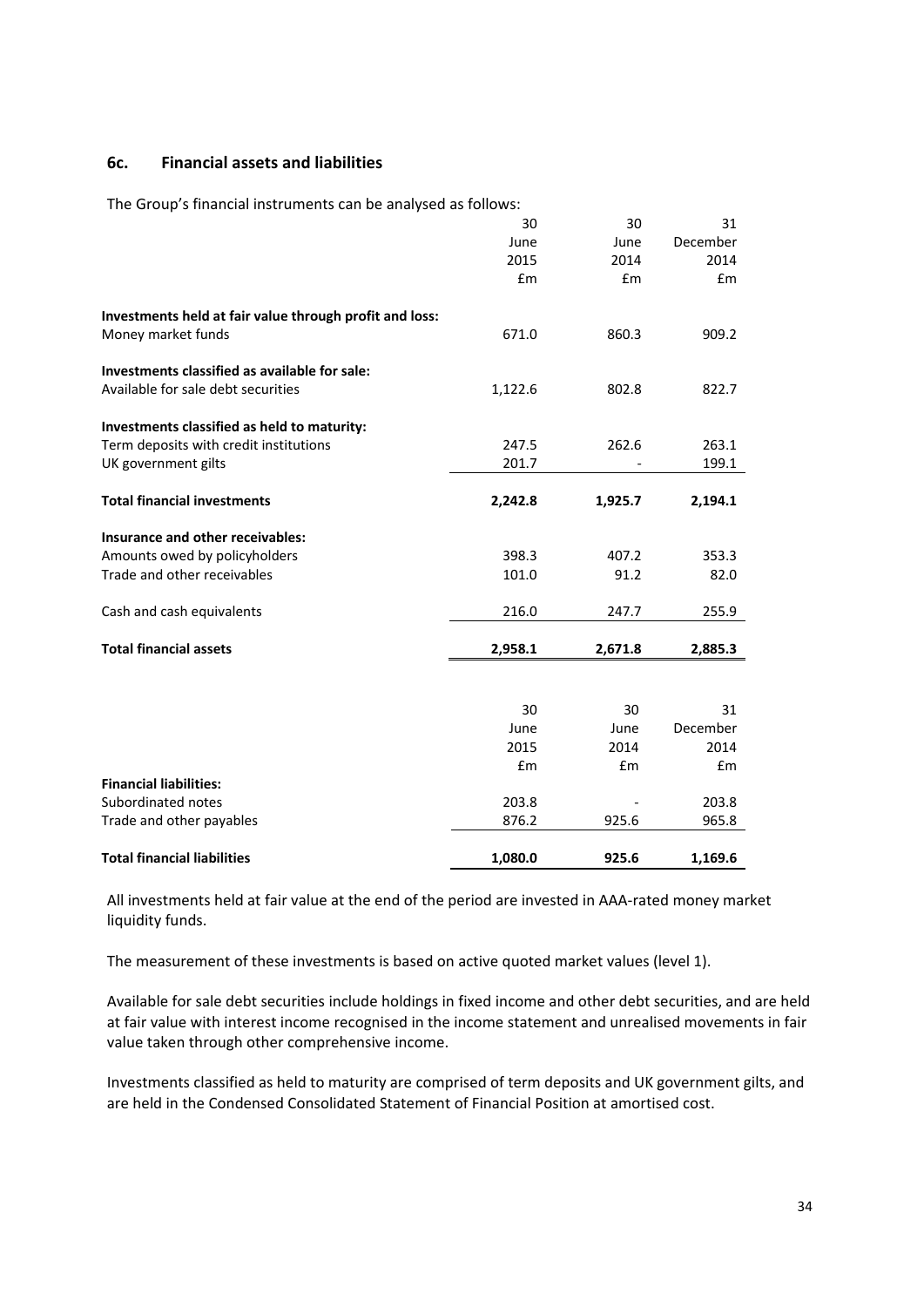### 6c. Financial assets and liabilities

The Group's financial instruments can be analysed as follows:

| | 30 June 2015 £m | 30 June 2014 £m | 31 December 2014 £m |
|---|---|---|---|
| **Investments held at fair value through profit and loss:** | | | |
| Money market funds | 671.0 | 860.3 | 909.2 |
| **Investments classified as available for sale:** | | | |
| Available for sale debt securities | 1,122.6 | 802.8 | 822.7 |
| **Investments classified as held to maturity:** | | | |
| Term deposits with credit institutions | 247.5 | 262.6 | 263.1 |
| UK government gilts | 201.7 | - | 199.1 |
| **Total financial investments** | **2,242.8** | **1,925.7** | **2,194.1** |
| **Insurance and other receivables:** | | | |
| Amounts owed by policyholders | 398.3 | 407.2 | 353.3 |
| Trade and other receivables | 101.0 | 91.2 | 82.0 |
| Cash and cash equivalents | 216.0 | 247.7 | 255.9 |
| **Total financial assets** | **2,958.1** | **2,671.8** | **2,885.3** |

| | 30 June 2015 £m | 30 June 2014 £m | 31 December 2014 £m |
|---|---|---|---|
| **Financial liabilities:** | | | |
| Subordinated notes | 203.8 | - | 203.8 |
| Trade and other payables | 876.2 | 925.6 | 965.8 |
| **Total financial liabilities** | **1,080.0** | **925.6** | **1,169.6** |

All investments held at fair value at the end of the period are invested in AAA-rated money market liquidity funds.

The measurement of these investments is based on active quoted market values (level 1).

Available for sale debt securities include holdings in fixed income and other debt securities, and are held at fair value with interest income recognised in the income statement and unrealised movements in fair value taken through other comprehensive income.

Investments classified as held to maturity are comprised of term deposits and UK government gilts, and are held in the Condensed Consolidated Statement of Financial Position at amortised cost.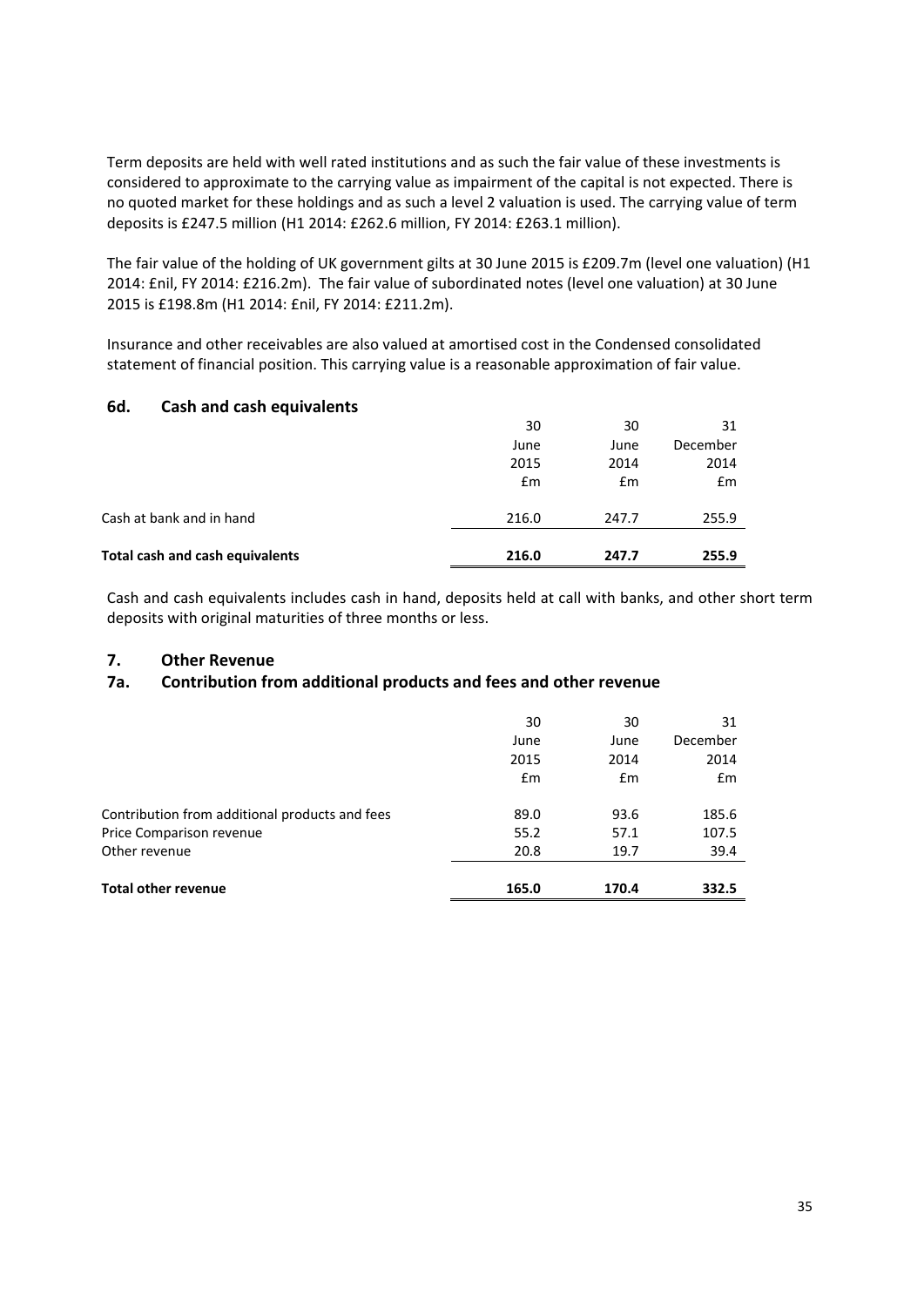Term deposits are held with well rated institutions and as such the fair value of these investments is considered to approximate to the carrying value as impairment of the capital is not expected. There is no quoted market for these holdings and as such a level 2 valuation is used. The carrying value of term deposits is £247.5 million (H1 2014: £262.6 million, FY 2014: £263.1 million).

The fair value of the holding of UK government gilts at 30 June 2015 is £209.7m (level one valuation) (H1 2014: £nil, FY 2014: £216.2m). The fair value of subordinated notes (level one valuation) at 30 June 2015 is £198.8m (H1 2014: £nil, FY 2014: £211.2m).

Insurance and other receivables are also valued at amortised cost in the Condensed consolidated statement of financial position. This carrying value is a reasonable approximation of fair value.

### 6d. Cash and cash equivalents

| | 30 June 2015 £m | 30 June 2014 £m | 31 December 2014 £m |
|---|---|---|---|
| Cash at bank and in hand | 216.0 | 247.7 | 255.9 |
| **Total cash and cash equivalents** | **216.0** | **247.7** | **255.9** |

Cash and cash equivalents includes cash in hand, deposits held at call with banks, and other short term deposits with original maturities of three months or less.

## 7. Other Revenue

### 7a. Contribution from additional products and fees and other revenue

| | 30 June 2015 £m | 30 June 2014 £m | 31 December 2014 £m |
|---|---|---|---|
| Contribution from additional products and fees | 89.0 | 93.6 | 185.6 |
| Price Comparison revenue | 55.2 | 57.1 | 107.5 |
| Other revenue | 20.8 | 19.7 | 39.4 |
| **Total other revenue** | **165.0** | **170.4** | **332.5** |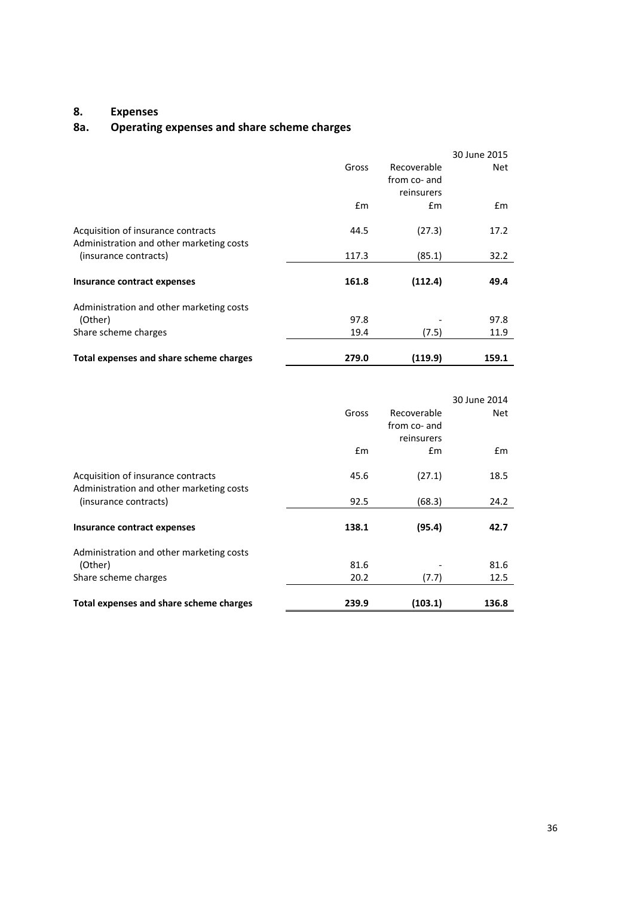## 8. Expenses

### 8a. Operating expenses and share scheme charges

| | Gross | Recoverable from co- and reinsurers | 30 June 2015 Net |
|---|---|---|---|
| | £m | £m | £m |
| Acquisition of insurance contracts | 44.5 | (27.3) | 17.2 |
| Administration and other marketing costs (insurance contracts) | 117.3 | (85.1) | 32.2 |
| **Insurance contract expenses** | **161.8** | **(112.4)** | **49.4** |
| Administration and other marketing costs (Other) | 97.8 | - | 97.8 |
| Share scheme charges | 19.4 | (7.5) | 11.9 |
| **Total expenses and share scheme charges** | **279.0** | **(119.9)** | **159.1** |

| | Gross | Recoverable from co- and reinsurers | 30 June 2014 Net |
|---|---|---|---|
| | £m | £m | £m |
| Acquisition of insurance contracts | 45.6 | (27.1) | 18.5 |
| Administration and other marketing costs (insurance contracts) | 92.5 | (68.3) | 24.2 |
| **Insurance contract expenses** | **138.1** | **(95.4)** | **42.7** |
| Administration and other marketing costs (Other) | 81.6 | - | 81.6 |
| Share scheme charges | 20.2 | (7.7) | 12.5 |
| **Total expenses and share scheme charges** | **239.9** | **(103.1)** | **136.8** |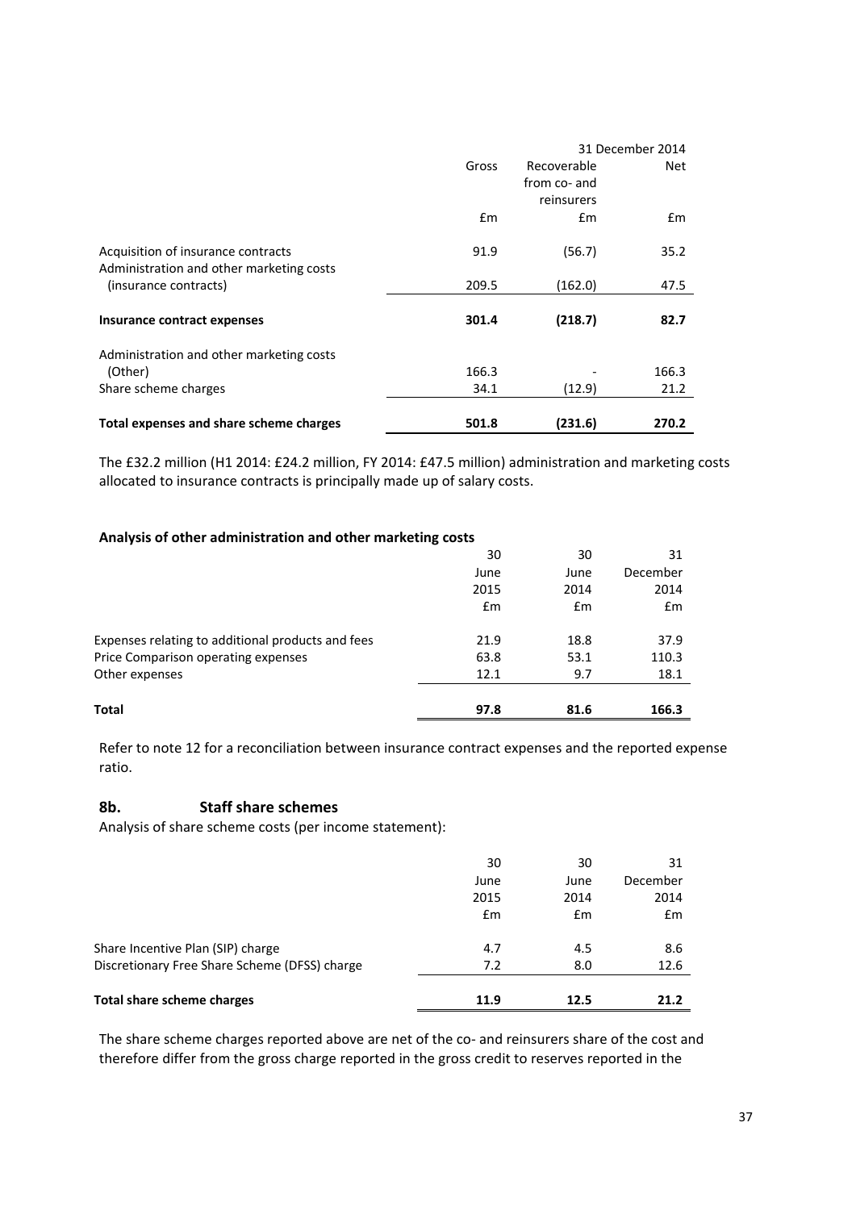| | | | 31 December 2014 |
|---|---|---|---|
| | Gross | Recoverable from co- and reinsurers | Net |
| | £m | £m | £m |
| Acquisition of insurance contracts | 91.9 | (56.7) | 35.2 |
| Administration and other marketing costs (insurance contracts) | 209.5 | (162.0) | 47.5 |
| **Insurance contract expenses** | **301.4** | **(218.7)** | **82.7** |
| Administration and other marketing costs (Other) | 166.3 | - | 166.3 |
| Share scheme charges | 34.1 | (12.9) | 21.2 |
| **Total expenses and share scheme charges** | **501.8** | **(231.6)** | **270.2** |

The £32.2 million (H1 2014: £24.2 million, FY 2014: £47.5 million) administration and marketing costs allocated to insurance contracts is principally made up of salary costs.

**Analysis of other administration and other marketing costs**

| | 30 June 2015 | 30 June 2014 | 31 December 2014 |
|---|---|---|---|
| | £m | £m | £m |
| Expenses relating to additional products and fees | 21.9 | 18.8 | 37.9 |
| Price Comparison operating expenses | 63.8 | 53.1 | 110.3 |
| Other expenses | 12.1 | 9.7 | 18.1 |
| **Total** | **97.8** | **81.6** | **166.3** |

Refer to note 12 for a reconciliation between insurance contract expenses and the reported expense ratio.

### 8b. Staff share schemes

Analysis of share scheme costs (per income statement):

| | 30 June 2015 | 30 June 2014 | 31 December 2014 |
|---|---|---|---|
| | £m | £m | £m |
| Share Incentive Plan (SIP) charge | 4.7 | 4.5 | 8.6 |
| Discretionary Free Share Scheme (DFSS) charge | 7.2 | 8.0 | 12.6 |
| **Total share scheme charges** | **11.9** | **12.5** | **21.2** |

The share scheme charges reported above are net of the co- and reinsurers share of the cost and therefore differ from the gross charge reported in the gross credit to reserves reported in the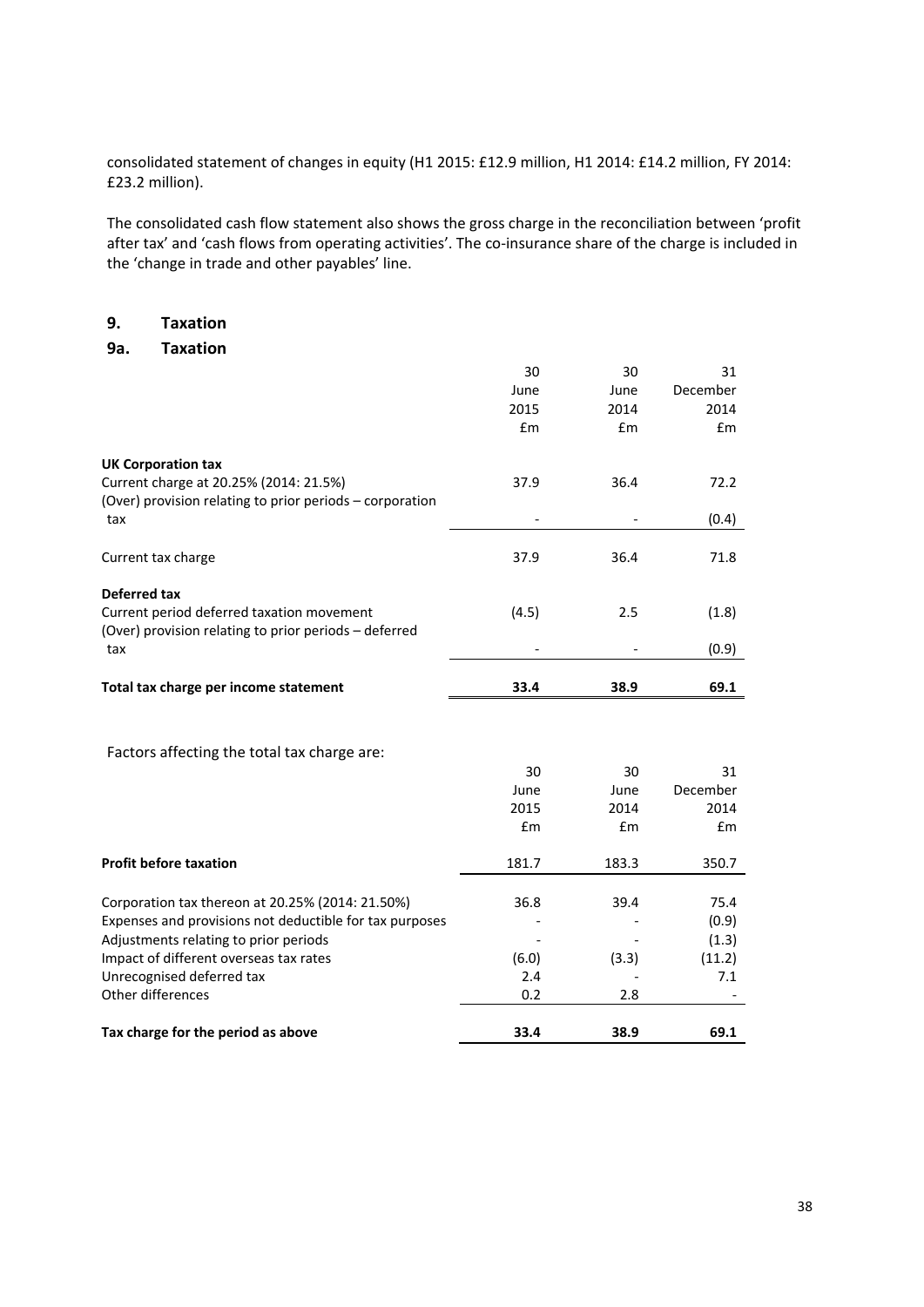consolidated statement of changes in equity (H1 2015: £12.9 million, H1 2014: £14.2 million, FY 2014: £23.2 million).

The consolidated cash flow statement also shows the gross charge in the reconciliation between 'profit after tax' and 'cash flows from operating activities'. The co-insurance share of the charge is included in the 'change in trade and other payables' line.

## 9. Taxation

### 9a. Taxation

| | 30 June 2015 £m | 30 June 2014 £m | 31 December 2014 £m |
|---|---|---|---|
| **UK Corporation tax** | | | |
| Current charge at 20.25% (2014: 21.5%) | 37.9 | 36.4 | 72.2 |
| (Over) provision relating to prior periods – corporation tax | - | - | (0.4) |
| Current tax charge | 37.9 | 36.4 | 71.8 |
| **Deferred tax** | | | |
| Current period deferred taxation movement | (4.5) | 2.5 | (1.8) |
| (Over) provision relating to prior periods – deferred tax | - | - | (0.9) |
| **Total tax charge per income statement** | **33.4** | **38.9** | **69.1** |

Factors affecting the total tax charge are:

| | 30 June 2015 £m | 30 June 2014 £m | 31 December 2014 £m |
|---|---|---|---|
| **Profit before taxation** | 181.7 | 183.3 | 350.7 |
| Corporation tax thereon at 20.25% (2014: 21.50%) | 36.8 | 39.4 | 75.4 |
| Expenses and provisions not deductible for tax purposes | - | - | (0.9) |
| Adjustments relating to prior periods | - | - | (1.3) |
| Impact of different overseas tax rates | (6.0) | (3.3) | (11.2) |
| Unrecognised deferred tax | 2.4 | - | 7.1 |
| Other differences | 0.2 | 2.8 | - |
| **Tax charge for the period as above** | **33.4** | **38.9** | **69.1** |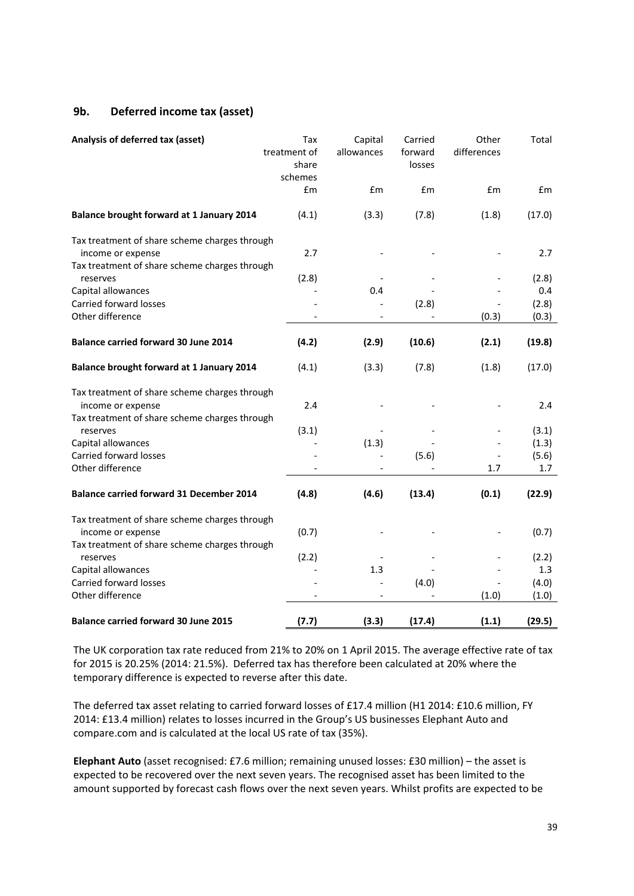## 9b. Deferred income tax (asset)

| Analysis of deferred tax (asset) | Tax treatment of share schemes | Capital allowances | Carried forward losses | Other differences | Total |
|---|---|---|---|---|---|
| | £m | £m | £m | £m | £m |
| **Balance brought forward at 1 January 2014** | (4.1) | (3.3) | (7.8) | (1.8) | (17.0) |
| Tax treatment of share scheme charges through income or expense | 2.7 | - | - | - | 2.7 |
| Tax treatment of share scheme charges through reserves | (2.8) | - | - | - | (2.8) |
| Capital allowances | - | 0.4 | - | - | 0.4 |
| Carried forward losses | - | - | (2.8) | - | (2.8) |
| Other difference | - | - | - | (0.3) | (0.3) |
| **Balance carried forward 30 June 2014** | **(4.2)** | **(2.9)** | **(10.6)** | **(2.1)** | **(19.8)** |
| **Balance brought forward at 1 January 2014** | (4.1) | (3.3) | (7.8) | (1.8) | (17.0) |
| Tax treatment of share scheme charges through income or expense | 2.4 | - | - | - | 2.4 |
| Tax treatment of share scheme charges through reserves | (3.1) | - | - | - | (3.1) |
| Capital allowances | - | (1.3) | - | - | (1.3) |
| Carried forward losses | - | - | (5.6) | - | (5.6) |
| Other difference | - | - | - | 1.7 | 1.7 |
| **Balance carried forward 31 December 2014** | **(4.8)** | **(4.6)** | **(13.4)** | **(0.1)** | **(22.9)** |
| Tax treatment of share scheme charges through income or expense | (0.7) | - | - | - | (0.7) |
| Tax treatment of share scheme charges through reserves | (2.2) | - | - | - | (2.2) |
| Capital allowances | - | 1.3 | - | - | 1.3 |
| Carried forward losses | - | - | (4.0) | - | (4.0) |
| Other difference | - | - | - | (1.0) | (1.0) |
| **Balance carried forward 30 June 2015** | **(7.7)** | **(3.3)** | **(17.4)** | **(1.1)** | **(29.5)** |

The UK corporation tax rate reduced from 21% to 20% on 1 April 2015. The average effective rate of tax for 2015 is 20.25% (2014: 21.5%). Deferred tax has therefore been calculated at 20% where the temporary difference is expected to reverse after this date.

The deferred tax asset relating to carried forward losses of £17.4 million (H1 2014: £10.6 million, FY 2014: £13.4 million) relates to losses incurred in the Group's US businesses Elephant Auto and compare.com and is calculated at the local US rate of tax (35%).

**Elephant Auto** (asset recognised: £7.6 million; remaining unused losses: £30 million) – the asset is expected to be recovered over the next seven years. The recognised asset has been limited to the amount supported by forecast cash flows over the next seven years. Whilst profits are expected to be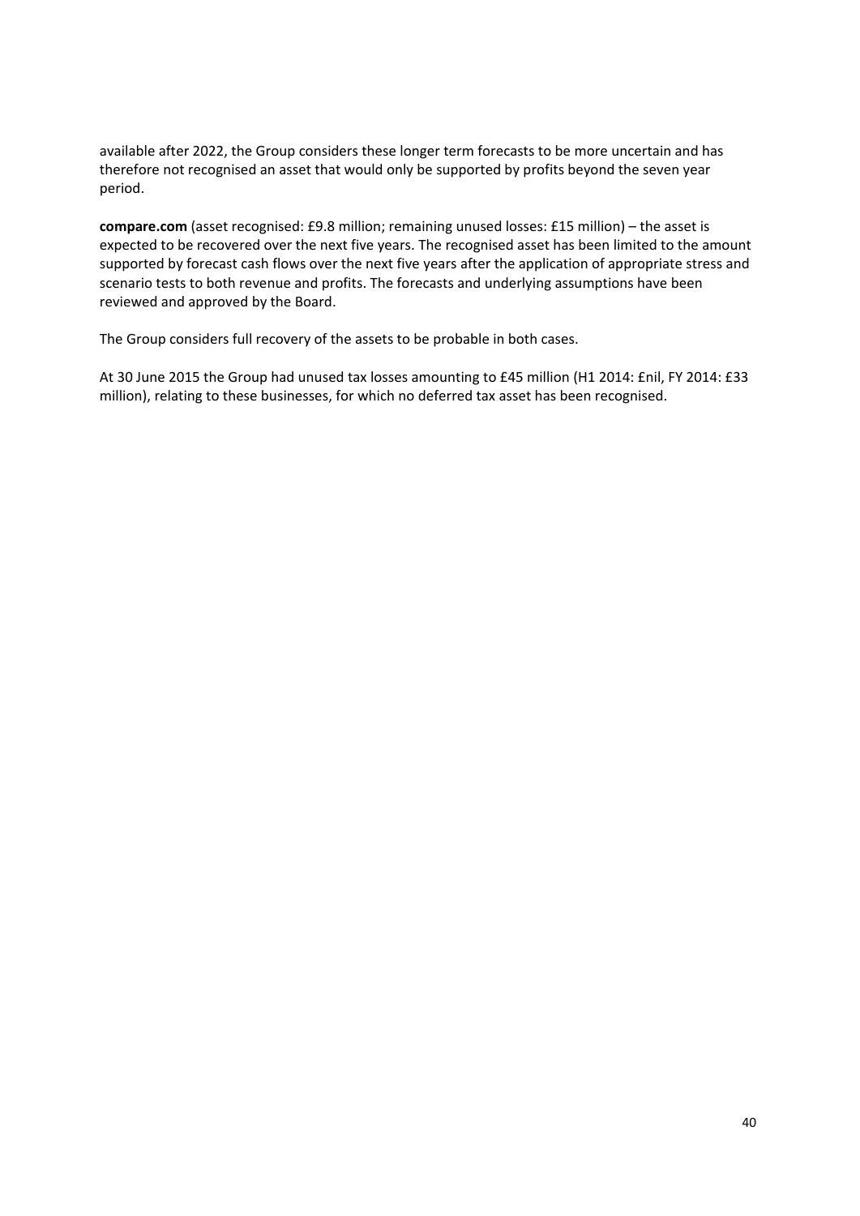available after 2022, the Group considers these longer term forecasts to be more uncertain and has therefore not recognised an asset that would only be supported by profits beyond the seven year period.

**compare.com** (asset recognised: £9.8 million; remaining unused losses: £15 million) – the asset is expected to be recovered over the next five years. The recognised asset has been limited to the amount supported by forecast cash flows over the next five years after the application of appropriate stress and scenario tests to both revenue and profits. The forecasts and underlying assumptions have been reviewed and approved by the Board.

The Group considers full recovery of the assets to be probable in both cases.

At 30 June 2015 the Group had unused tax losses amounting to £45 million (H1 2014: £nil, FY 2014: £33 million), relating to these businesses, for which no deferred tax asset has been recognised.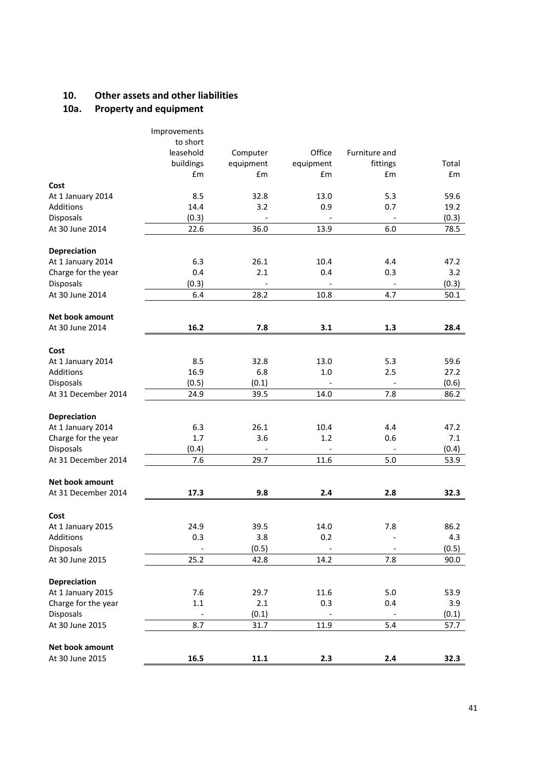## 10. Other assets and other liabilities

### 10a. Property and equipment

| | Improvements to short leasehold buildings | Computer equipment | Office equipment | Furniture and fittings | Total |
|---|---|---|---|---|---|
| | £m | £m | £m | £m | £m |
| **Cost** | | | | | |
| At 1 January 2014 | 8.5 | 32.8 | 13.0 | 5.3 | 59.6 |
| Additions | 14.4 | 3.2 | 0.9 | 0.7 | 19.2 |
| Disposals | (0.3) | - | - | - | (0.3) |
| At 30 June 2014 | 22.6 | 36.0 | 13.9 | 6.0 | 78.5 |
| **Depreciation** | | | | | |
| At 1 January 2014 | 6.3 | 26.1 | 10.4 | 4.4 | 47.2 |
| Charge for the year | 0.4 | 2.1 | 0.4 | 0.3 | 3.2 |
| Disposals | (0.3) | - | - | - | (0.3) |
| At 30 June 2014 | 6.4 | 28.2 | 10.8 | 4.7 | 50.1 |
| **Net book amount** | | | | | |
| At 30 June 2014 | **16.2** | **7.8** | **3.1** | **1.3** | **28.4** |
| **Cost** | | | | | |
| At 1 January 2014 | 8.5 | 32.8 | 13.0 | 5.3 | 59.6 |
| Additions | 16.9 | 6.8 | 1.0 | 2.5 | 27.2 |
| Disposals | (0.5) | (0.1) | - | - | (0.6) |
| At 31 December 2014 | 24.9 | 39.5 | 14.0 | 7.8 | 86.2 |
| **Depreciation** | | | | | |
| At 1 January 2014 | 6.3 | 26.1 | 10.4 | 4.4 | 47.2 |
| Charge for the year | 1.7 | 3.6 | 1.2 | 0.6 | 7.1 |
| Disposals | (0.4) | - | - | - | (0.4) |
| At 31 December 2014 | 7.6 | 29.7 | 11.6 | 5.0 | 53.9 |
| **Net book amount** | | | | | |
| At 31 December 2014 | **17.3** | **9.8** | **2.4** | **2.8** | **32.3** |
| **Cost** | | | | | |
| At 1 January 2015 | 24.9 | 39.5 | 14.0 | 7.8 | 86.2 |
| Additions | 0.3 | 3.8 | 0.2 | - | 4.3 |
| Disposals | - | (0.5) | - | - | (0.5) |
| At 30 June 2015 | 25.2 | 42.8 | 14.2 | 7.8 | 90.0 |
| **Depreciation** | | | | | |
| At 1 January 2015 | 7.6 | 29.7 | 11.6 | 5.0 | 53.9 |
| Charge for the year | 1.1 | 2.1 | 0.3 | 0.4 | 3.9 |
| Disposals | - | (0.1) | - | - | (0.1) |
| At 30 June 2015 | 8.7 | 31.7 | 11.9 | 5.4 | 57.7 |
| **Net book amount** | | | | | |
| At 30 June 2015 | **16.5** | **11.1** | **2.3** | **2.4** | **32.3** |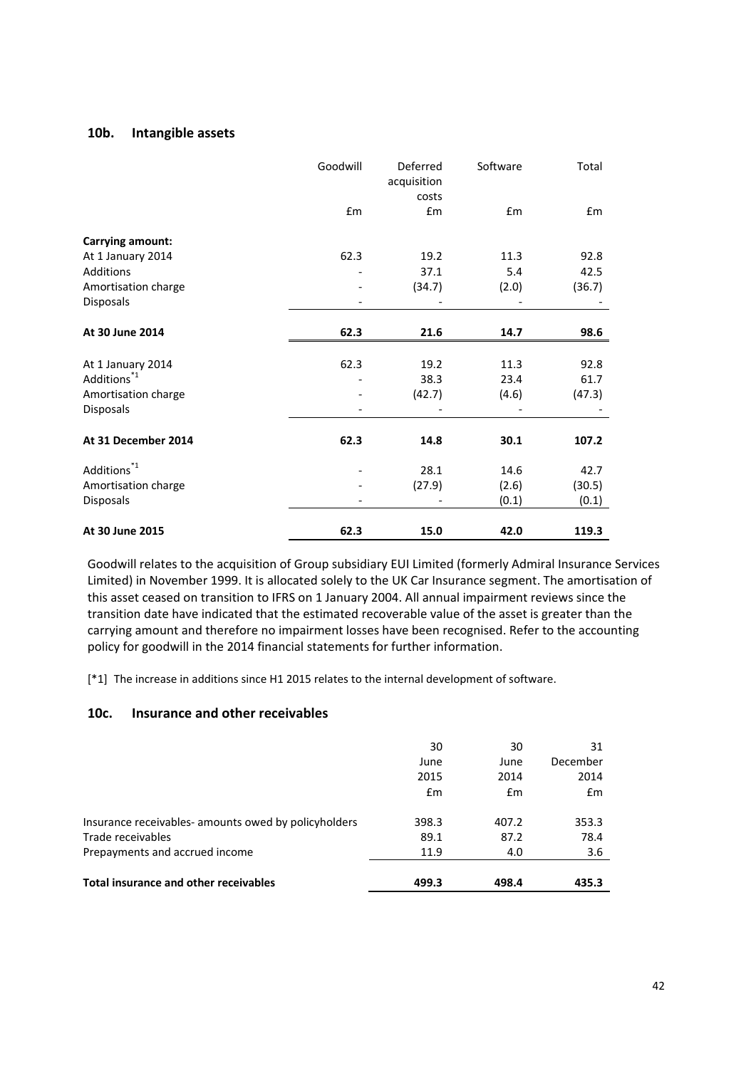### 10b. Intangible assets

| | Goodwill | Deferred acquisition costs | Software | Total |
|---|---|---|---|---|
| | £m | £m | £m | £m |
| **Carrying amount:** | | | | |
| At 1 January 2014 | 62.3 | 19.2 | 11.3 | 92.8 |
| Additions | - | 37.1 | 5.4 | 42.5 |
| Amortisation charge | - | (34.7) | (2.0) | (36.7) |
| Disposals | - | - | - | - |
| **At 30 June 2014** | **62.3** | **21.6** | **14.7** | **98.6** |
| At 1 January 2014 | 62.3 | 19.2 | 11.3 | 92.8 |
| Additions[*1] | - | 38.3 | 23.4 | 61.7 |
| Amortisation charge | - | (42.7) | (4.6) | (47.3) |
| Disposals | - | - | - | - |
| **At 31 December 2014** | **62.3** | **14.8** | **30.1** | **107.2** |
| Additions[*1] | - | 28.1 | 14.6 | 42.7 |
| Amortisation charge | - | (27.9) | (2.6) | (30.5) |
| Disposals | - | - | (0.1) | (0.1) |
| **At 30 June 2015** | **62.3** | **15.0** | **42.0** | **119.3** |

Goodwill relates to the acquisition of Group subsidiary EUI Limited (formerly Admiral Insurance Services Limited) in November 1999. It is allocated solely to the UK Car Insurance segment. The amortisation of this asset ceased on transition to IFRS on 1 January 2004. All annual impairment reviews since the transition date have indicated that the estimated recoverable value of the asset is greater than the carrying amount and therefore no impairment losses have been recognised. Refer to the accounting policy for goodwill in the 2014 financial statements for further information.

[*1] The increase in additions since H1 2015 relates to the internal development of software.

### 10c. Insurance and other receivables

| | 30 June 2015 | 30 June 2014 | 31 December 2014 |
|---|---|---|---|
| | £m | £m | £m |
| Insurance receivables- amounts owed by policyholders | 398.3 | 407.2 | 353.3 |
| Trade receivables | 89.1 | 87.2 | 78.4 |
| Prepayments and accrued income | 11.9 | 4.0 | 3.6 |
| **Total insurance and other receivables** | **499.3** | **498.4** | **435.3** |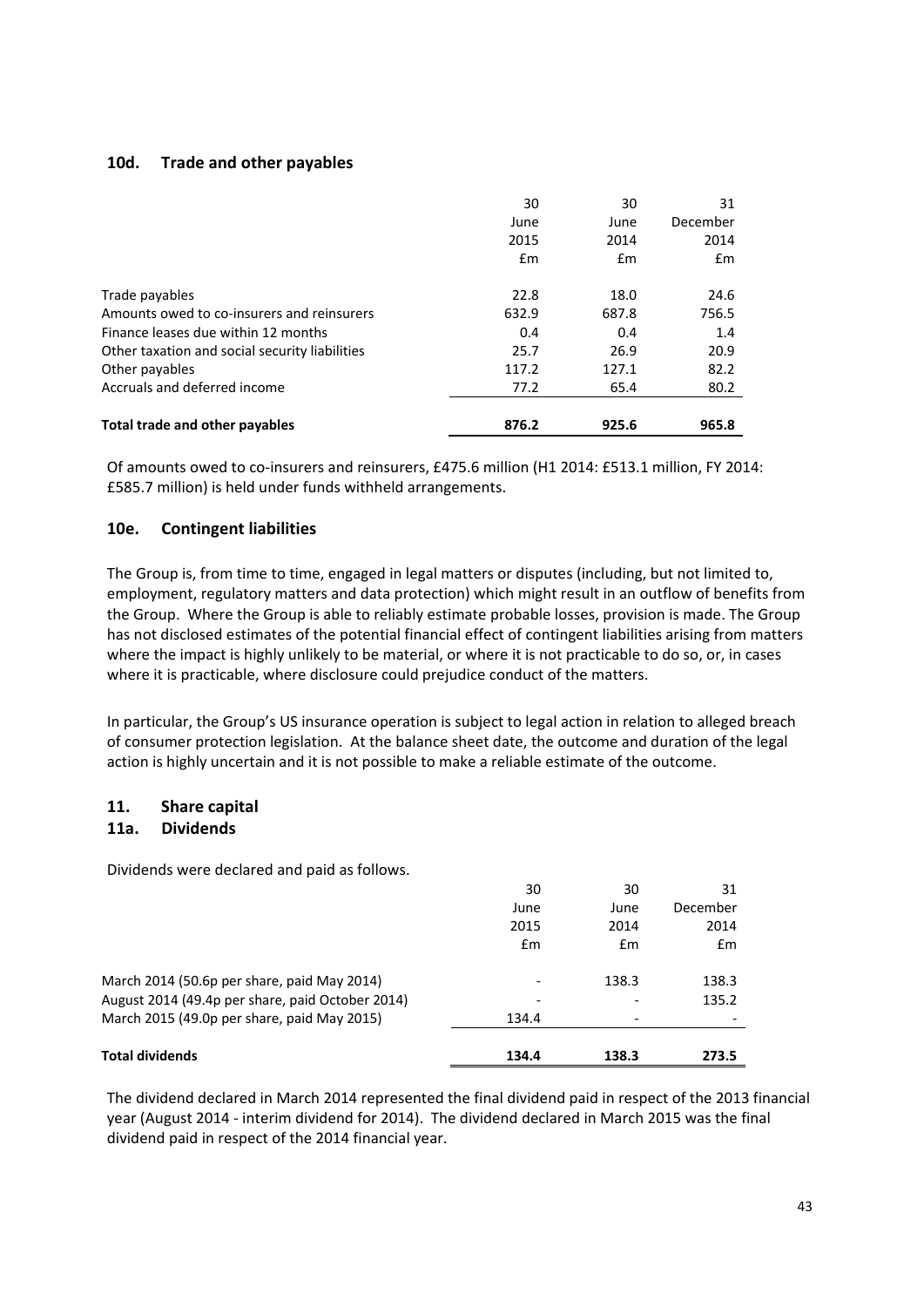### 10d. Trade and other payables

| | 30 June 2015 £m | 30 June 2014 £m | 31 December 2014 £m |
|---|---|---|---|
| Trade payables | 22.8 | 18.0 | 24.6 |
| Amounts owed to co-insurers and reinsurers | 632.9 | 687.8 | 756.5 |
| Finance leases due within 12 months | 0.4 | 0.4 | 1.4 |
| Other taxation and social security liabilities | 25.7 | 26.9 | 20.9 |
| Other payables | 117.2 | 127.1 | 82.2 |
| Accruals and deferred income | 77.2 | 65.4 | 80.2 |
| **Total trade and other payables** | **876.2** | **925.6** | **965.8** |

Of amounts owed to co-insurers and reinsurers, £475.6 million (H1 2014: £513.1 million, FY 2014: £585.7 million) is held under funds withheld arrangements.

### 10e. Contingent liabilities

The Group is, from time to time, engaged in legal matters or disputes (including, but not limited to, employment, regulatory matters and data protection) which might result in an outflow of benefits from the Group. Where the Group is able to reliably estimate probable losses, provision is made. The Group has not disclosed estimates of the potential financial effect of contingent liabilities arising from matters where the impact is highly unlikely to be material, or where it is not practicable to do so, or, in cases where it is practicable, where disclosure could prejudice conduct of the matters.

In particular, the Group's US insurance operation is subject to legal action in relation to alleged breach of consumer protection legislation. At the balance sheet date, the outcome and duration of the legal action is highly uncertain and it is not possible to make a reliable estimate of the outcome.

## 11. Share capital

### 11a. Dividends

Dividends were declared and paid as follows.

| | 30 June 2015 £m | 30 June 2014 £m | 31 December 2014 £m |
|---|---|---|---|
| March 2014 (50.6p per share, paid May 2014) | - | 138.3 | 138.3 |
| August 2014 (49.4p per share, paid October 2014) | - | - | 135.2 |
| March 2015 (49.0p per share, paid May 2015) | 134.4 | - | - |
| **Total dividends** | **134.4** | **138.3** | **273.5** |

The dividend declared in March 2014 represented the final dividend paid in respect of the 2013 financial year (August 2014 - interim dividend for 2014). The dividend declared in March 2015 was the final dividend paid in respect of the 2014 financial year.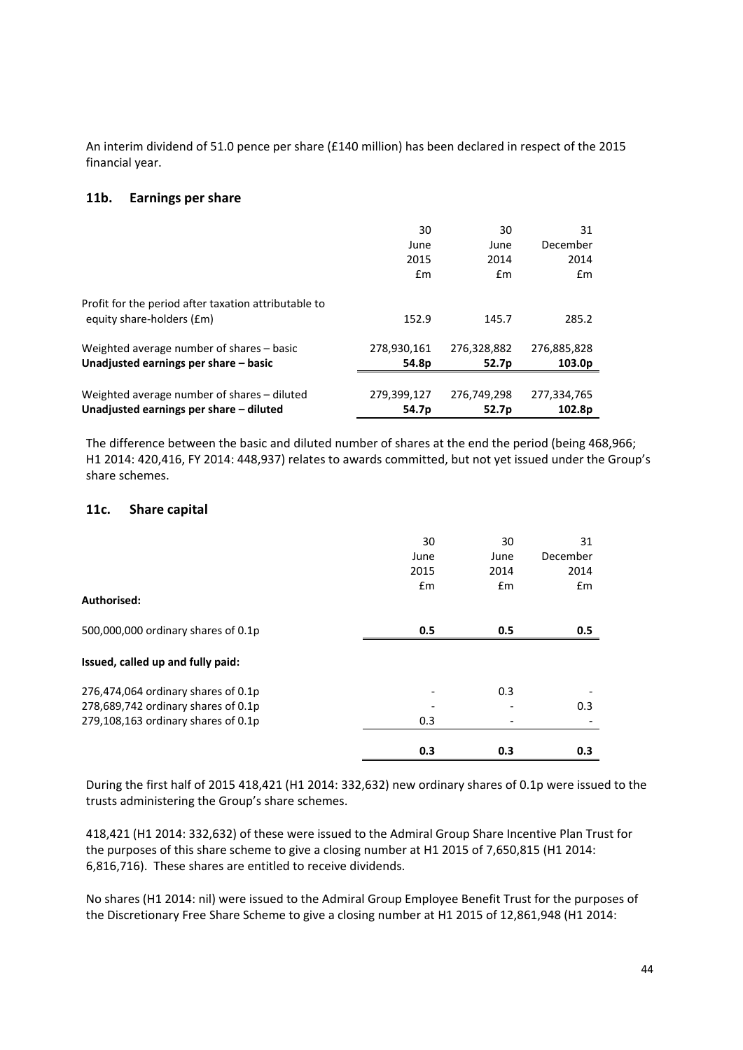An interim dividend of 51.0 pence per share (£140 million) has been declared in respect of the 2015 financial year.

## 11b. Earnings per share

| | 30 June 2015 £m | 30 June 2014 £m | 31 December 2014 £m |
|---|---|---|---|
| Profit for the period after taxation attributable to equity share-holders (£m) | 152.9 | 145.7 | 285.2 |
| Weighted average number of shares – basic | 278,930,161 | 276,328,882 | 276,885,828 |
| **Unadjusted earnings per share – basic** | **54.8p** | **52.7p** | **103.0p** |
| Weighted average number of shares – diluted | 279,399,127 | 276,749,298 | 277,334,765 |
| **Unadjusted earnings per share – diluted** | **54.7p** | **52.7p** | **102.8p** |

The difference between the basic and diluted number of shares at the end the period (being 468,966; H1 2014: 420,416, FY 2014: 448,937) relates to awards committed, but not yet issued under the Group's share schemes.

## 11c. Share capital

| | 30 June 2015 £m | 30 June 2014 £m | 31 December 2014 £m |
|---|---|---|---|
| **Authorised:** | | | |
| 500,000,000 ordinary shares of 0.1p | **0.5** | **0.5** | **0.5** |
| **Issued, called up and fully paid:** | | | |
| 276,474,064 ordinary shares of 0.1p | - | 0.3 | - |
| 278,689,742 ordinary shares of 0.1p | - | - | 0.3 |
| 279,108,163 ordinary shares of 0.1p | 0.3 | - | - |
| | **0.3** | **0.3** | **0.3** |

During the first half of 2015 418,421 (H1 2014: 332,632) new ordinary shares of 0.1p were issued to the trusts administering the Group's share schemes.

418,421 (H1 2014: 332,632) of these were issued to the Admiral Group Share Incentive Plan Trust for the purposes of this share scheme to give a closing number at H1 2015 of 7,650,815 (H1 2014: 6,816,716). These shares are entitled to receive dividends.

No shares (H1 2014: nil) were issued to the Admiral Group Employee Benefit Trust for the purposes of the Discretionary Free Share Scheme to give a closing number at H1 2015 of 12,861,948 (H1 2014: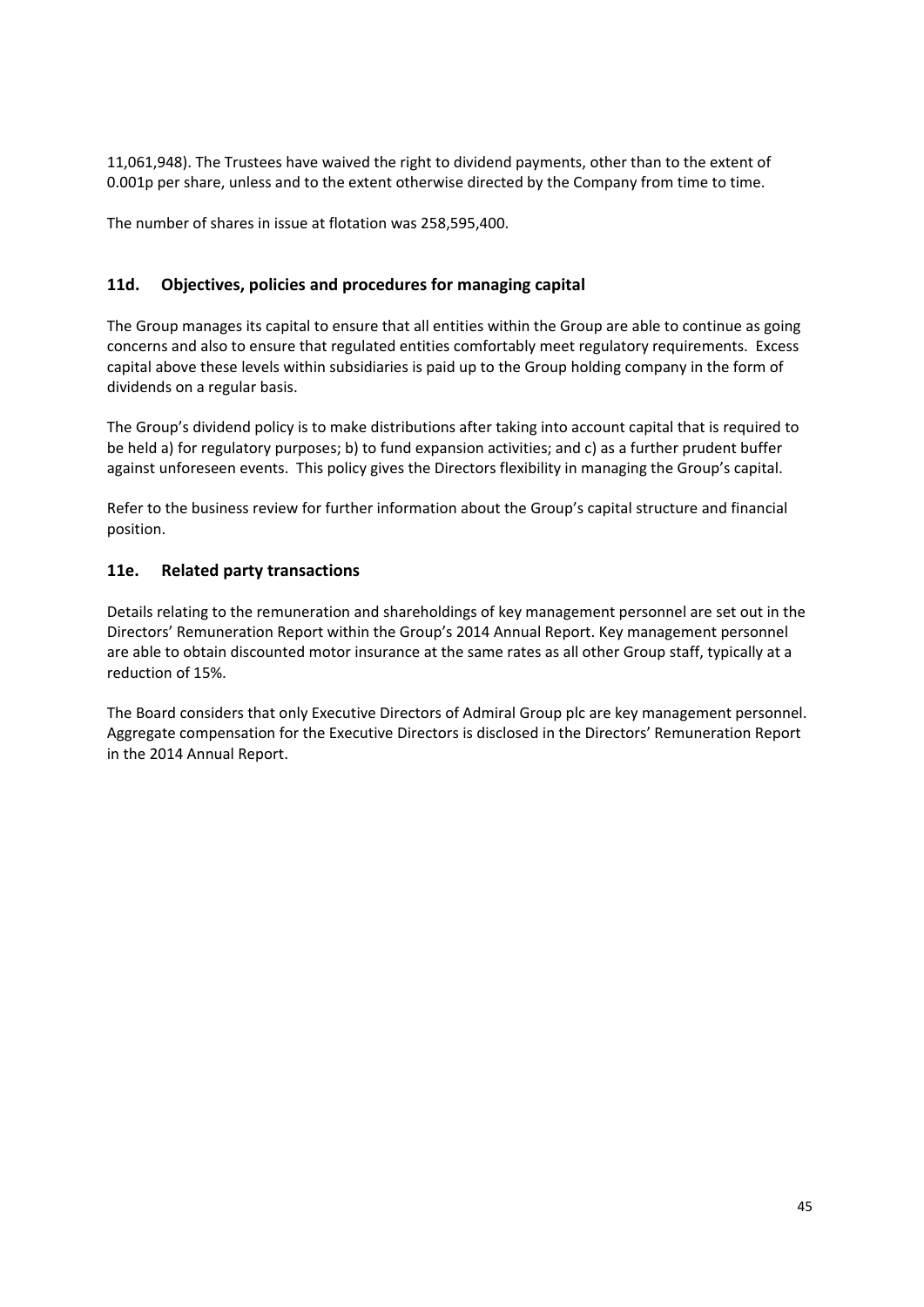11,061,948). The Trustees have waived the right to dividend payments, other than to the extent of 0.001p per share, unless and to the extent otherwise directed by the Company from time to time.

The number of shares in issue at flotation was 258,595,400.

### 11d. Objectives, policies and procedures for managing capital

The Group manages its capital to ensure that all entities within the Group are able to continue as going concerns and also to ensure that regulated entities comfortably meet regulatory requirements. Excess capital above these levels within subsidiaries is paid up to the Group holding company in the form of dividends on a regular basis.

The Group's dividend policy is to make distributions after taking into account capital that is required to be held a) for regulatory purposes; b) to fund expansion activities; and c) as a further prudent buffer against unforeseen events. This policy gives the Directors flexibility in managing the Group's capital.

Refer to the business review for further information about the Group's capital structure and financial position.

### 11e. Related party transactions

Details relating to the remuneration and shareholdings of key management personnel are set out in the Directors' Remuneration Report within the Group's 2014 Annual Report. Key management personnel are able to obtain discounted motor insurance at the same rates as all other Group staff, typically at a reduction of 15%.

The Board considers that only Executive Directors of Admiral Group plc are key management personnel. Aggregate compensation for the Executive Directors is disclosed in the Directors' Remuneration Report in the 2014 Annual Report.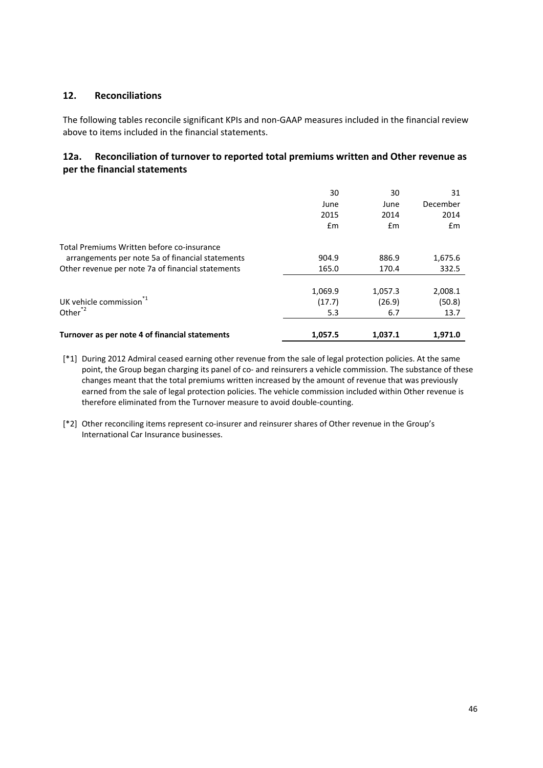## 12. Reconciliations

The following tables reconcile significant KPIs and non-GAAP measures included in the financial review above to items included in the financial statements.

### 12a. Reconciliation of turnover to reported total premiums written and Other revenue as per the financial statements

| | 30 June 2015 £m | 30 June 2014 £m | 31 December 2014 £m |
|---|---|---|---|
| Total Premiums Written before co-insurance arrangements per note 5a of financial statements | 904.9 | 886.9 | 1,675.6 |
| Other revenue per note 7a of financial statements | 165.0 | 170.4 | 332.5 |
| | 1,069.9 | 1,057.3 | 2,008.1 |
| UK vehicle commission[*1] | (17.7) | (26.9) | (50.8) |
| Other[*2] | 5.3 | 6.7 | 13.7 |
| **Turnover as per note 4 of financial statements** | **1,057.5** | **1,037.1** | **1,971.0** |

[*1] During 2012 Admiral ceased earning other revenue from the sale of legal protection policies. At the same point, the Group began charging its panel of co- and reinsurers a vehicle commission. The substance of these changes meant that the total premiums written increased by the amount of revenue that was previously earned from the sale of legal protection policies. The vehicle commission included within Other revenue is therefore eliminated from the Turnover measure to avoid double-counting.

[*2] Other reconciling items represent co-insurer and reinsurer shares of Other revenue in the Group's International Car Insurance businesses.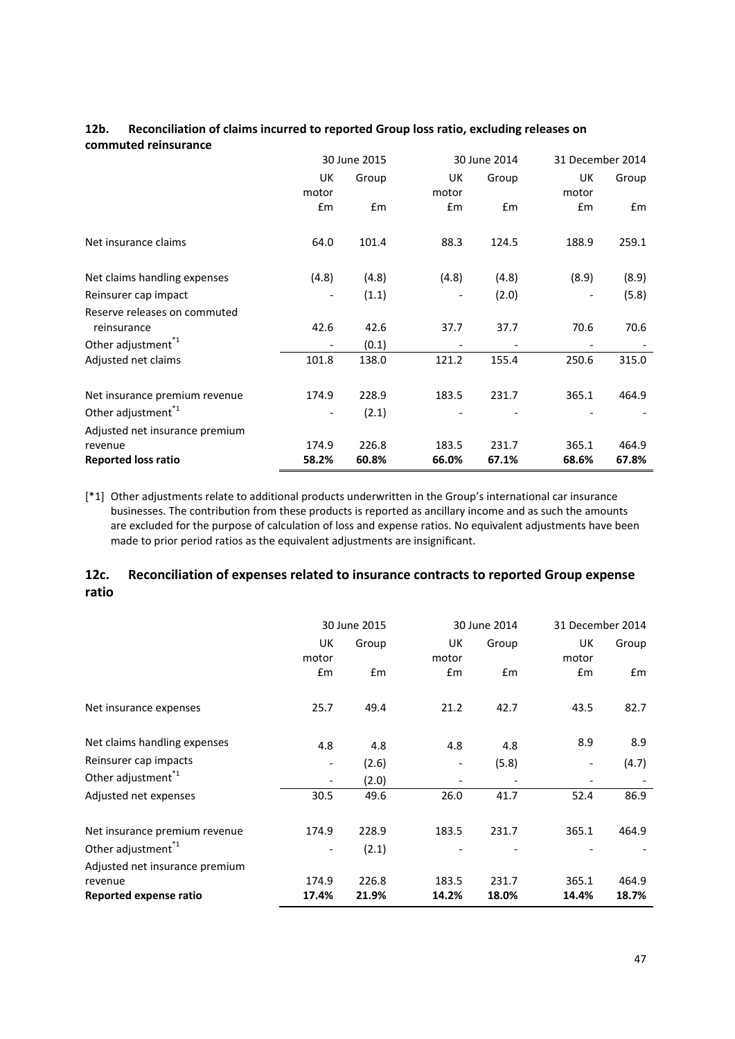## 12b. Reconciliation of claims incurred to reported Group loss ratio, excluding releases on commuted reinsurance

| | 30 June 2015 | | 30 June 2014 | | 31 December 2014 | |
|---|---|---|---|---|---|---|
| | UK motor | Group | UK motor | Group | UK motor | Group |
| | £m | £m | £m | £m | £m | £m |
| Net insurance claims | 64.0 | 101.4 | 88.3 | 124.5 | 188.9 | 259.1 |
| Net claims handling expenses | (4.8) | (4.8) | (4.8) | (4.8) | (8.9) | (8.9) |
| Reinsurer cap impact | - | (1.1) | - | (2.0) | - | (5.8) |
| Reserve releases on commuted reinsurance | 42.6 | 42.6 | 37.7 | 37.7 | 70.6 | 70.6 |
| Other adjustment[*1] | - | (0.1) | - | - | - | - |
| Adjusted net claims | 101.8 | 138.0 | 121.2 | 155.4 | 250.6 | 315.0 |
| Net insurance premium revenue | 174.9 | 228.9 | 183.5 | 231.7 | 365.1 | 464.9 |
| Other adjustment[*1] | - | (2.1) | - | - | - | - |
| Adjusted net insurance premium revenue | 174.9 | 226.8 | 183.5 | 231.7 | 365.1 | 464.9 |
| **Reported loss ratio** | **58.2%** | **60.8%** | **66.0%** | **67.1%** | **68.6%** | **67.8%** |

[*1] Other adjustments relate to additional products underwritten in the Group's international car insurance businesses. The contribution from these products is reported as ancillary income and as such the amounts are excluded for the purpose of calculation of loss and expense ratios. No equivalent adjustments have been made to prior period ratios as the equivalent adjustments are insignificant.

## 12c. Reconciliation of expenses related to insurance contracts to reported Group expense ratio

| | 30 June 2015 | | 30 June 2014 | | 31 December 2014 | |
|---|---|---|---|---|---|---|
| | UK motor | Group | UK motor | Group | UK motor | Group |
| | £m | £m | £m | £m | £m | £m |
| Net insurance expenses | 25.7 | 49.4 | 21.2 | 42.7 | 43.5 | 82.7 |
| Net claims handling expenses | 4.8 | 4.8 | 4.8 | 4.8 | 8.9 | 8.9 |
| Reinsurer cap impacts | - | (2.6) | - | (5.8) | - | (4.7) |
| Other adjustment[*1] | - | (2.0) | - | - | - | - |
| Adjusted net expenses | 30.5 | 49.6 | 26.0 | 41.7 | 52.4 | 86.9 |
| Net insurance premium revenue | 174.9 | 228.9 | 183.5 | 231.7 | 365.1 | 464.9 |
| Other adjustment[*1] | - | (2.1) | - | - | - | - |
| Adjusted net insurance premium revenue | 174.9 | 226.8 | 183.5 | 231.7 | 365.1 | 464.9 |
| **Reported expense ratio** | **17.4%** | **21.9%** | **14.2%** | **18.0%** | **14.4%** | **18.7%** |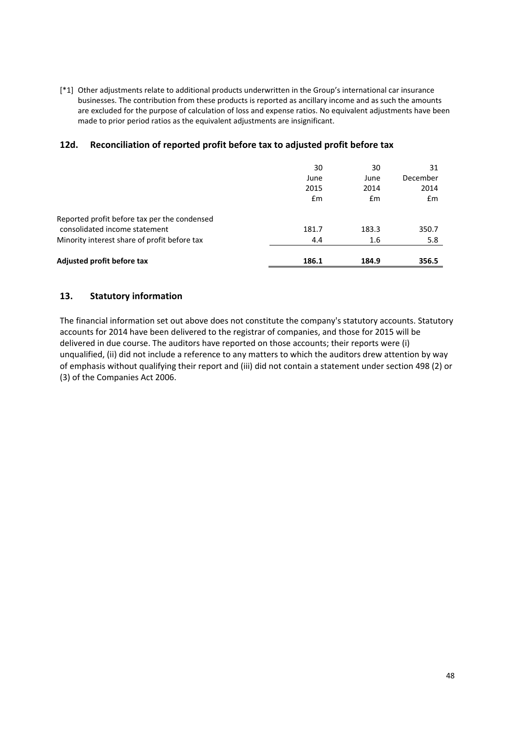[*1] Other adjustments relate to additional products underwritten in the Group's international car insurance businesses. The contribution from these products is reported as ancillary income and as such the amounts are excluded for the purpose of calculation of loss and expense ratios. No equivalent adjustments have been made to prior period ratios as the equivalent adjustments are insignificant.

## 12d. Reconciliation of reported profit before tax to adjusted profit before tax

| | 30 June 2015 £m | 30 June 2014 £m | 31 December 2014 £m |
|---|---|---|---|
| Reported profit before tax per the condensed consolidated income statement | 181.7 | 183.3 | 350.7 |
| Minority interest share of profit before tax | 4.4 | 1.6 | 5.8 |
| **Adjusted profit before tax** | **186.1** | **184.9** | **356.5** |

## 13. Statutory information

The financial information set out above does not constitute the company's statutory accounts. Statutory accounts for 2014 have been delivered to the registrar of companies, and those for 2015 will be delivered in due course. The auditors have reported on those accounts; their reports were (i) unqualified, (ii) did not include a reference to any matters to which the auditors drew attention by way of emphasis without qualifying their report and (iii) did not contain a statement under section 498 (2) or (3) of the Companies Act 2006.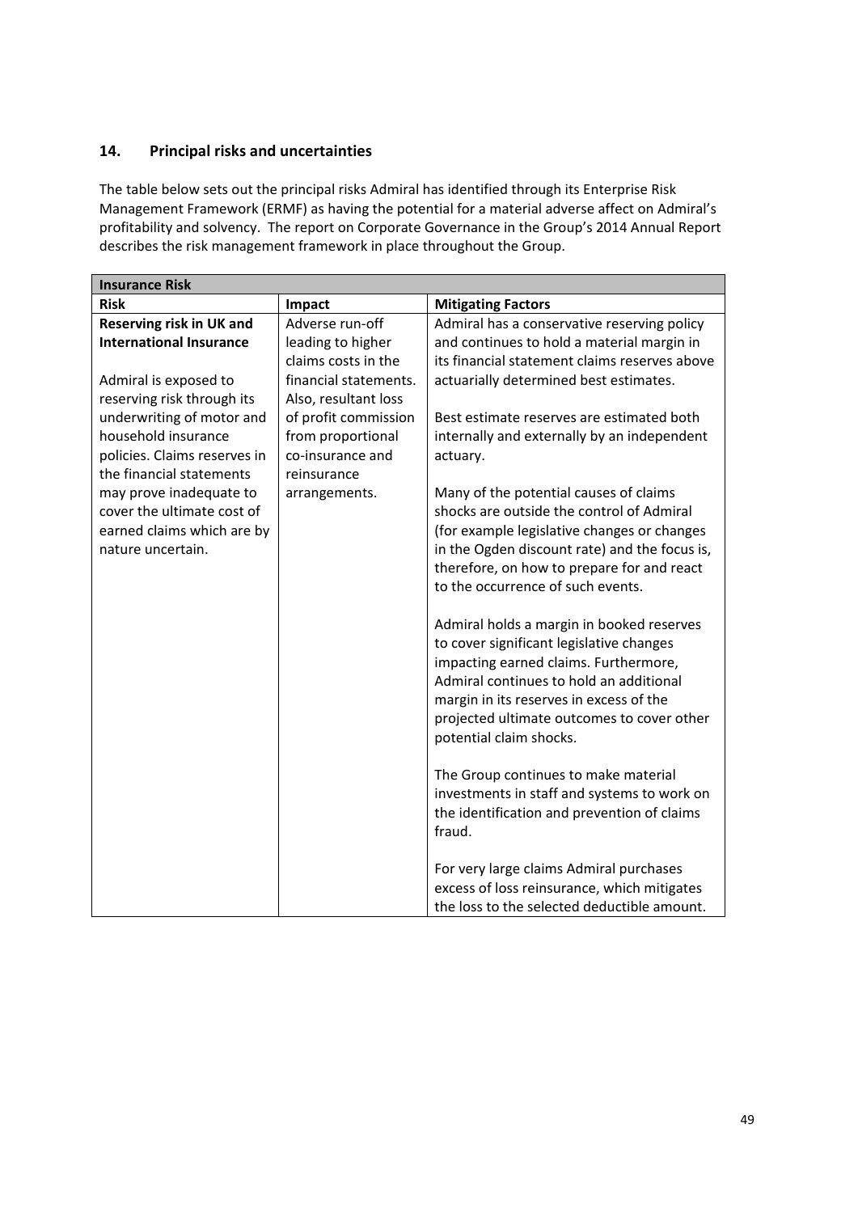## 14. Principal risks and uncertainties

The table below sets out the principal risks Admiral has identified through its Enterprise Risk Management Framework (ERMF) as having the potential for a material adverse affect on Admiral's profitability and solvency. The report on Corporate Governance in the Group's 2014 Annual Report describes the risk management framework in place throughout the Group.

| **Insurance Risk** | | |
|---|---|---|
| **Risk** | **Impact** | **Mitigating Factors** |
| **Reserving risk in UK and International Insurance**<br><br>Admiral is exposed to reserving risk through its underwriting of motor and household insurance policies. Claims reserves in the financial statements may prove inadequate to cover the ultimate cost of earned claims which are by nature uncertain. | Adverse run-off leading to higher claims costs in the financial statements. Also, resultant loss of profit commission from proportional co-insurance and reinsurance arrangements. | Admiral has a conservative reserving policy and continues to hold a material margin in its financial statement claims reserves above actuarially determined best estimates.<br><br>Best estimate reserves are estimated both internally and externally by an independent actuary.<br><br>Many of the potential causes of claims shocks are outside the control of Admiral (for example legislative changes or changes in the Ogden discount rate) and the focus is, therefore, on how to prepare for and react to the occurrence of such events.<br><br>Admiral holds a margin in booked reserves to cover significant legislative changes impacting earned claims. Furthermore, Admiral continues to hold an additional margin in its reserves in excess of the projected ultimate outcomes to cover other potential claim shocks.<br><br>The Group continues to make material investments in staff and systems to work on the identification and prevention of claims fraud.<br><br>For very large claims Admiral purchases excess of loss reinsurance, which mitigates the loss to the selected deductible amount. |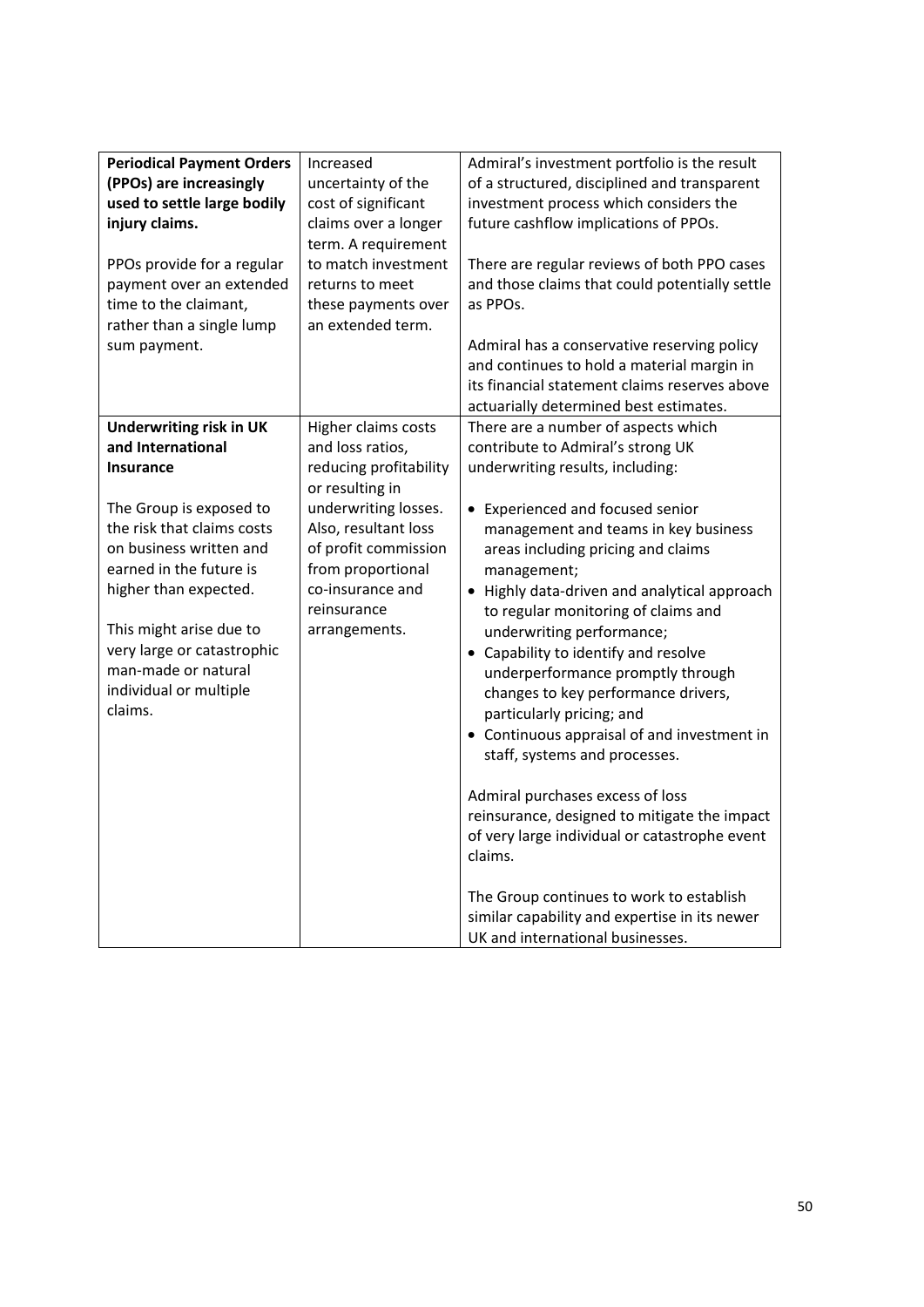| | | |
|---|---|---|
| **Periodical Payment Orders (PPOs) are increasingly used to settle large bodily injury claims.**<br><br>PPOs provide for a regular payment over an extended time to the claimant, rather than a single lump sum payment. | Increased uncertainty of the cost of significant claims over a longer term. A requirement to match investment returns to meet these payments over an extended term. | Admiral's investment portfolio is the result of a structured, disciplined and transparent investment process which considers the future cashflow implications of PPOs.<br><br>There are regular reviews of both PPO cases and those claims that could potentially settle as PPOs.<br><br>Admiral has a conservative reserving policy and continues to hold a material margin in its financial statement claims reserves above actuarially determined best estimates. |
| **Underwriting risk in UK and International Insurance**<br><br>The Group is exposed to the risk that claims costs on business written and earned in the future is higher than expected.<br><br>This might arise due to very large or catastrophic man-made or natural individual or multiple claims. | Higher claims costs and loss ratios, reducing profitability or resulting in underwriting losses. Also, resultant loss of profit commission from proportional co-insurance and reinsurance arrangements. | There are a number of aspects which contribute to Admiral's strong UK underwriting results, including:<br><br>• Experienced and focused senior management and teams in key business areas including pricing and claims management;<br>• Highly data-driven and analytical approach to regular monitoring of claims and underwriting performance;<br>• Capability to identify and resolve underperformance promptly through changes to key performance drivers, particularly pricing; and<br>• Continuous appraisal of and investment in staff, systems and processes.<br><br>Admiral purchases excess of loss reinsurance, designed to mitigate the impact of very large individual or catastrophe event claims.<br><br>The Group continues to work to establish similar capability and expertise in its newer UK and international businesses. |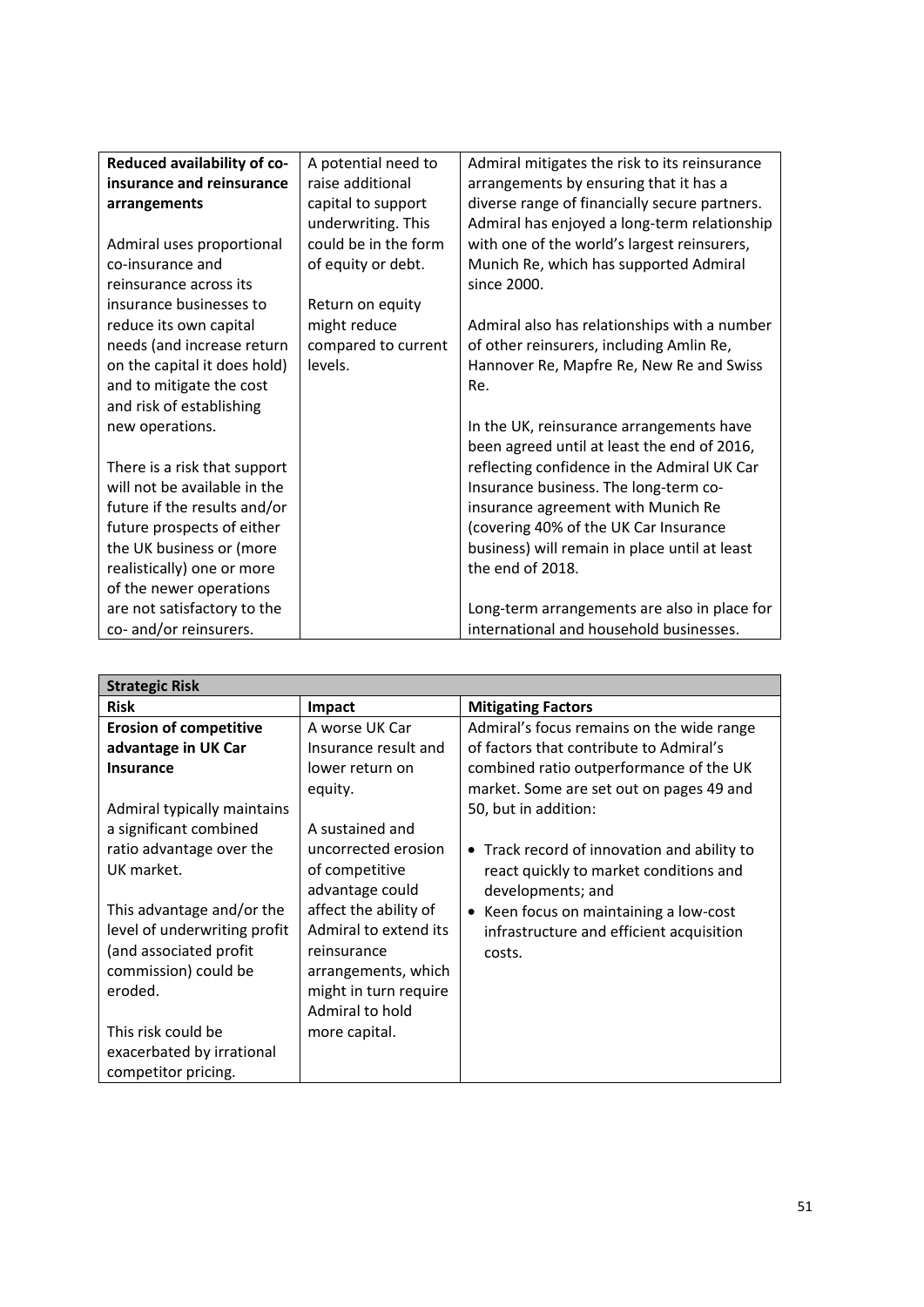| | | |
|---|---|---|
| **Reduced availability of co-insurance and reinsurance arrangements**<br><br>Admiral uses proportional co-insurance and reinsurance across its insurance businesses to reduce its own capital needs (and increase return on the capital it does hold) and to mitigate the cost and risk of establishing new operations.<br><br>There is a risk that support will not be available in the future if the results and/or future prospects of either the UK business or (more realistically) one or more of the newer operations are not satisfactory to the co- and/or reinsurers. | A potential need to raise additional capital to support underwriting. This could be in the form of equity or debt.<br><br>Return on equity might reduce compared to current levels. | Admiral mitigates the risk to its reinsurance arrangements by ensuring that it has a diverse range of financially secure partners. Admiral has enjoyed a long-term relationship with one of the world's largest reinsurers, Munich Re, which has supported Admiral since 2000.<br><br>Admiral also has relationships with a number of other reinsurers, including Amlin Re, Hannover Re, Mapfre Re, New Re and Swiss Re.<br><br>In the UK, reinsurance arrangements have been agreed until at least the end of 2016, reflecting confidence in the Admiral UK Car Insurance business. The long-term co-insurance agreement with Munich Re (covering 40% of the UK Car Insurance business) will remain in place until at least the end of 2018.<br><br>Long-term arrangements are also in place for international and household businesses. |

| **Strategic Risk** | | |
|---|---|---|
| **Risk** | **Impact** | **Mitigating Factors** |
| **Erosion of competitive advantage in UK Car Insurance**<br><br>Admiral typically maintains a significant combined ratio advantage over the UK market.<br><br>This advantage and/or the level of underwriting profit (and associated profit commission) could be eroded.<br><br>This risk could be exacerbated by irrational competitor pricing. | A worse UK Car Insurance result and lower return on equity.<br><br>A sustained and uncorrected erosion of competitive advantage could affect the ability of Admiral to extend its reinsurance arrangements, which might in turn require Admiral to hold more capital. | Admiral's focus remains on the wide range of factors that contribute to Admiral's combined ratio outperformance of the UK market. Some are set out on pages 49 and 50, but in addition:<br><br>• Track record of innovation and ability to react quickly to market conditions and developments; and<br>• Keen focus on maintaining a low-cost infrastructure and efficient acquisition costs. |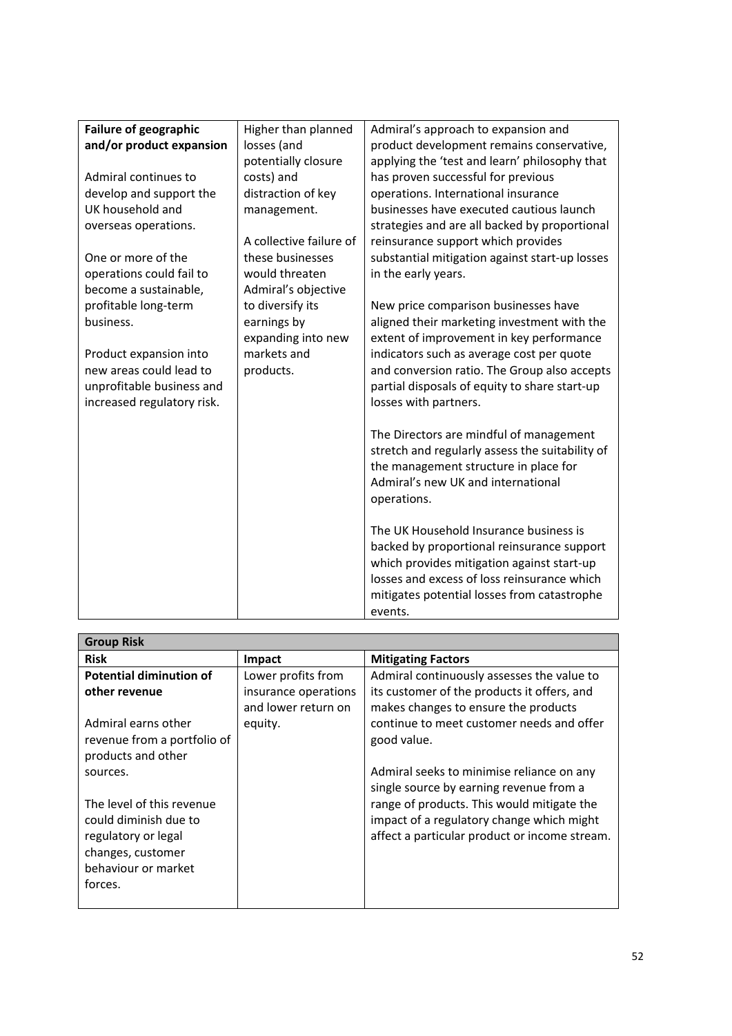| | | |
|---|---|---|
| **Failure of geographic and/or product expansion**<br><br>Admiral continues to develop and support the UK household and overseas operations.<br><br>One or more of the operations could fail to become a sustainable, profitable long-term business.<br><br>Product expansion into new areas could lead to unprofitable business and increased regulatory risk. | Higher than planned losses (and potentially closure costs) and distraction of key management.<br><br>A collective failure of these businesses would threaten Admiral's objective to diversify its earnings by expanding into new markets and products. | Admiral's approach to expansion and product development remains conservative, applying the 'test and learn' philosophy that has proven successful for previous operations. International insurance businesses have executed cautious launch strategies and are all backed by proportional reinsurance support which provides substantial mitigation against start-up losses in the early years.<br><br>New price comparison businesses have aligned their marketing investment with the extent of improvement in key performance indicators such as average cost per quote and conversion ratio. The Group also accepts partial disposals of equity to share start-up losses with partners.<br><br>The Directors are mindful of management stretch and regularly assess the suitability of the management structure in place for Admiral's new UK and international operations.<br><br>The UK Household Insurance business is backed by proportional reinsurance support which provides mitigation against start-up losses and excess of loss reinsurance which mitigates potential losses from catastrophe events. |

| **Group Risk** | | |
|---|---|---|
| **Risk** | **Impact** | **Mitigating Factors** |
| **Potential diminution of other revenue**<br><br>Admiral earns other revenue from a portfolio of products and other sources.<br><br>The level of this revenue could diminish due to regulatory or legal changes, customer behaviour or market forces. | Lower profits from insurance operations and lower return on equity. | Admiral continuously assesses the value to its customer of the products it offers, and makes changes to ensure the products continue to meet customer needs and offer good value.<br><br>Admiral seeks to minimise reliance on any single source by earning revenue from a range of products. This would mitigate the impact of a regulatory change which might affect a particular product or income stream. |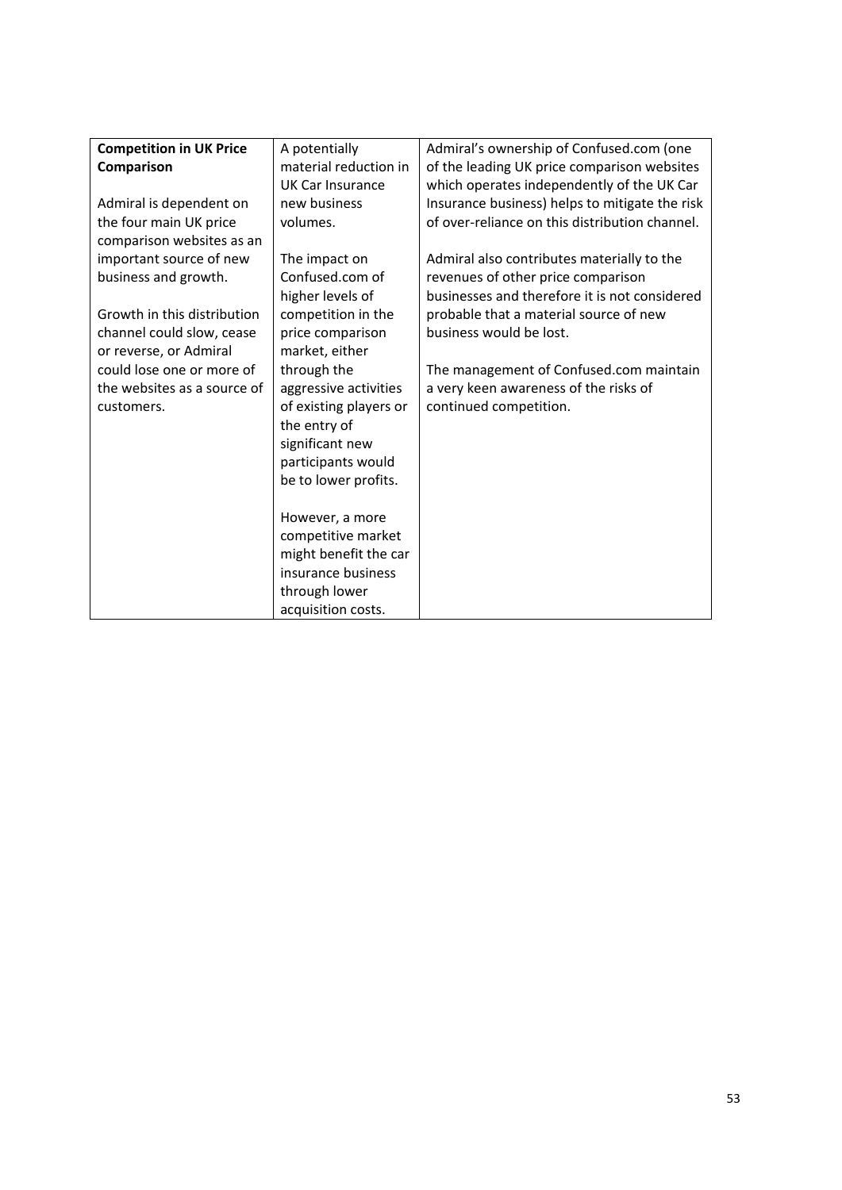| **Competition in UK Price Comparison**<br><br>Admiral is dependent on the four main UK price comparison websites as an important source of new business and growth.<br><br>Growth in this distribution channel could slow, cease or reverse, or Admiral could lose one or more of the websites as a source of customers. | A potentially material reduction in UK Car Insurance new business volumes.<br><br>The impact on Confused.com of higher levels of competition in the price comparison market, either through the aggressive activities of existing players or the entry of significant new participants would be to lower profits.<br><br>However, a more competitive market might benefit the car insurance business through lower acquisition costs. | Admiral's ownership of Confused.com (one of the leading UK price comparison websites which operates independently of the UK Car Insurance business) helps to mitigate the risk of over-reliance on this distribution channel.<br><br>Admiral also contributes materially to the revenues of other price comparison businesses and therefore it is not considered probable that a material source of new business would be lost.<br><br>The management of Confused.com maintain a very keen awareness of the risks of continued competition. |
|---|---|---|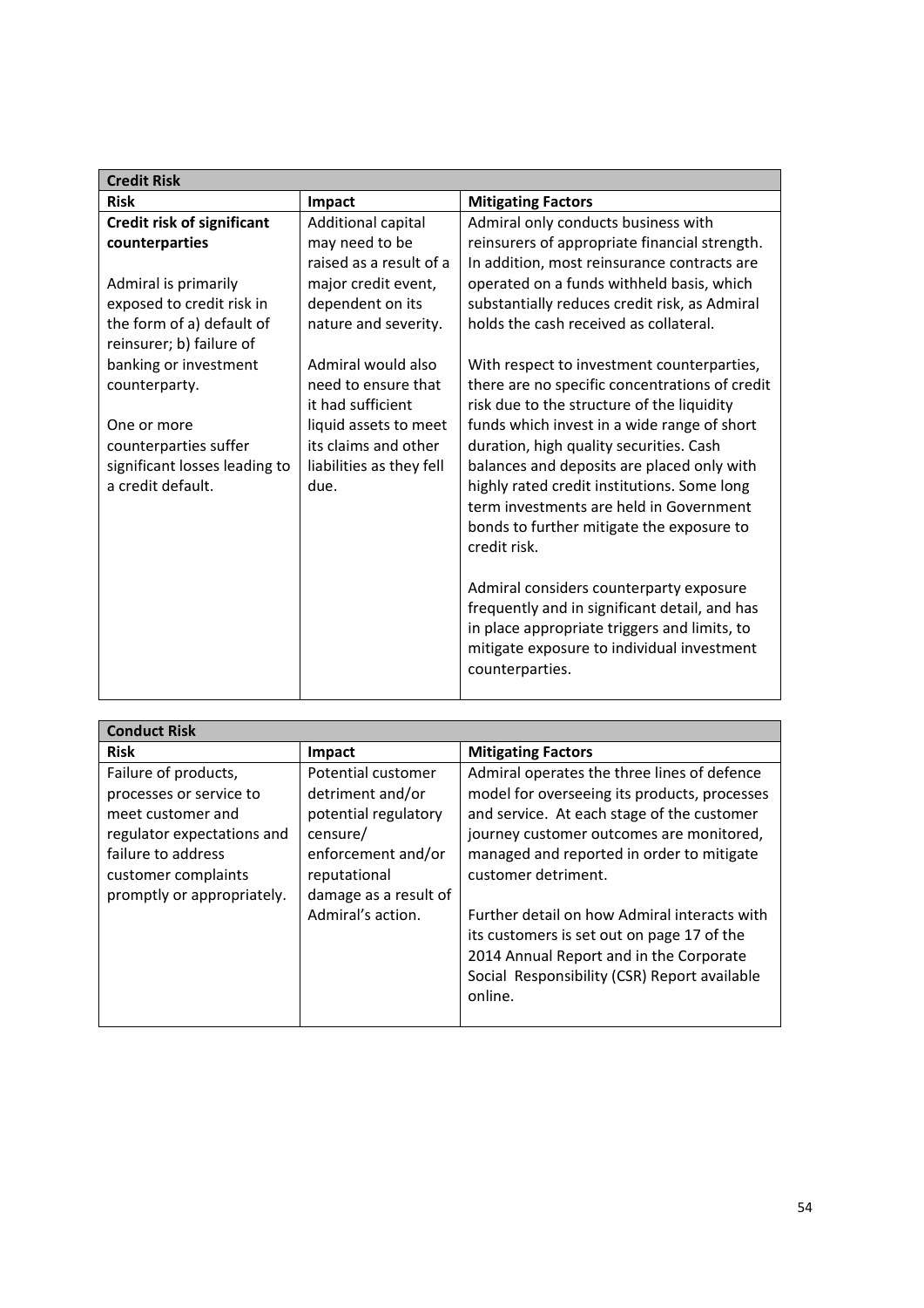| Credit Risk | | |
|---|---|---|
| **Risk** | **Impact** | **Mitigating Factors** |
| **Credit risk of significant counterparties**<br><br>Admiral is primarily exposed to credit risk in the form of a) default of reinsurer; b) failure of banking or investment counterparty.<br><br>One or more counterparties suffer significant losses leading to a credit default. | Additional capital may need to be raised as a result of a major credit event, dependent on its nature and severity.<br><br>Admiral would also need to ensure that it had sufficient liquid assets to meet its claims and other liabilities as they fell due. | Admiral only conducts business with reinsurers of appropriate financial strength. In addition, most reinsurance contracts are operated on a funds withheld basis, which substantially reduces credit risk, as Admiral holds the cash received as collateral.<br><br>With respect to investment counterparties, there are no specific concentrations of credit risk due to the structure of the liquidity funds which invest in a wide range of short duration, high quality securities. Cash balances and deposits are placed only with highly rated credit institutions. Some long term investments are held in Government bonds to further mitigate the exposure to credit risk.<br><br>Admiral considers counterparty exposure frequently and in significant detail, and has in place appropriate triggers and limits, to mitigate exposure to individual investment counterparties. |

| Conduct Risk | | |
|---|---|---|
| **Risk** | **Impact** | **Mitigating Factors** |
| Failure of products, processes or service to meet customer and regulator expectations and failure to address customer complaints promptly or appropriately. | Potential customer detriment and/or potential regulatory censure/ enforcement and/or reputational damage as a result of Admiral's action. | Admiral operates the three lines of defence model for overseeing its products, processes and service. At each stage of the customer journey customer outcomes are monitored, managed and reported in order to mitigate customer detriment.<br><br>Further detail on how Admiral interacts with its customers is set out on page 17 of the 2014 Annual Report and in the Corporate Social Responsibility (CSR) Report available online. |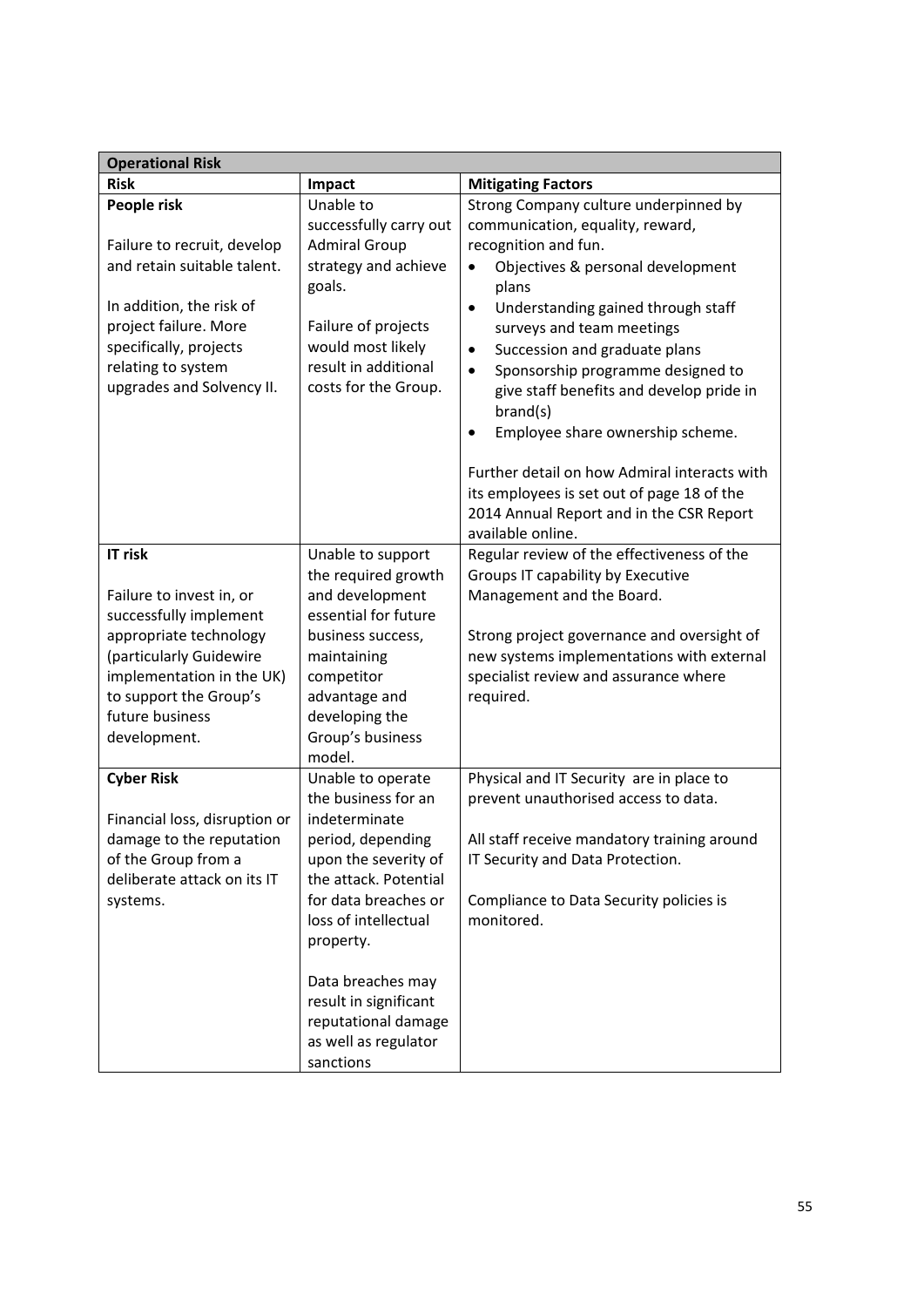| **Operational Risk** | | |
|---|---|---|
| **Risk** | **Impact** | **Mitigating Factors** |
| **People risk**<br><br>Failure to recruit, develop and retain suitable talent.<br><br>In addition, the risk of project failure. More specifically, projects relating to system upgrades and Solvency II. | Unable to successfully carry out Admiral Group strategy and achieve goals.<br><br>Failure of projects would most likely result in additional costs for the Group. | Strong Company culture underpinned by communication, equality, reward, recognition and fun.<br>• Objectives & personal development plans<br>• Understanding gained through staff surveys and team meetings<br>• Succession and graduate plans<br>• Sponsorship programme designed to give staff benefits and develop pride in brand(s)<br>• Employee share ownership scheme.<br><br>Further detail on how Admiral interacts with its employees is set out of page 18 of the 2014 Annual Report and in the CSR Report available online. |
| **IT risk**<br><br>Failure to invest in, or successfully implement appropriate technology (particularly Guidewire implementation in the UK) to support the Group's future business development. | Unable to support the required growth and development essential for future business success, maintaining competitor advantage and developing the Group's business model. | Regular review of the effectiveness of the Groups IT capability by Executive Management and the Board.<br><br>Strong project governance and oversight of new systems implementations with external specialist review and assurance where required. |
| **Cyber Risk**<br><br>Financial loss, disruption or damage to the reputation of the Group from a deliberate attack on its IT systems. | Unable to operate the business for an indeterminate period, depending upon the severity of the attack. Potential for data breaches or loss of intellectual property.<br><br>Data breaches may result in significant reputational damage as well as regulator sanctions | Physical and IT Security are in place to prevent unauthorised access to data.<br><br>All staff receive mandatory training around IT Security and Data Protection.<br><br>Compliance to Data Security policies is monitored. |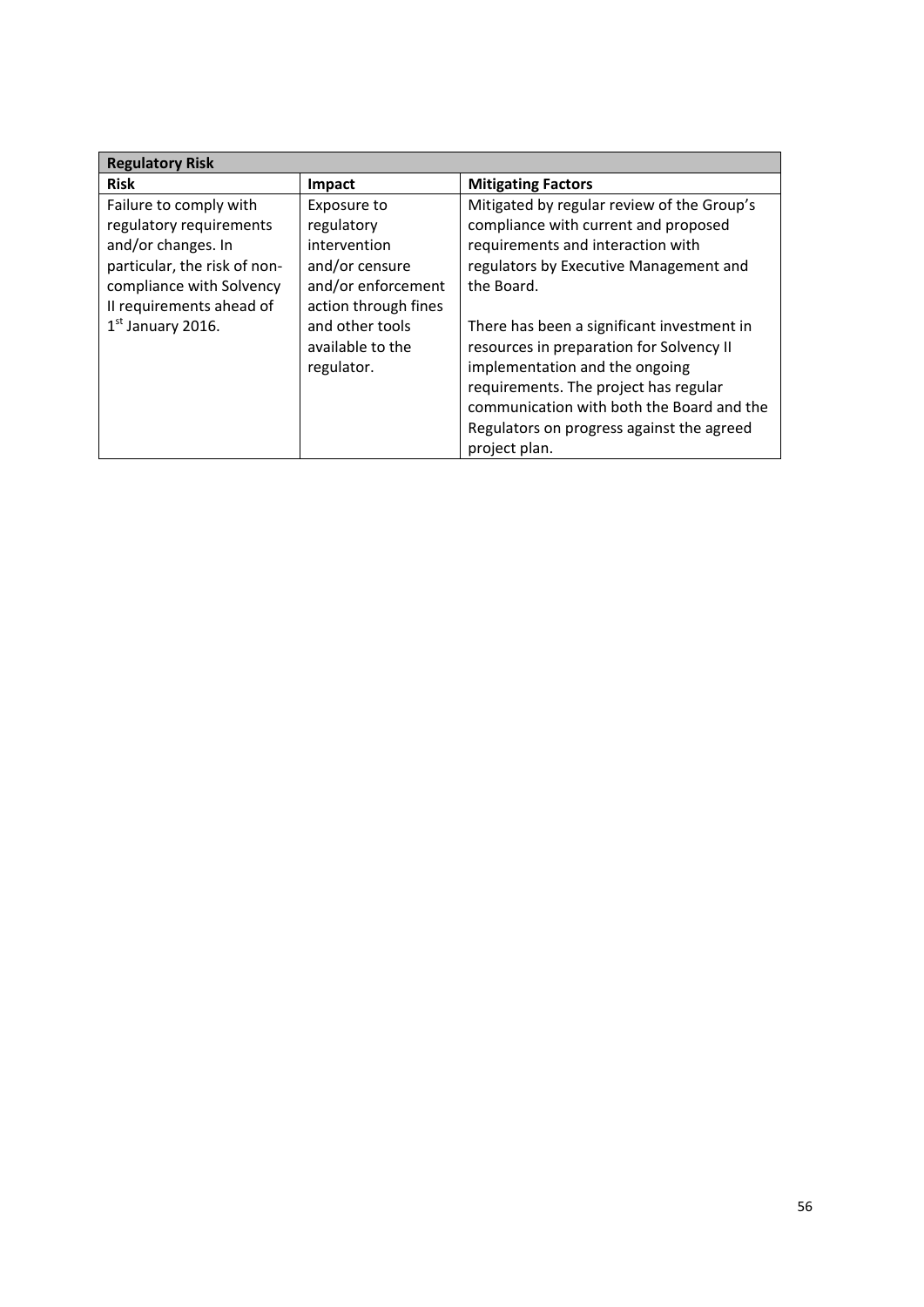| Regulatory Risk | | |
|---|---|---|
| **Risk** | **Impact** | **Mitigating Factors** |
| Failure to comply with regulatory requirements and/or changes. In particular, the risk of non-compliance with Solvency II requirements ahead of 1st January 2016. | Exposure to regulatory intervention and/or censure and/or enforcement action through fines and other tools available to the regulator. | Mitigated by regular review of the Group's compliance with current and proposed requirements and interaction with regulators by Executive Management and the Board.<br><br>There has been a significant investment in resources in preparation for Solvency II implementation and the ongoing requirements. The project has regular communication with both the Board and the Regulators on progress against the agreed project plan. |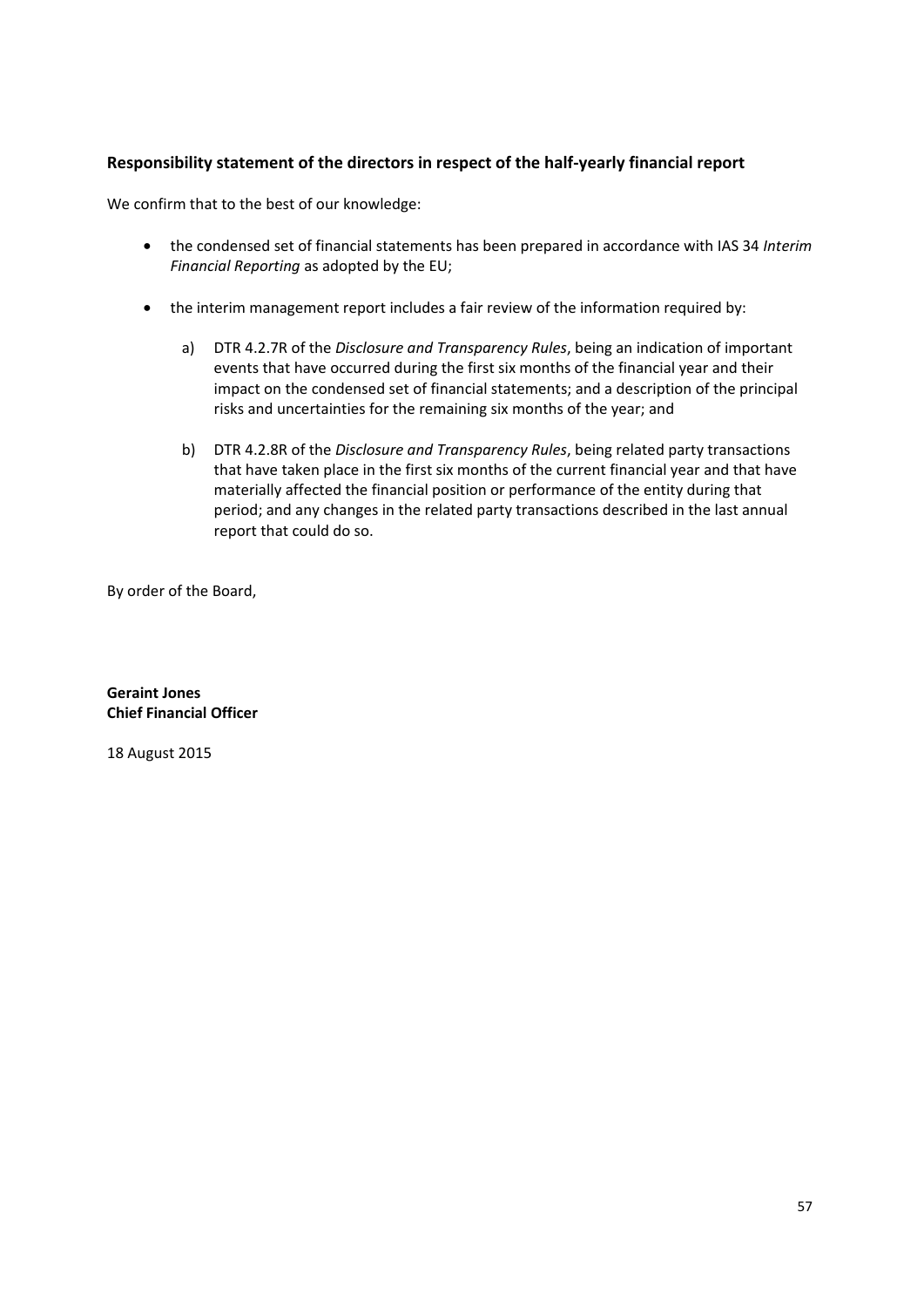## Responsibility statement of the directors in respect of the half-yearly financial report

We confirm that to the best of our knowledge:

- the condensed set of financial statements has been prepared in accordance with IAS 34 *Interim Financial Reporting* as adopted by the EU;
- the interim management report includes a fair review of the information required by:
  a) DTR 4.2.7R of the *Disclosure and Transparency Rules*, being an indication of important events that have occurred during the first six months of the financial year and their impact on the condensed set of financial statements; and a description of the principal risks and uncertainties for the remaining six months of the year; and
  b) DTR 4.2.8R of the *Disclosure and Transparency Rules*, being related party transactions that have taken place in the first six months of the current financial year and that have materially affected the financial position or performance of the entity during that period; and any changes in the related party transactions described in the last annual report that could do so.

By order of the Board,

**Geraint Jones**
**Chief Financial Officer**

18 August 2015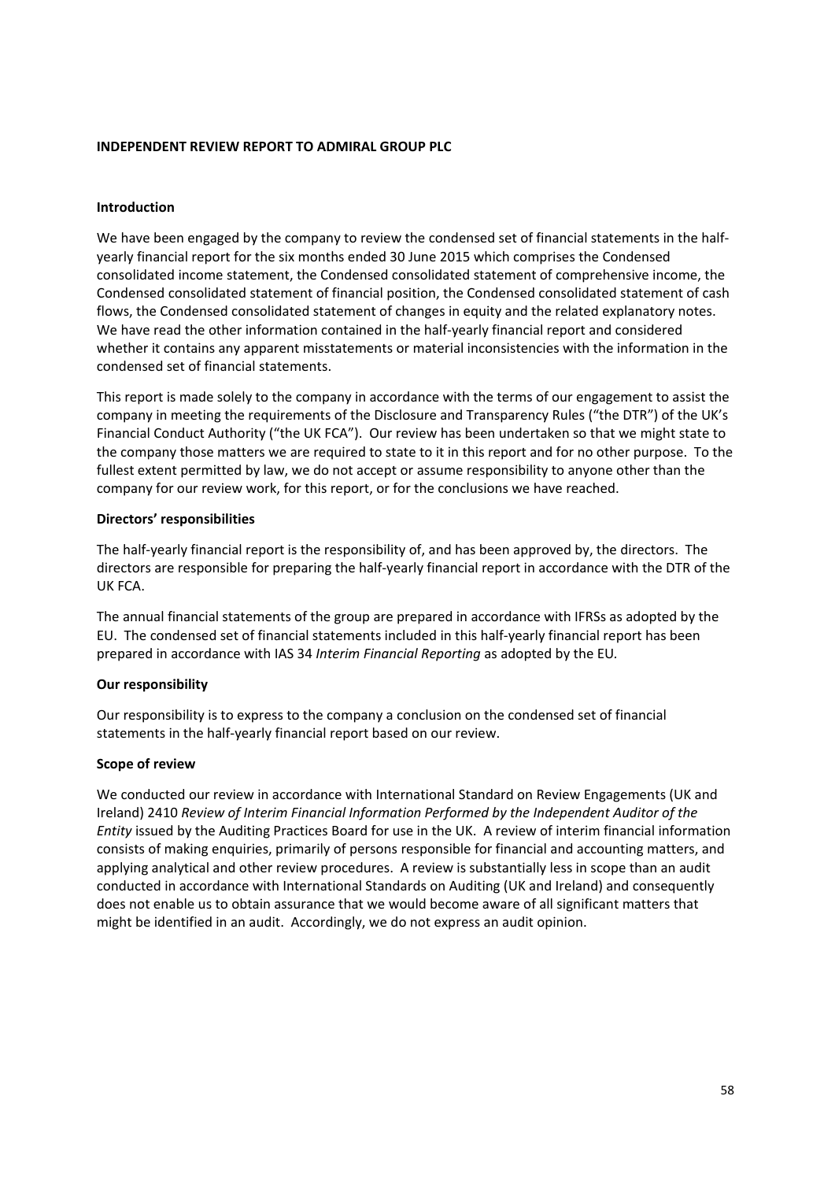# INDEPENDENT REVIEW REPORT TO ADMIRAL GROUP PLC

## Introduction

We have been engaged by the company to review the condensed set of financial statements in the half-yearly financial report for the six months ended 30 June 2015 which comprises the Condensed consolidated income statement, the Condensed consolidated statement of comprehensive income, the Condensed consolidated statement of financial position, the Condensed consolidated statement of cash flows, the Condensed consolidated statement of changes in equity and the related explanatory notes. We have read the other information contained in the half-yearly financial report and considered whether it contains any apparent misstatements or material inconsistencies with the information in the condensed set of financial statements.

This report is made solely to the company in accordance with the terms of our engagement to assist the company in meeting the requirements of the Disclosure and Transparency Rules ("the DTR") of the UK's Financial Conduct Authority ("the UK FCA"). Our review has been undertaken so that we might state to the company those matters we are required to state to it in this report and for no other purpose. To the fullest extent permitted by law, we do not accept or assume responsibility to anyone other than the company for our review work, for this report, or for the conclusions we have reached.

## Directors' responsibilities

The half-yearly financial report is the responsibility of, and has been approved by, the directors. The directors are responsible for preparing the half-yearly financial report in accordance with the DTR of the UK FCA.

The annual financial statements of the group are prepared in accordance with IFRSs as adopted by the EU. The condensed set of financial statements included in this half-yearly financial report has been prepared in accordance with IAS 34 *Interim Financial Reporting* as adopted by the EU.

## Our responsibility

Our responsibility is to express to the company a conclusion on the condensed set of financial statements in the half-yearly financial report based on our review.

## Scope of review

We conducted our review in accordance with International Standard on Review Engagements (UK and Ireland) 2410 *Review of Interim Financial Information Performed by the Independent Auditor of the Entity* issued by the Auditing Practices Board for use in the UK. A review of interim financial information consists of making enquiries, primarily of persons responsible for financial and accounting matters, and applying analytical and other review procedures. A review is substantially less in scope than an audit conducted in accordance with International Standards on Auditing (UK and Ireland) and consequently does not enable us to obtain assurance that we would become aware of all significant matters that might be identified in an audit. Accordingly, we do not express an audit opinion.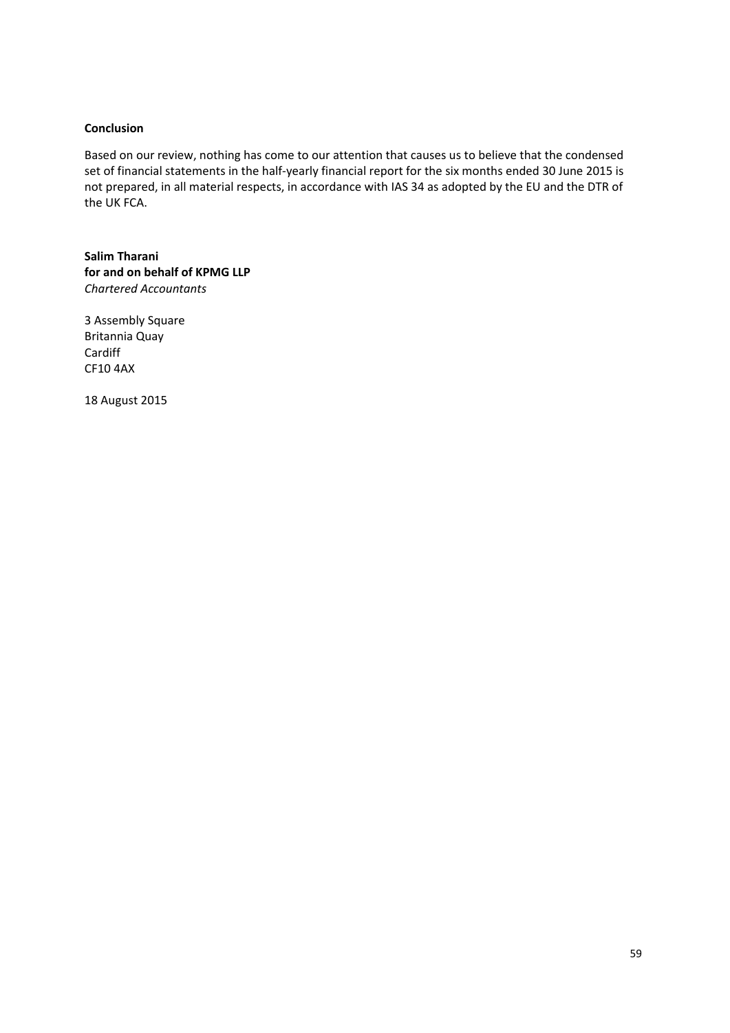**Conclusion**

Based on our review, nothing has come to our attention that causes us to believe that the condensed set of financial statements in the half-yearly financial report for the six months ended 30 June 2015 is not prepared, in all material respects, in accordance with IAS 34 as adopted by the EU and the DTR of the UK FCA.

**Salim Tharani**
**for and on behalf of KPMG LLP**
*Chartered Accountants*

3 Assembly Square
Britannia Quay
Cardiff
CF10 4AX

18 August 2015